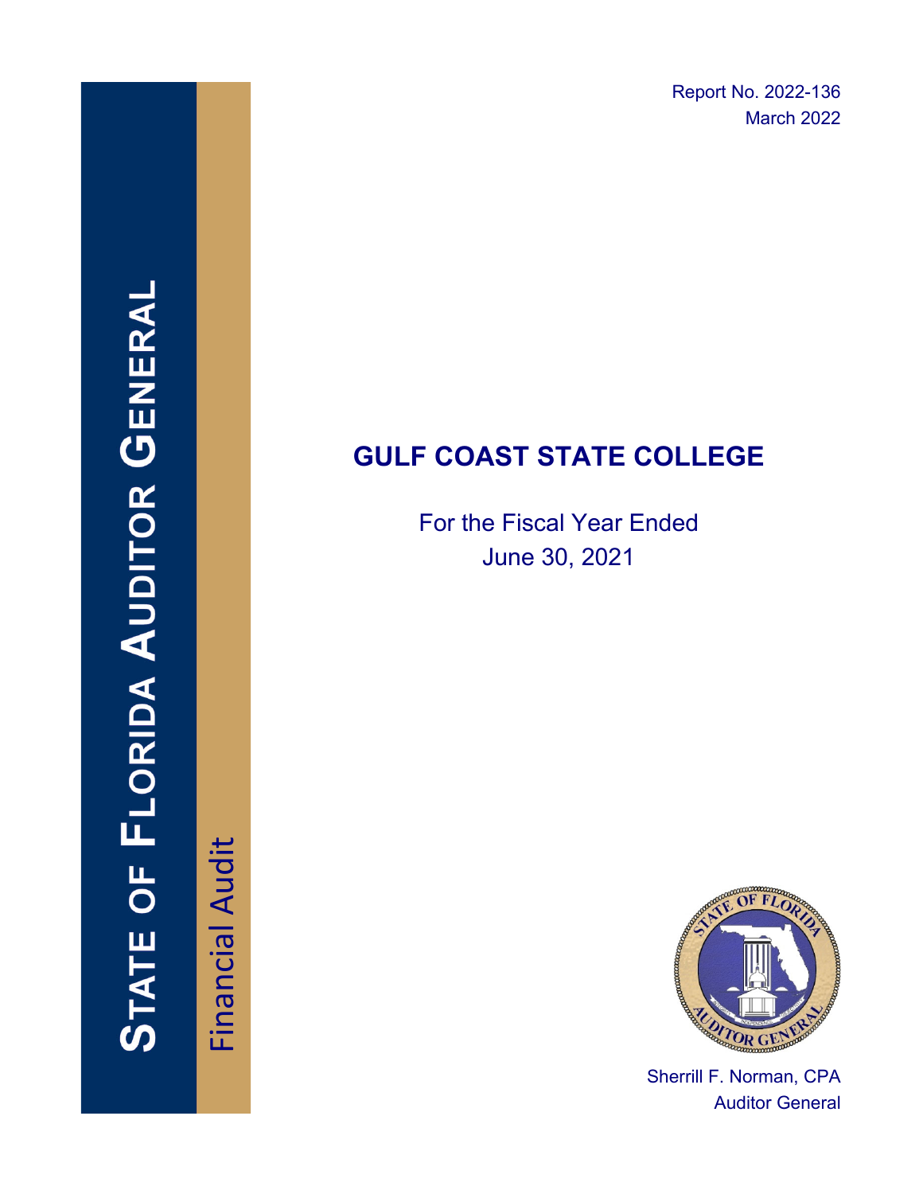Report No. 2022-136
March 2022

# STATE OF FLORIDA AUDITOR GENERAL

Financial Audit

# GULF COAST STATE COLLEGE

For the Fiscal Year Ended
June 30, 2021

Sherrill F. Norman, CPA
Auditor General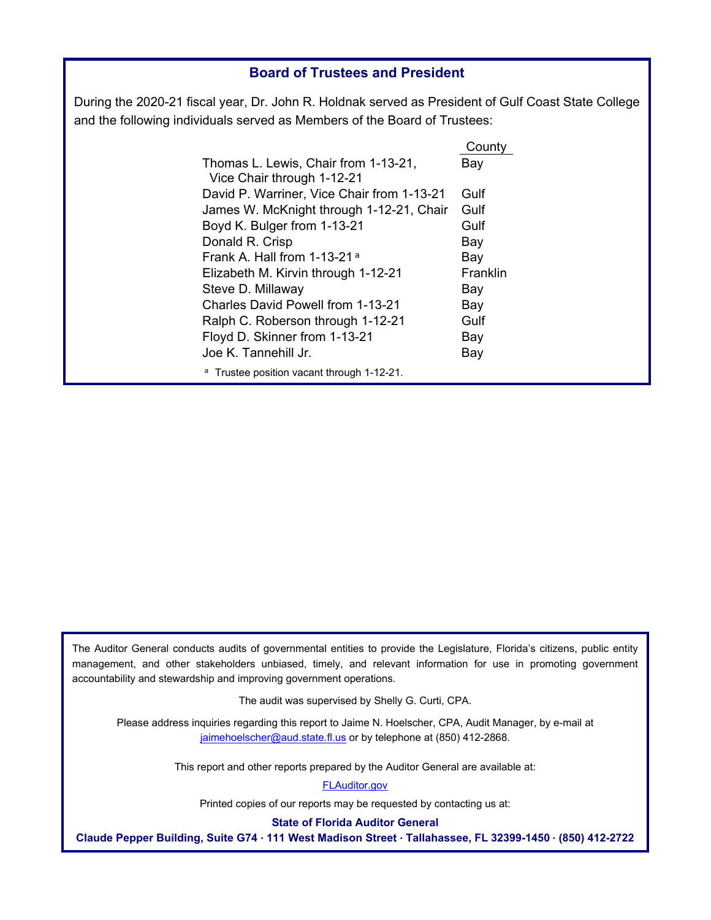## Board of Trustees and President

During the 2020-21 fiscal year, Dr. John R. Holdnak served as President of Gulf Coast State College and the following individuals served as Members of the Board of Trustees:

| | County |
|---|---|
| Thomas L. Lewis, Chair from 1-13-21, Vice Chair through 1-12-21 | Bay |
| David P. Warriner, Vice Chair from 1-13-21 | Gulf |
| James W. McKnight through 1-12-21, Chair | Gulf |
| Boyd K. Bulger from 1-13-21 | Gulf |
| Donald R. Crisp | Bay |
| Frank A. Hall from 1-13-21 [a] | Bay |
| Elizabeth M. Kirvin through 1-12-21 | Franklin |
| Steve D. Millaway | Bay |
| Charles David Powell from 1-13-21 | Bay |
| Ralph C. Roberson through 1-12-21 | Gulf |
| Floyd D. Skinner from 1-13-21 | Bay |
| Joe K. Tannehill Jr. | Bay |

[a] Trustee position vacant through 1-12-21.

The Auditor General conducts audits of governmental entities to provide the Legislature, Florida's citizens, public entity management, and other stakeholders unbiased, timely, and relevant information for use in promoting government accountability and stewardship and improving government operations.

The audit was supervised by Shelly G. Curti, CPA.

Please address inquiries regarding this report to Jaime N. Hoelscher, CPA, Audit Manager, by e-mail at jaimehoelscher@aud.state.fl.us or by telephone at (850) 412-2868.

This report and other reports prepared by the Auditor General are available at:

FLAuditor.gov

Printed copies of our reports may be requested by contacting us at:

**State of Florida Auditor General**

**Claude Pepper Building, Suite G74 · 111 West Madison Street · Tallahassee, FL 32399-1450 · (850) 412-2722**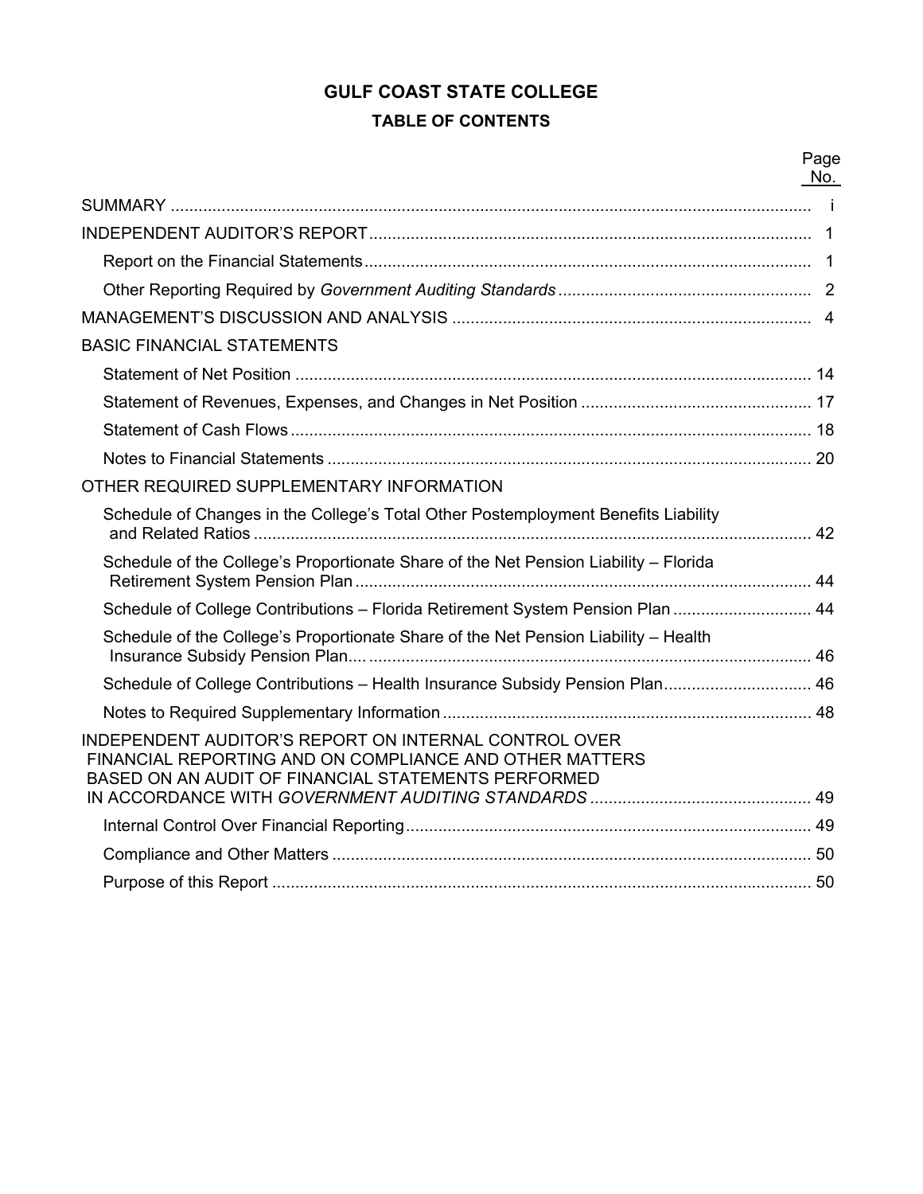# GULF COAST STATE COLLEGE

## TABLE OF CONTENTS

| | Page No. |
|---|---|
| SUMMARY | i |
| INDEPENDENT AUDITOR'S REPORT | 1 |
| Report on the Financial Statements | 1 |
| Other Reporting Required by *Government Auditing Standards* | 2 |
| MANAGEMENT'S DISCUSSION AND ANALYSIS | 4 |
| BASIC FINANCIAL STATEMENTS | |
| Statement of Net Position | 14 |
| Statement of Revenues, Expenses, and Changes in Net Position | 17 |
| Statement of Cash Flows | 18 |
| Notes to Financial Statements | 20 |
| OTHER REQUIRED SUPPLEMENTARY INFORMATION | |
| Schedule of Changes in the College's Total Other Postemployment Benefits Liability and Related Ratios | 42 |
| Schedule of the College's Proportionate Share of the Net Pension Liability – Florida Retirement System Pension Plan | 44 |
| Schedule of College Contributions – Florida Retirement System Pension Plan | 44 |
| Schedule of the College's Proportionate Share of the Net Pension Liability – Health Insurance Subsidy Pension Plan | 46 |
| Schedule of College Contributions – Health Insurance Subsidy Pension Plan | 46 |
| Notes to Required Supplementary Information | 48 |
| INDEPENDENT AUDITOR'S REPORT ON INTERNAL CONTROL OVER FINANCIAL REPORTING AND ON COMPLIANCE AND OTHER MATTERS BASED ON AN AUDIT OF FINANCIAL STATEMENTS PERFORMED IN ACCORDANCE WITH *GOVERNMENT AUDITING STANDARDS* | 49 |
| Internal Control Over Financial Reporting | 49 |
| Compliance and Other Matters | 50 |
| Purpose of this Report | 50 |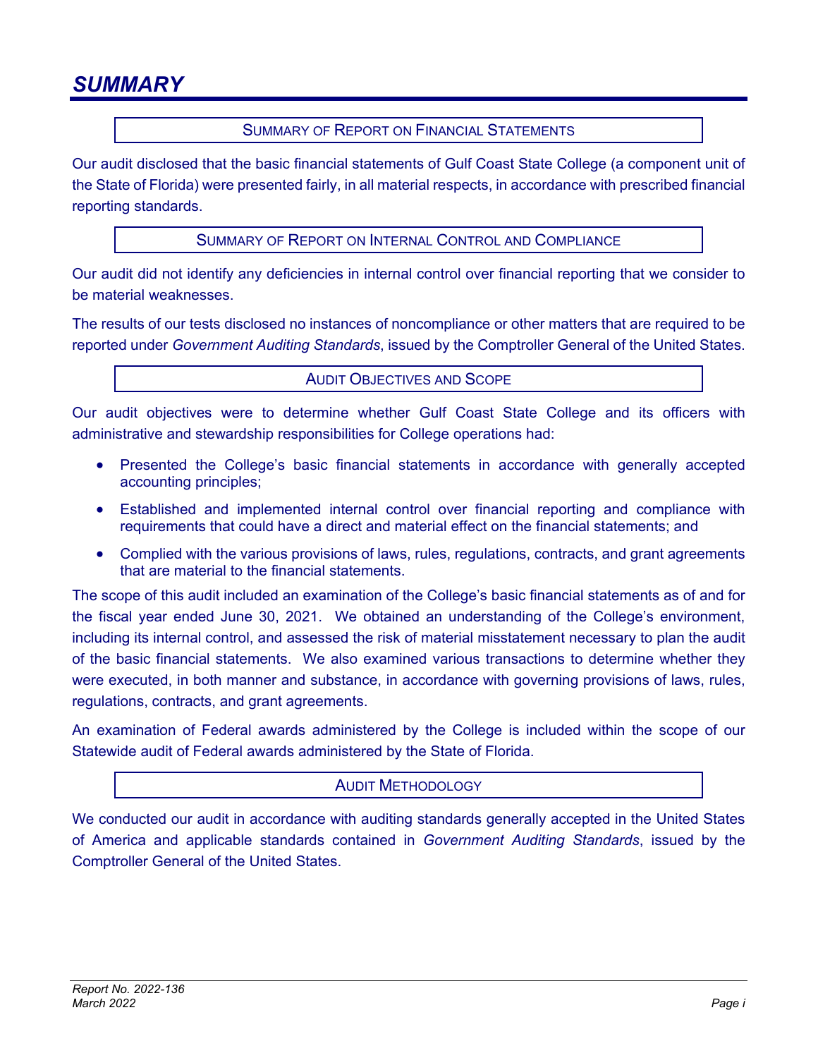# SUMMARY

## Summary of Report on Financial Statements

Our audit disclosed that the basic financial statements of Gulf Coast State College (a component unit of the State of Florida) were presented fairly, in all material respects, in accordance with prescribed financial reporting standards.

## Summary of Report on Internal Control and Compliance

Our audit did not identify any deficiencies in internal control over financial reporting that we consider to be material weaknesses.

The results of our tests disclosed no instances of noncompliance or other matters that are required to be reported under *Government Auditing Standards*, issued by the Comptroller General of the United States.

## Audit Objectives and Scope

Our audit objectives were to determine whether Gulf Coast State College and its officers with administrative and stewardship responsibilities for College operations had:

- Presented the College's basic financial statements in accordance with generally accepted accounting principles;
- Established and implemented internal control over financial reporting and compliance with requirements that could have a direct and material effect on the financial statements; and
- Complied with the various provisions of laws, rules, regulations, contracts, and grant agreements that are material to the financial statements.

The scope of this audit included an examination of the College's basic financial statements as of and for the fiscal year ended June 30, 2021. We obtained an understanding of the College's environment, including its internal control, and assessed the risk of material misstatement necessary to plan the audit of the basic financial statements. We also examined various transactions to determine whether they were executed, in both manner and substance, in accordance with governing provisions of laws, rules, regulations, contracts, and grant agreements.

An examination of Federal awards administered by the College is included within the scope of our Statewide audit of Federal awards administered by the State of Florida.

## Audit Methodology

We conducted our audit in accordance with auditing standards generally accepted in the United States of America and applicable standards contained in *Government Auditing Standards*, issued by the Comptroller General of the United States.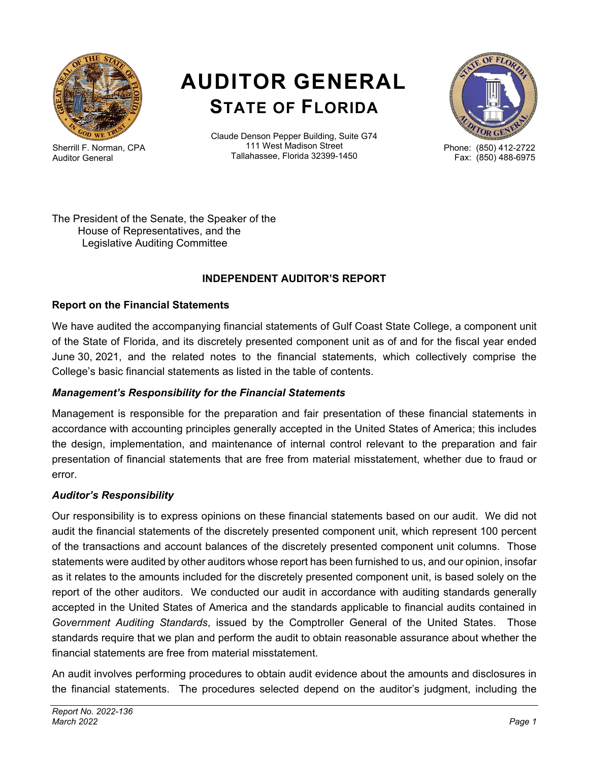# AUDITOR GENERAL
## STATE OF FLORIDA

Sherrill F. Norman, CPA
Auditor General

Claude Denson Pepper Building, Suite G74
111 West Madison Street
Tallahassee, Florida 32399-1450

Phone: (850) 412-2722
Fax: (850) 488-6975

The President of the Senate, the Speaker of the House of Representatives, and the Legislative Auditing Committee

### INDEPENDENT AUDITOR'S REPORT

### Report on the Financial Statements

We have audited the accompanying financial statements of Gulf Coast State College, a component unit of the State of Florida, and its discretely presented component unit as of and for the fiscal year ended June 30, 2021, and the related notes to the financial statements, which collectively comprise the College's basic financial statements as listed in the table of contents.

#### *Management's Responsibility for the Financial Statements*

Management is responsible for the preparation and fair presentation of these financial statements in accordance with accounting principles generally accepted in the United States of America; this includes the design, implementation, and maintenance of internal control relevant to the preparation and fair presentation of financial statements that are free from material misstatement, whether due to fraud or error.

#### *Auditor's Responsibility*

Our responsibility is to express opinions on these financial statements based on our audit. We did not audit the financial statements of the discretely presented component unit, which represent 100 percent of the transactions and account balances of the discretely presented component unit columns. Those statements were audited by other auditors whose report has been furnished to us, and our opinion, insofar as it relates to the amounts included for the discretely presented component unit, is based solely on the report of the other auditors. We conducted our audit in accordance with auditing standards generally accepted in the United States of America and the standards applicable to financial audits contained in *Government Auditing Standards*, issued by the Comptroller General of the United States. Those standards require that we plan and perform the audit to obtain reasonable assurance about whether the financial statements are free from material misstatement.

An audit involves performing procedures to obtain audit evidence about the amounts and disclosures in the financial statements. The procedures selected depend on the auditor's judgment, including the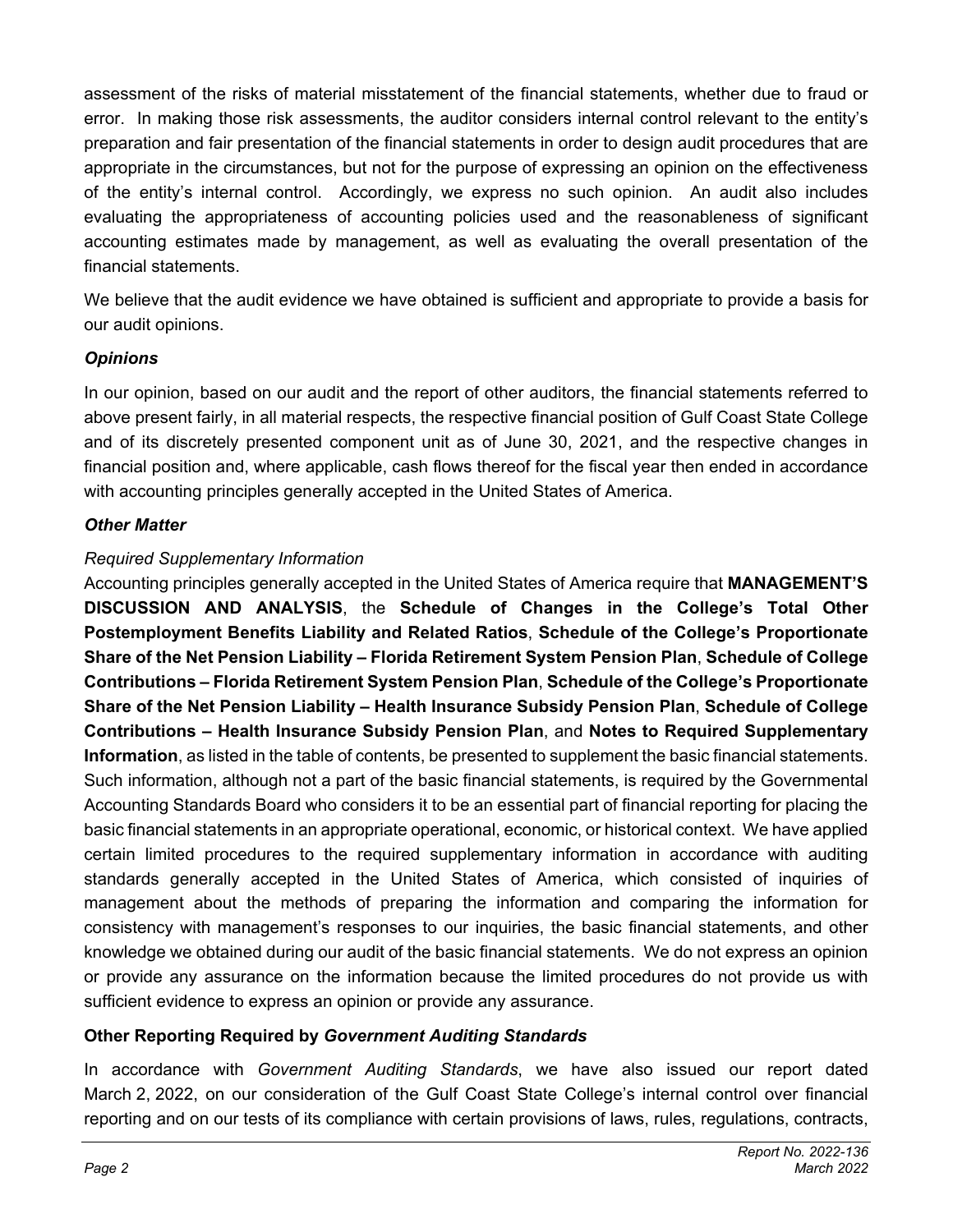assessment of the risks of material misstatement of the financial statements, whether due to fraud or error. In making those risk assessments, the auditor considers internal control relevant to the entity's preparation and fair presentation of the financial statements in order to design audit procedures that are appropriate in the circumstances, but not for the purpose of expressing an opinion on the effectiveness of the entity's internal control. Accordingly, we express no such opinion. An audit also includes evaluating the appropriateness of accounting policies used and the reasonableness of significant accounting estimates made by management, as well as evaluating the overall presentation of the financial statements.

We believe that the audit evidence we have obtained is sufficient and appropriate to provide a basis for our audit opinions.

***Opinions***

In our opinion, based on our audit and the report of other auditors, the financial statements referred to above present fairly, in all material respects, the respective financial position of Gulf Coast State College and of its discretely presented component unit as of June 30, 2021, and the respective changes in financial position and, where applicable, cash flows thereof for the fiscal year then ended in accordance with accounting principles generally accepted in the United States of America.

***Other Matter***

*Required Supplementary Information*

Accounting principles generally accepted in the United States of America require that **MANAGEMENT'S DISCUSSION AND ANALYSIS**, the **Schedule of Changes in the College's Total Other Postemployment Benefits Liability and Related Ratios**, **Schedule of the College's Proportionate Share of the Net Pension Liability – Florida Retirement System Pension Plan**, **Schedule of College Contributions – Florida Retirement System Pension Plan**, **Schedule of the College's Proportionate Share of the Net Pension Liability – Health Insurance Subsidy Pension Plan**, **Schedule of College Contributions – Health Insurance Subsidy Pension Plan**, and **Notes to Required Supplementary Information**, as listed in the table of contents, be presented to supplement the basic financial statements. Such information, although not a part of the basic financial statements, is required by the Governmental Accounting Standards Board who considers it to be an essential part of financial reporting for placing the basic financial statements in an appropriate operational, economic, or historical context. We have applied certain limited procedures to the required supplementary information in accordance with auditing standards generally accepted in the United States of America, which consisted of inquiries of management about the methods of preparing the information and comparing the information for consistency with management's responses to our inquiries, the basic financial statements, and other knowledge we obtained during our audit of the basic financial statements. We do not express an opinion or provide any assurance on the information because the limited procedures do not provide us with sufficient evidence to express an opinion or provide any assurance.

**Other Reporting Required by *Government Auditing Standards***

In accordance with *Government Auditing Standards*, we have also issued our report dated March 2, 2022, on our consideration of the Gulf Coast State College's internal control over financial reporting and on our tests of its compliance with certain provisions of laws, rules, regulations, contracts,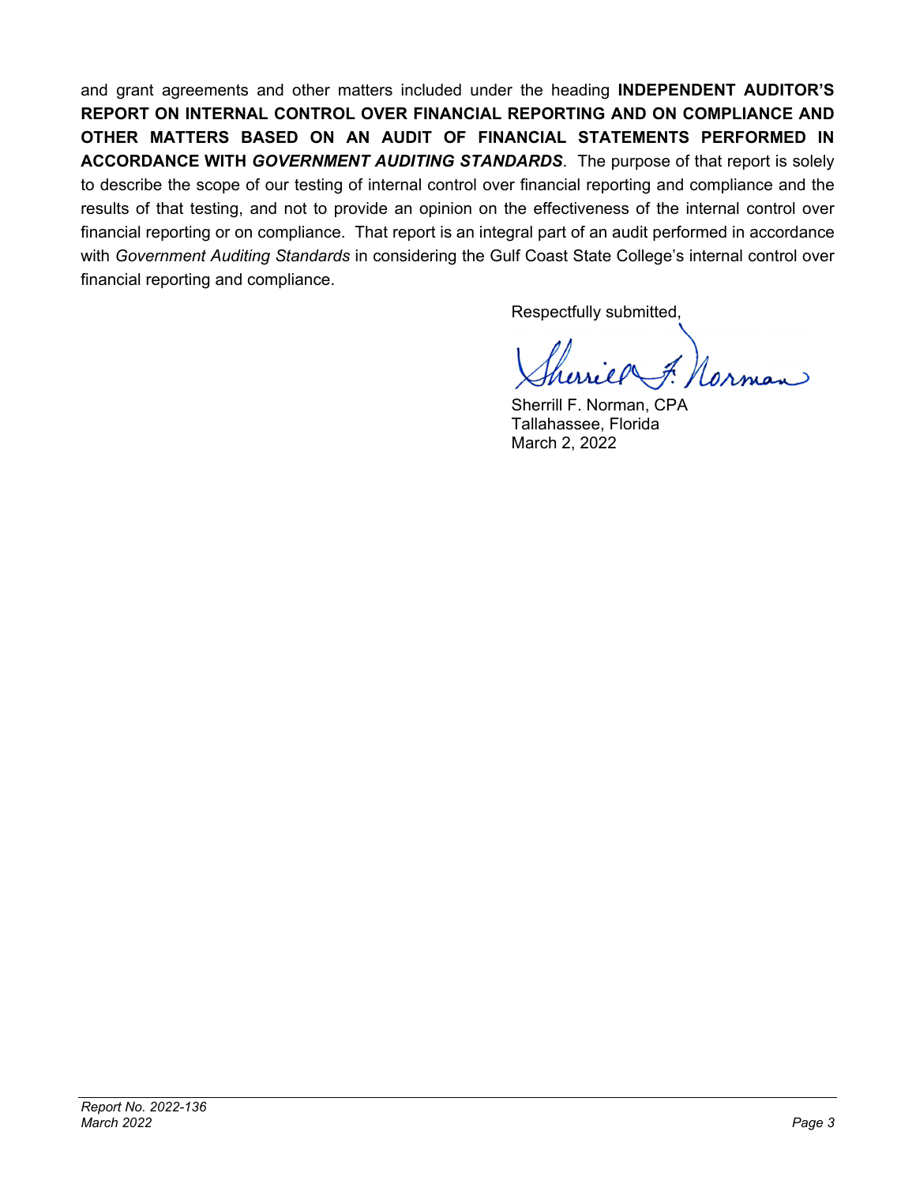and grant agreements and other matters included under the heading **INDEPENDENT AUDITOR'S REPORT ON INTERNAL CONTROL OVER FINANCIAL REPORTING AND ON COMPLIANCE AND OTHER MATTERS BASED ON AN AUDIT OF FINANCIAL STATEMENTS PERFORMED IN ACCORDANCE WITH *GOVERNMENT AUDITING STANDARDS***. The purpose of that report is solely to describe the scope of our testing of internal control over financial reporting and compliance and the results of that testing, and not to provide an opinion on the effectiveness of the internal control over financial reporting or on compliance. That report is an integral part of an audit performed in accordance with *Government Auditing Standards* in considering the Gulf Coast State College's internal control over financial reporting and compliance.

Respectfully submitted,

Sherrill F. Norman, CPA
Tallahassee, Florida
March 2, 2022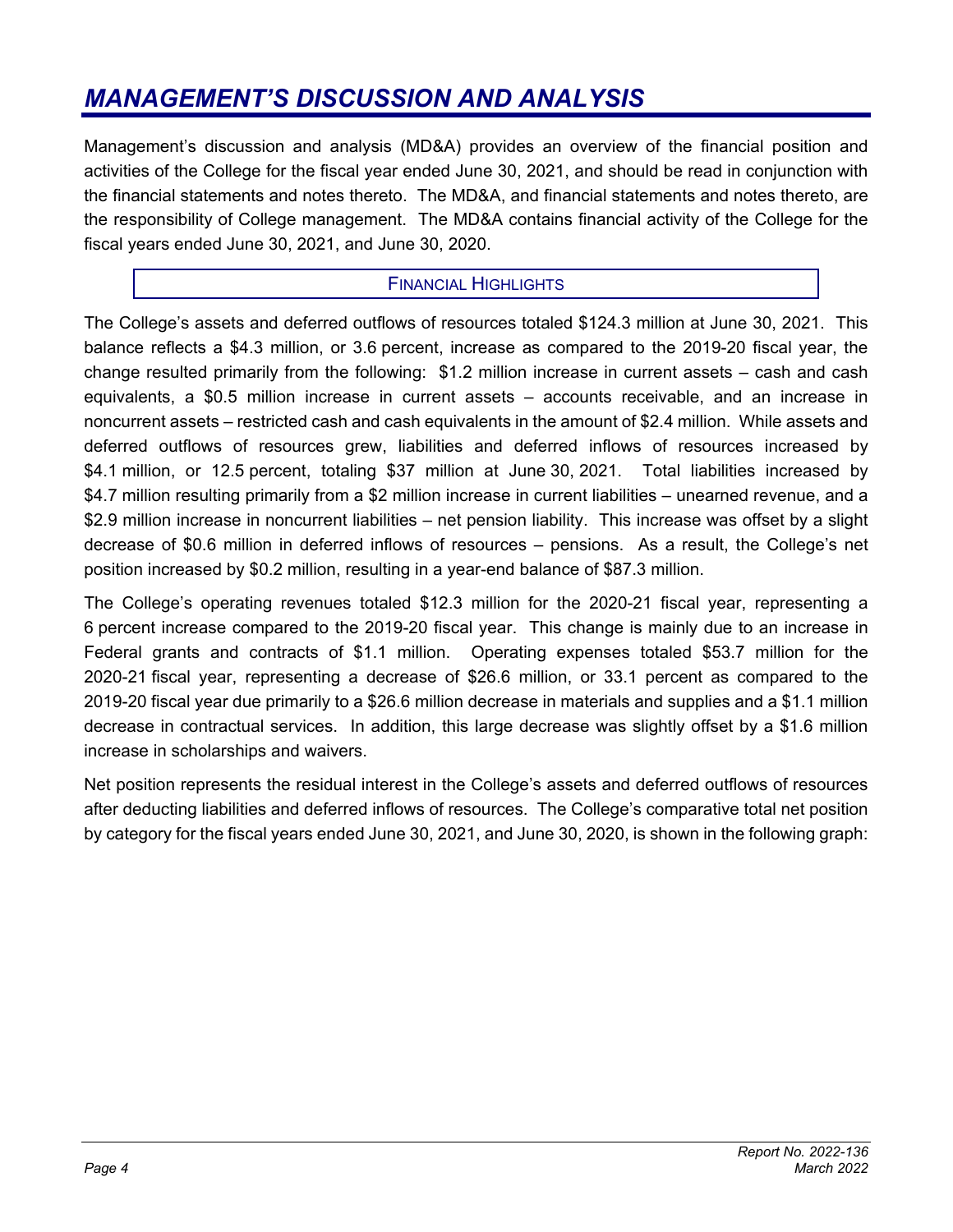# *MANAGEMENT'S DISCUSSION AND ANALYSIS*

Management's discussion and analysis (MD&A) provides an overview of the financial position and activities of the College for the fiscal year ended June 30, 2021, and should be read in conjunction with the financial statements and notes thereto. The MD&A, and financial statements and notes thereto, are the responsibility of College management. The MD&A contains financial activity of the College for the fiscal years ended June 30, 2021, and June 30, 2020.

## FINANCIAL HIGHLIGHTS

The College's assets and deferred outflows of resources totaled $124.3 million at June 30, 2021. This balance reflects a $4.3 million, or 3.6 percent, increase as compared to the 2019-20 fiscal year, the change resulted primarily from the following: $1.2 million increase in current assets – cash and cash equivalents, a $0.5 million increase in current assets – accounts receivable, and an increase in noncurrent assets – restricted cash and cash equivalents in the amount of $2.4 million. While assets and deferred outflows of resources grew, liabilities and deferred inflows of resources increased by $4.1 million, or 12.5 percent, totaling $37 million at June 30, 2021. Total liabilities increased by $4.7 million resulting primarily from a $2 million increase in current liabilities – unearned revenue, and a $2.9 million increase in noncurrent liabilities – net pension liability. This increase was offset by a slight decrease of $0.6 million in deferred inflows of resources – pensions. As a result, the College's net position increased by $0.2 million, resulting in a year-end balance of $87.3 million.

The College's operating revenues totaled $12.3 million for the 2020-21 fiscal year, representing a 6 percent increase compared to the 2019-20 fiscal year. This change is mainly due to an increase in Federal grants and contracts of $1.1 million. Operating expenses totaled $53.7 million for the 2020-21 fiscal year, representing a decrease of $26.6 million, or 33.1 percent as compared to the 2019-20 fiscal year due primarily to a $26.6 million decrease in materials and supplies and a $1.1 million decrease in contractual services. In addition, this large decrease was slightly offset by a $1.6 million increase in scholarships and waivers.

Net position represents the residual interest in the College's assets and deferred outflows of resources after deducting liabilities and deferred inflows of resources. The College's comparative total net position by category for the fiscal years ended June 30, 2021, and June 30, 2020, is shown in the following graph: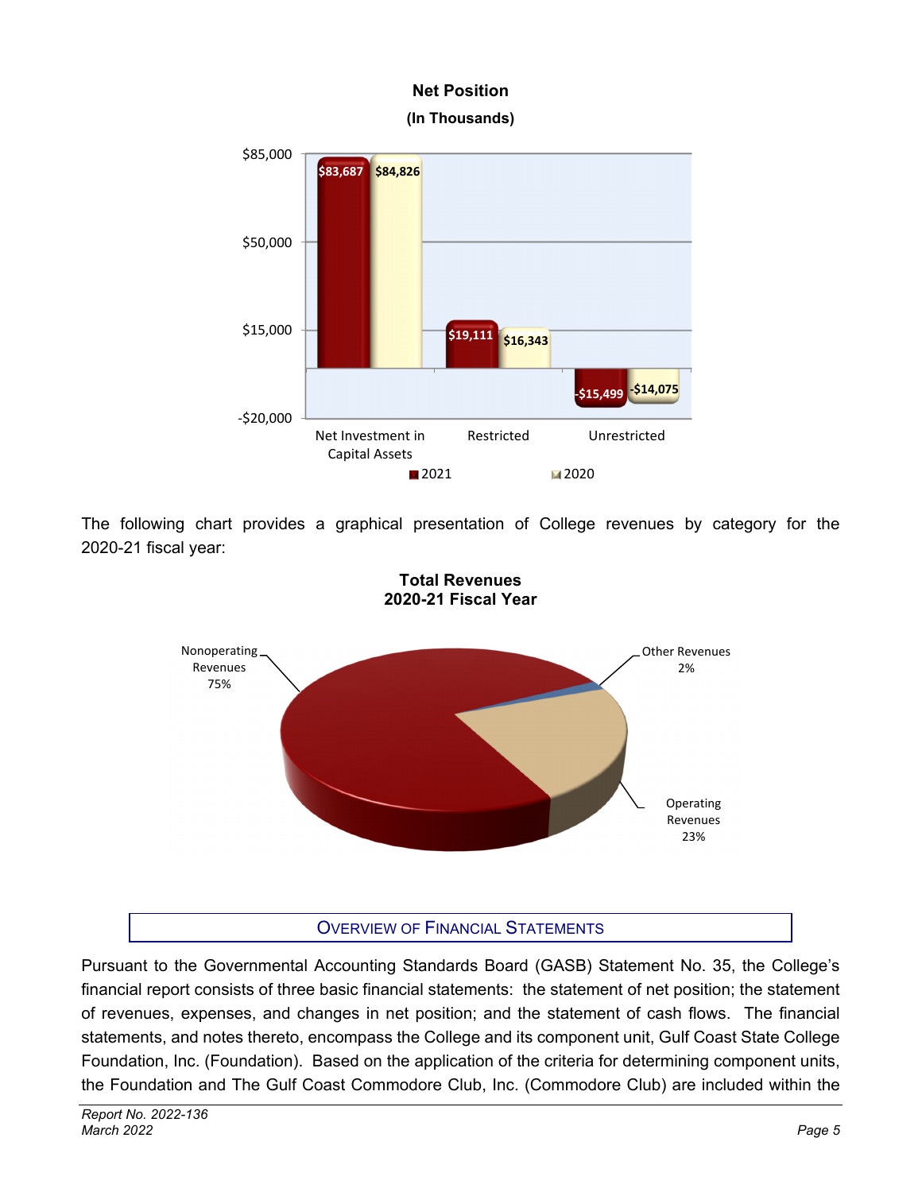**Net Position**
**(In Thousands)**

| | 2021 | 2020 |
|---|---|---|
| Net Investment in Capital Assets | $83,687 | $84,826 |
| Restricted | $19,111 | $16,343 |
| Unrestricted | -$15,499 | -$14,075 |

The following chart provides a graphical presentation of College revenues by category for the 2020-21 fiscal year:

**Total Revenues**
**2020-21 Fiscal Year**

| Category | Percentage |
|---|---|
| Nonoperating Revenues | 75% |
| Operating Revenues | 23% |
| Other Revenues | 2% |

## OVERVIEW OF FINANCIAL STATEMENTS

Pursuant to the Governmental Accounting Standards Board (GASB) Statement No. 35, the College's financial report consists of three basic financial statements: the statement of net position; the statement of revenues, expenses, and changes in net position; and the statement of cash flows. The financial statements, and notes thereto, encompass the College and its component unit, Gulf Coast State College Foundation, Inc. (Foundation). Based on the application of the criteria for determining component units, the Foundation and The Gulf Coast Commodore Club, Inc. (Commodore Club) are included within the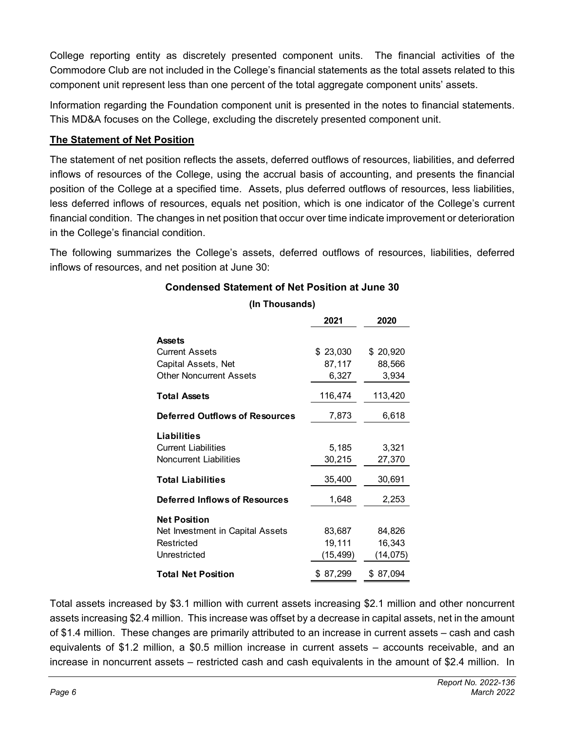College reporting entity as discretely presented component units. The financial activities of the Commodore Club are not included in the College's financial statements as the total assets related to this component unit represent less than one percent of the total aggregate component units' assets.

Information regarding the Foundation component unit is presented in the notes to financial statements. This MD&A focuses on the College, excluding the discretely presented component unit.

**The Statement of Net Position**

The statement of net position reflects the assets, deferred outflows of resources, liabilities, and deferred inflows of resources of the College, using the accrual basis of accounting, and presents the financial position of the College at a specified time. Assets, plus deferred outflows of resources, less liabilities, less deferred inflows of resources, equals net position, which is one indicator of the College's current financial condition. The changes in net position that occur over time indicate improvement or deterioration in the College's financial condition.

The following summarizes the College's assets, deferred outflows of resources, liabilities, deferred inflows of resources, and net position at June 30:

**Condensed Statement of Net Position at June 30**

**(In Thousands)**

| | 2021 | 2020 |
|---|---|---|
| **Assets** | | |
| Current Assets | $ 23,030 | $ 20,920 |
| Capital Assets, Net | 87,117 | 88,566 |
| Other Noncurrent Assets | 6,327 | 3,934 |
| **Total Assets** | 116,474 | 113,420 |
| **Deferred Outflows of Resources** | 7,873 | 6,618 |
| **Liabilities** | | |
| Current Liabilities | 5,185 | 3,321 |
| Noncurrent Liabilities | 30,215 | 27,370 |
| **Total Liabilities** | 35,400 | 30,691 |
| **Deferred Inflows of Resources** | 1,648 | 2,253 |
| **Net Position** | | |
| Net Investment in Capital Assets | 83,687 | 84,826 |
| Restricted | 19,111 | 16,343 |
| Unrestricted | (15,499) | (14,075) |
| **Total Net Position** | $ 87,299 | $ 87,094 |

Total assets increased by $3.1 million with current assets increasing $2.1 million and other noncurrent assets increasing $2.4 million. This increase was offset by a decrease in capital assets, net in the amount of $1.4 million. These changes are primarily attributed to an increase in current assets – cash and cash equivalents of $1.2 million, a $0.5 million increase in current assets – accounts receivable, and an increase in noncurrent assets – restricted cash and cash equivalents in the amount of $2.4 million. In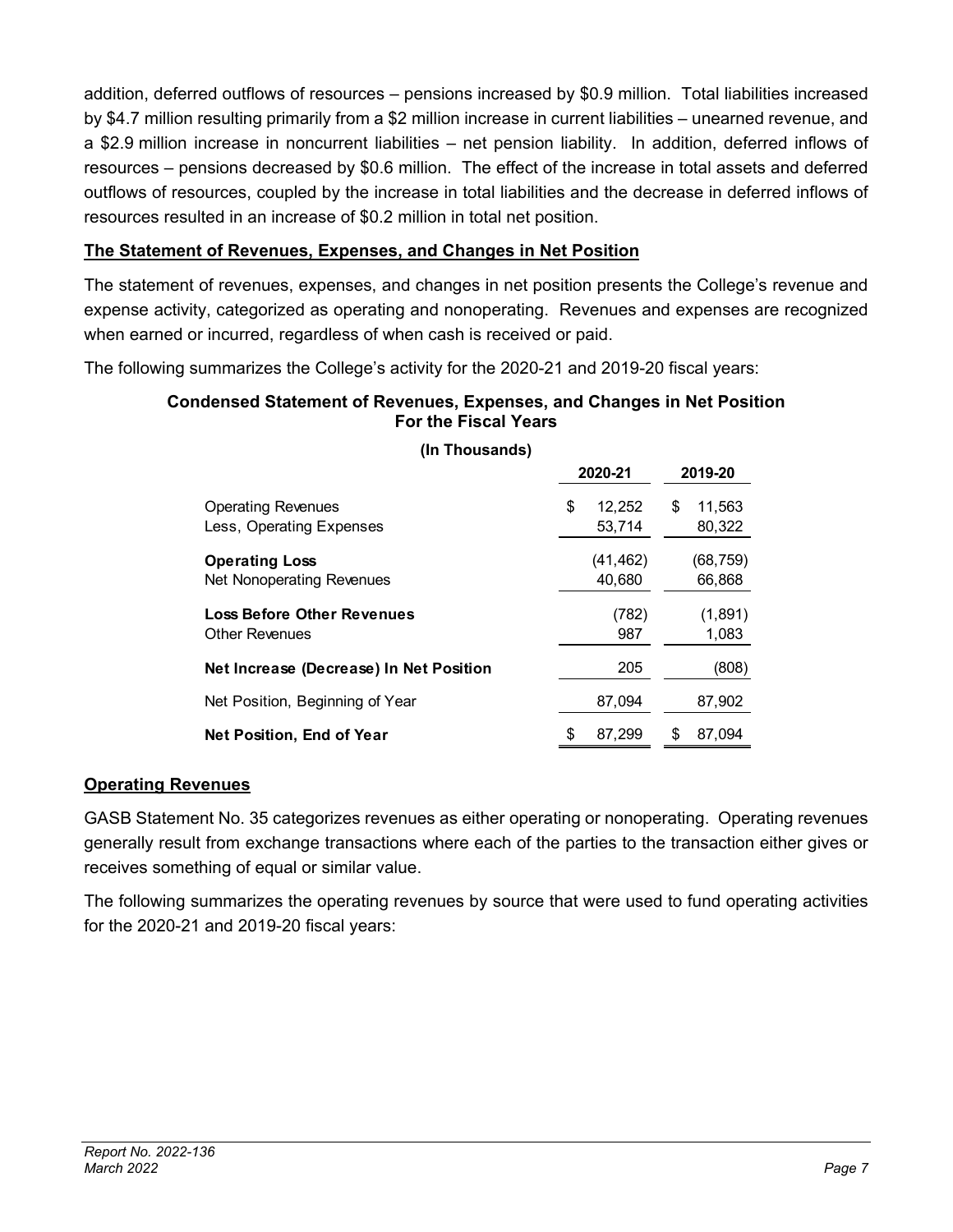addition, deferred outflows of resources – pensions increased by $0.9 million. Total liabilities increased by $4.7 million resulting primarily from a $2 million increase in current liabilities – unearned revenue, and a $2.9 million increase in noncurrent liabilities – net pension liability. In addition, deferred inflows of resources – pensions decreased by $0.6 million. The effect of the increase in total assets and deferred outflows of resources, coupled by the increase in total liabilities and the decrease in deferred inflows of resources resulted in an increase of $0.2 million in total net position.

**The Statement of Revenues, Expenses, and Changes in Net Position**

The statement of revenues, expenses, and changes in net position presents the College's revenue and expense activity, categorized as operating and nonoperating. Revenues and expenses are recognized when earned or incurred, regardless of when cash is received or paid.

The following summarizes the College's activity for the 2020-21 and 2019-20 fiscal years:

**Condensed Statement of Revenues, Expenses, and Changes in Net Position For the Fiscal Years**

**(In Thousands)**

| | 2020-21 | 2019-20 |
|---|---|---|
| Operating Revenues | $ 12,252 | $ 11,563 |
| Less, Operating Expenses | 53,714 | 80,322 |
| **Operating Loss** | (41,462) | (68,759) |
| Net Nonoperating Revenues | 40,680 | 66,868 |
| **Loss Before Other Revenues** | (782) | (1,891) |
| Other Revenues | 987 | 1,083 |
| **Net Increase (Decrease) In Net Position** | 205 | (808) |
| Net Position, Beginning of Year | 87,094 | 87,902 |
| **Net Position, End of Year** | $ 87,299 | $ 87,094 |

**Operating Revenues**

GASB Statement No. 35 categorizes revenues as either operating or nonoperating. Operating revenues generally result from exchange transactions where each of the parties to the transaction either gives or receives something of equal or similar value.

The following summarizes the operating revenues by source that were used to fund operating activities for the 2020-21 and 2019-20 fiscal years: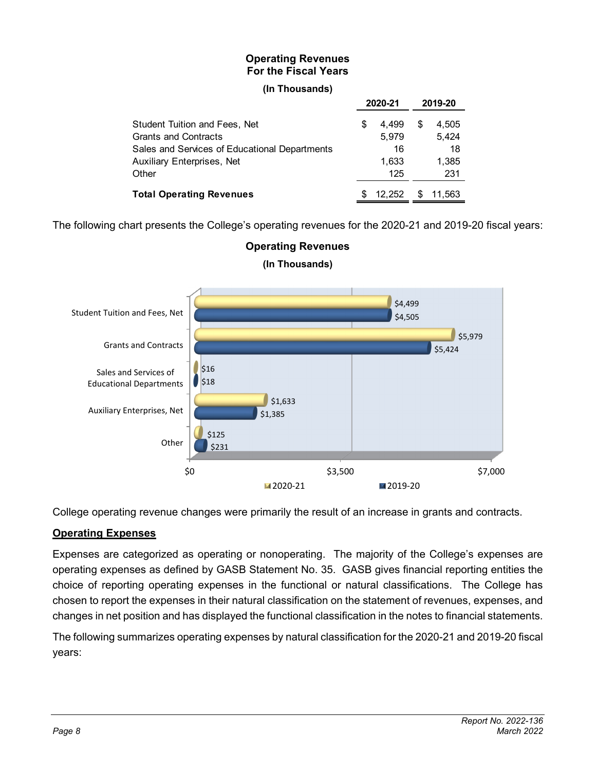**Operating Revenues**
**For the Fiscal Years**

**(In Thousands)**

| | 2020-21 | 2019-20 |
|---|---|---|
| Student Tuition and Fees, Net | $ 4,499 | $ 4,505 |
| Grants and Contracts | 5,979 | 5,424 |
| Sales and Services of Educational Departments | 16 | 18 |
| Auxiliary Enterprises, Net | 1,633 | 1,385 |
| Other | 125 | 231 |
| **Total Operating Revenues** | $ 12,252 | $ 11,563 |

The following chart presents the College's operating revenues for the 2020-21 and 2019-20 fiscal years:

**Operating Revenues**

**(In Thousands)**

| | 2020-21 | 2019-20 |
|---|---|---|
| Student Tuition and Fees, Net | $4,499 | $4,505 |
| Grants and Contracts | $5,979 | $5,424 |
| Sales and Services of Educational Departments | $16 | $18 |
| Auxiliary Enterprises, Net | $1,633 | $1,385 |
| Other | $125 | $231 |

College operating revenue changes were primarily the result of an increase in grants and contracts.

## Operating Expenses

Expenses are categorized as operating or nonoperating. The majority of the College's expenses are operating expenses as defined by GASB Statement No. 35. GASB gives financial reporting entities the choice of reporting operating expenses in the functional or natural classifications. The College has chosen to report the expenses in their natural classification on the statement of revenues, expenses, and changes in net position and has displayed the functional classification in the notes to financial statements.

The following summarizes operating expenses by natural classification for the 2020-21 and 2019-20 fiscal years: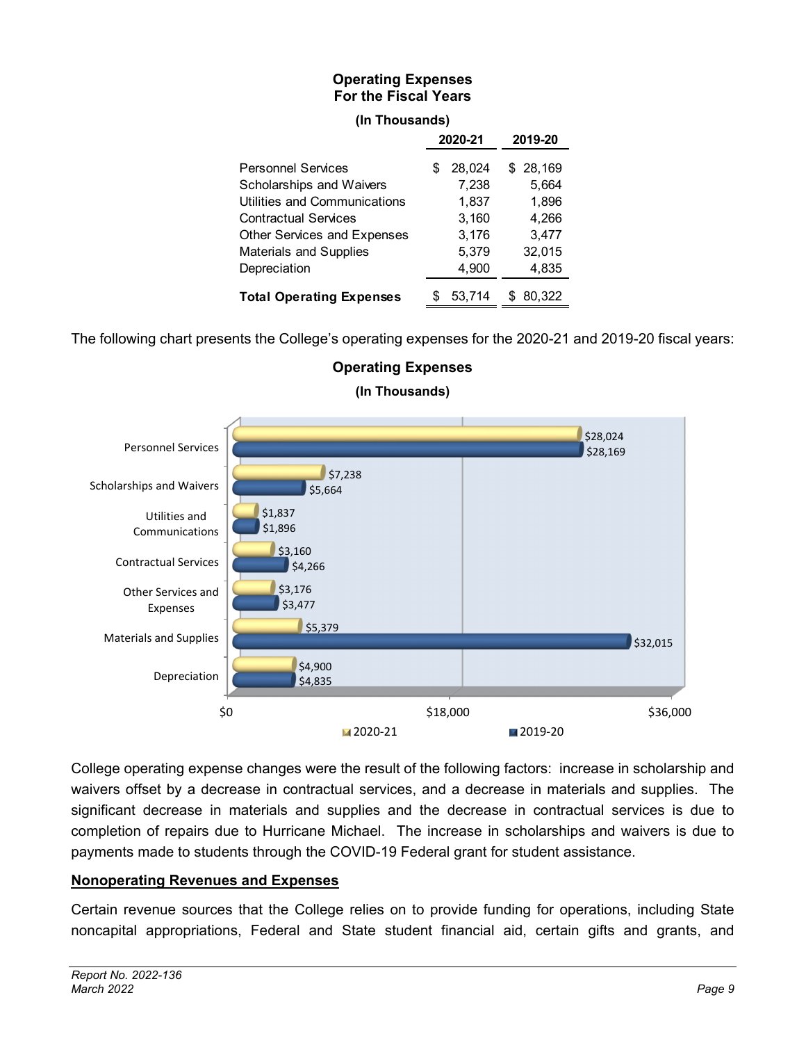**Operating Expenses**
**For the Fiscal Years**

**(In Thousands)**

| | 2020-21 | 2019-20 |
|---|---|---|
| Personnel Services | $ 28,024 | $ 28,169 |
| Scholarships and Waivers | 7,238 | 5,664 |
| Utilities and Communications | 1,837 | 1,896 |
| Contractual Services | 3,160 | 4,266 |
| Other Services and Expenses | 3,176 | 3,477 |
| Materials and Supplies | 5,379 | 32,015 |
| Depreciation | 4,900 | 4,835 |
| **Total Operating Expenses** | $ 53,714 | $ 80,322 |

The following chart presents the College's operating expenses for the 2020-21 and 2019-20 fiscal years:

**Operating Expenses**

**(In Thousands)**

| | 2020-21 | 2019-20 |
|---|---|---|
| Personnel Services | $28,024 | $28,169 |
| Scholarships and Waivers | $7,238 | $5,664 |
| Utilities and Communications | $1,837 | $1,896 |
| Contractual Services | $3,160 | $4,266 |
| Other Services and Expenses | $3,176 | $3,477 |
| Materials and Supplies | $5,379 | $32,015 |
| Depreciation | $4,900 | $4,835 |

College operating expense changes were the result of the following factors: increase in scholarship and waivers offset by a decrease in contractual services, and a decrease in materials and supplies. The significant decrease in materials and supplies and the decrease in contractual services is due to completion of repairs due to Hurricane Michael. The increase in scholarships and waivers is due to payments made to students through the COVID-19 Federal grant for student assistance.

## Nonoperating Revenues and Expenses

Certain revenue sources that the College relies on to provide funding for operations, including State noncapital appropriations, Federal and State student financial aid, certain gifts and grants, and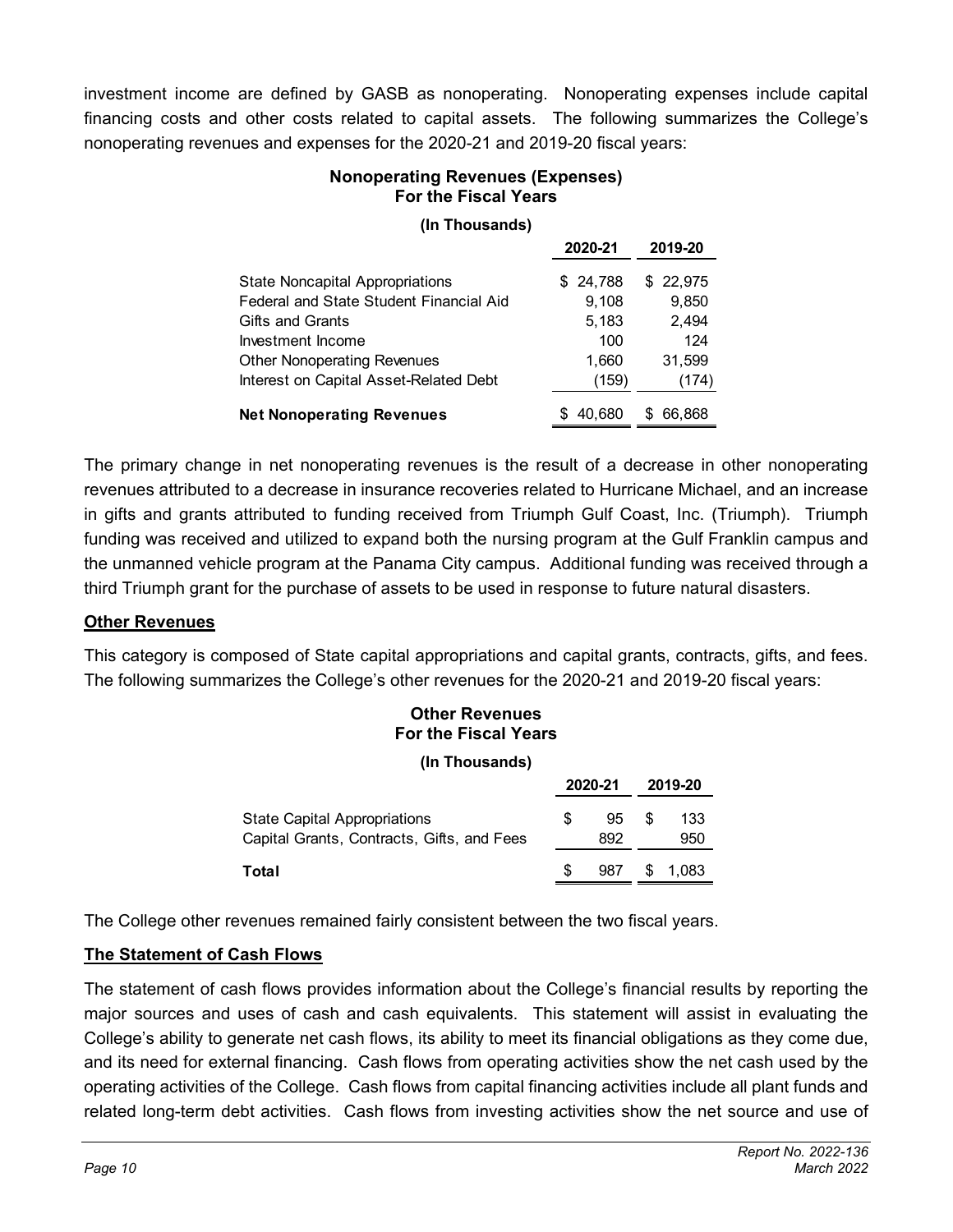investment income are defined by GASB as nonoperating. Nonoperating expenses include capital financing costs and other costs related to capital assets. The following summarizes the College's nonoperating revenues and expenses for the 2020-21 and 2019-20 fiscal years:

**Nonoperating Revenues (Expenses)**
**For the Fiscal Years**

**(In Thousands)**

| | 2020-21 | 2019-20 |
|---|---|---|
| State Noncapital Appropriations | $ 24,788 | $ 22,975 |
| Federal and State Student Financial Aid | 9,108 | 9,850 |
| Gifts and Grants | 5,183 | 2,494 |
| Investment Income | 100 | 124 |
| Other Nonoperating Revenues | 1,660 | 31,599 |
| Interest on Capital Asset-Related Debt | (159) | (174) |
| **Net Nonoperating Revenues** | $ 40,680 | $ 66,868 |

The primary change in net nonoperating revenues is the result of a decrease in other nonoperating revenues attributed to a decrease in insurance recoveries related to Hurricane Michael, and an increase in gifts and grants attributed to funding received from Triumph Gulf Coast, Inc. (Triumph). Triumph funding was received and utilized to expand both the nursing program at the Gulf Franklin campus and the unmanned vehicle program at the Panama City campus. Additional funding was received through a third Triumph grant for the purchase of assets to be used in response to future natural disasters.

## Other Revenues

This category is composed of State capital appropriations and capital grants, contracts, gifts, and fees. The following summarizes the College's other revenues for the 2020-21 and 2019-20 fiscal years:

**Other Revenues**
**For the Fiscal Years**

**(In Thousands)**

| | 2020-21 | 2019-20 |
|---|---|---|
| State Capital Appropriations | $ 95 | $ 133 |
| Capital Grants, Contracts, Gifts, and Fees | 892 | 950 |
| **Total** | $ 987 | $ 1,083 |

The College other revenues remained fairly consistent between the two fiscal years.

## The Statement of Cash Flows

The statement of cash flows provides information about the College's financial results by reporting the major sources and uses of cash and cash equivalents. This statement will assist in evaluating the College's ability to generate net cash flows, its ability to meet its financial obligations as they come due, and its need for external financing. Cash flows from operating activities show the net cash used by the operating activities of the College. Cash flows from capital financing activities include all plant funds and related long-term debt activities. Cash flows from investing activities show the net source and use of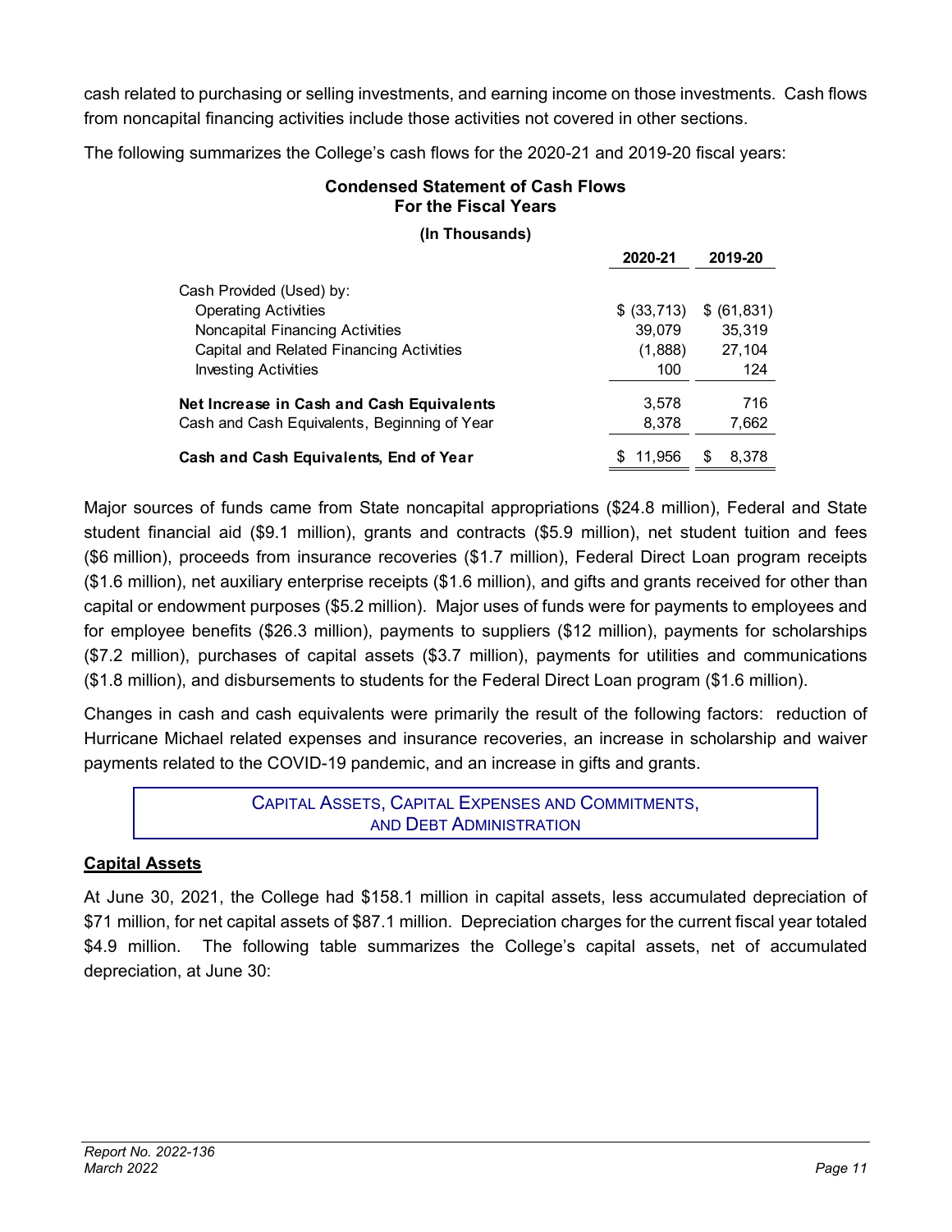cash related to purchasing or selling investments, and earning income on those investments. Cash flows from noncapital financing activities include those activities not covered in other sections.

The following summarizes the College's cash flows for the 2020-21 and 2019-20 fiscal years:

**Condensed Statement of Cash Flows**
**For the Fiscal Years**
**(In Thousands)**

| | 2020-21 | 2019-20 |
|---|---|---|
| Cash Provided (Used) by: | | |
| Operating Activities | $ (33,713) | $ (61,831) |
| Noncapital Financing Activities | 39,079 | 35,319 |
| Capital and Related Financing Activities | (1,888) | 27,104 |
| Investing Activities | 100 | 124 |
| **Net Increase in Cash and Cash Equivalents** | 3,578 | 716 |
| Cash and Cash Equivalents, Beginning of Year | 8,378 | 7,662 |
| **Cash and Cash Equivalents, End of Year** | $ 11,956 | $ 8,378 |

Major sources of funds came from State noncapital appropriations ($24.8 million), Federal and State student financial aid ($9.1 million), grants and contracts ($5.9 million), net student tuition and fees ($6 million), proceeds from insurance recoveries ($1.7 million), Federal Direct Loan program receipts ($1.6 million), net auxiliary enterprise receipts ($1.6 million), and gifts and grants received for other than capital or endowment purposes ($5.2 million). Major uses of funds were for payments to employees and for employee benefits ($26.3 million), payments to suppliers ($12 million), payments for scholarships ($7.2 million), purchases of capital assets ($3.7 million), payments for utilities and communications ($1.8 million), and disbursements to students for the Federal Direct Loan program ($1.6 million).

Changes in cash and cash equivalents were primarily the result of the following factors: reduction of Hurricane Michael related expenses and insurance recoveries, an increase in scholarship and waiver payments related to the COVID-19 pandemic, and an increase in gifts and grants.

## Capital Assets, Capital Expenses and Commitments, and Debt Administration

### Capital Assets

At June 30, 2021, the College had $158.1 million in capital assets, less accumulated depreciation of $71 million, for net capital assets of $87.1 million. Depreciation charges for the current fiscal year totaled $4.9 million. The following table summarizes the College's capital assets, net of accumulated depreciation, at June 30: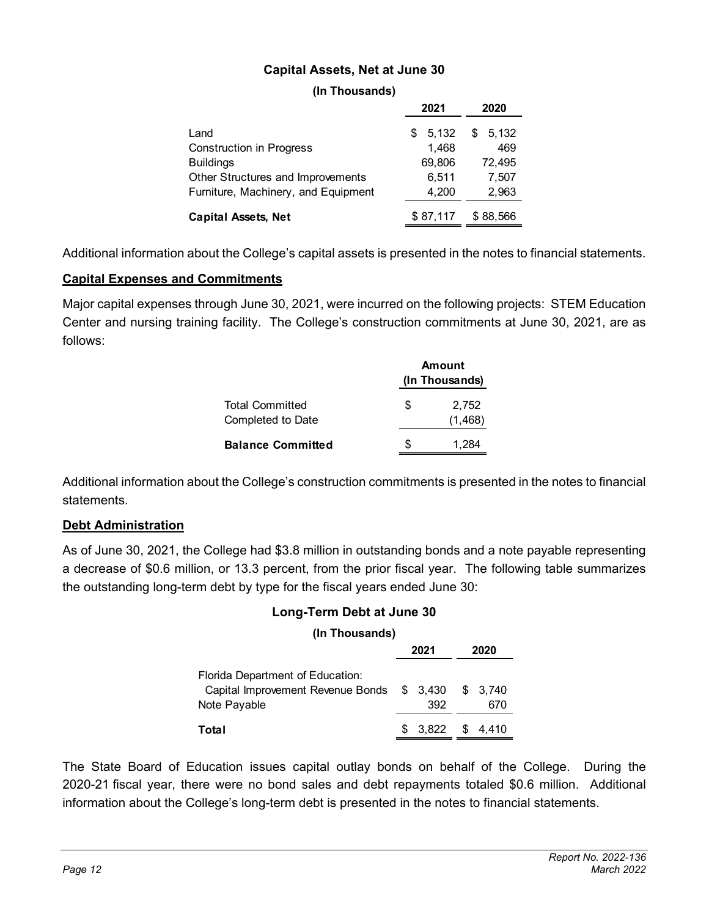**Capital Assets, Net at June 30**

**(In Thousands)**

| | 2021 | 2020 |
|---|---|---|
| Land | $ 5,132 | $ 5,132 |
| Construction in Progress | 1,468 | 469 |
| Buildings | 69,806 | 72,495 |
| Other Structures and Improvements | 6,511 | 7,507 |
| Furniture, Machinery, and Equipment | 4,200 | 2,963 |
| **Capital Assets, Net** | $ 87,117 | $ 88,566 |

Additional information about the College's capital assets is presented in the notes to financial statements.

**Capital Expenses and Commitments**

Major capital expenses through June 30, 2021, were incurred on the following projects: STEM Education Center and nursing training facility. The College's construction commitments at June 30, 2021, are as follows:

| | Amount (In Thousands) |
|---|---|
| Total Committed | $ 2,752 |
| Completed to Date | (1,468) |
| **Balance Committed** | $ 1,284 |

Additional information about the College's construction commitments is presented in the notes to financial statements.

**Debt Administration**

As of June 30, 2021, the College had $3.8 million in outstanding bonds and a note payable representing a decrease of $0.6 million, or 13.3 percent, from the prior fiscal year. The following table summarizes the outstanding long-term debt by type for the fiscal years ended June 30:

**Long-Term Debt at June 30**

**(In Thousands)**

| | 2021 | 2020 |
|---|---|---|
| Florida Department of Education: | | |
| Capital Improvement Revenue Bonds | $ 3,430 | $ 3,740 |
| Note Payable | 392 | 670 |
| **Total** | $ 3,822 | $ 4,410 |

The State Board of Education issues capital outlay bonds on behalf of the College. During the 2020-21 fiscal year, there were no bond sales and debt repayments totaled $0.6 million. Additional information about the College's long-term debt is presented in the notes to financial statements.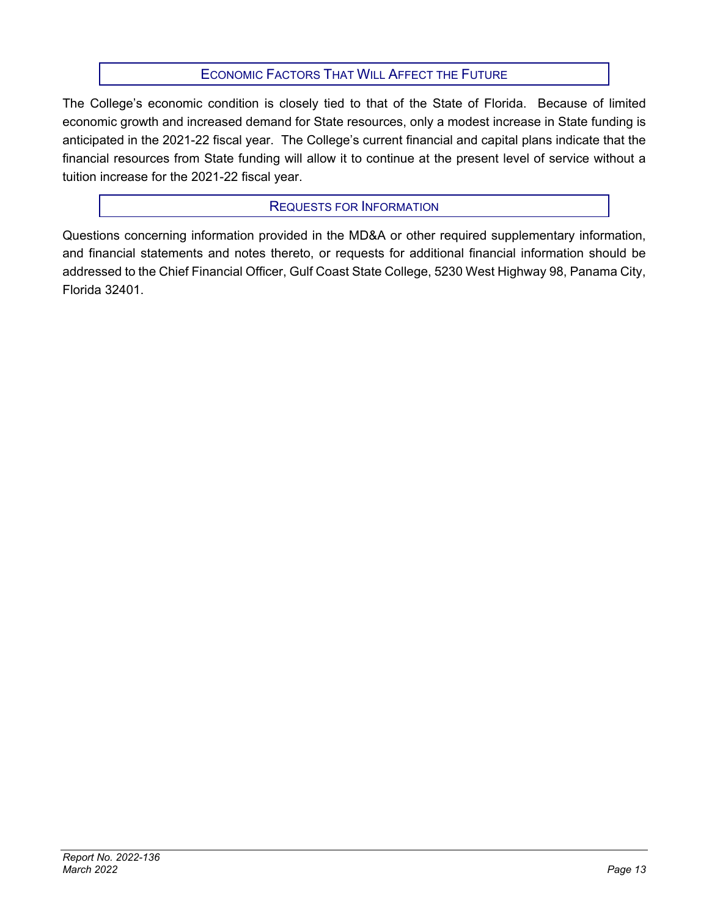## Economic Factors That Will Affect the Future

The College's economic condition is closely tied to that of the State of Florida. Because of limited economic growth and increased demand for State resources, only a modest increase in State funding is anticipated in the 2021-22 fiscal year. The College's current financial and capital plans indicate that the financial resources from State funding will allow it to continue at the present level of service without a tuition increase for the 2021-22 fiscal year.

## Requests for Information

Questions concerning information provided in the MD&A or other required supplementary information, and financial statements and notes thereto, or requests for additional financial information should be addressed to the Chief Financial Officer, Gulf Coast State College, 5230 West Highway 98, Panama City, Florida 32401.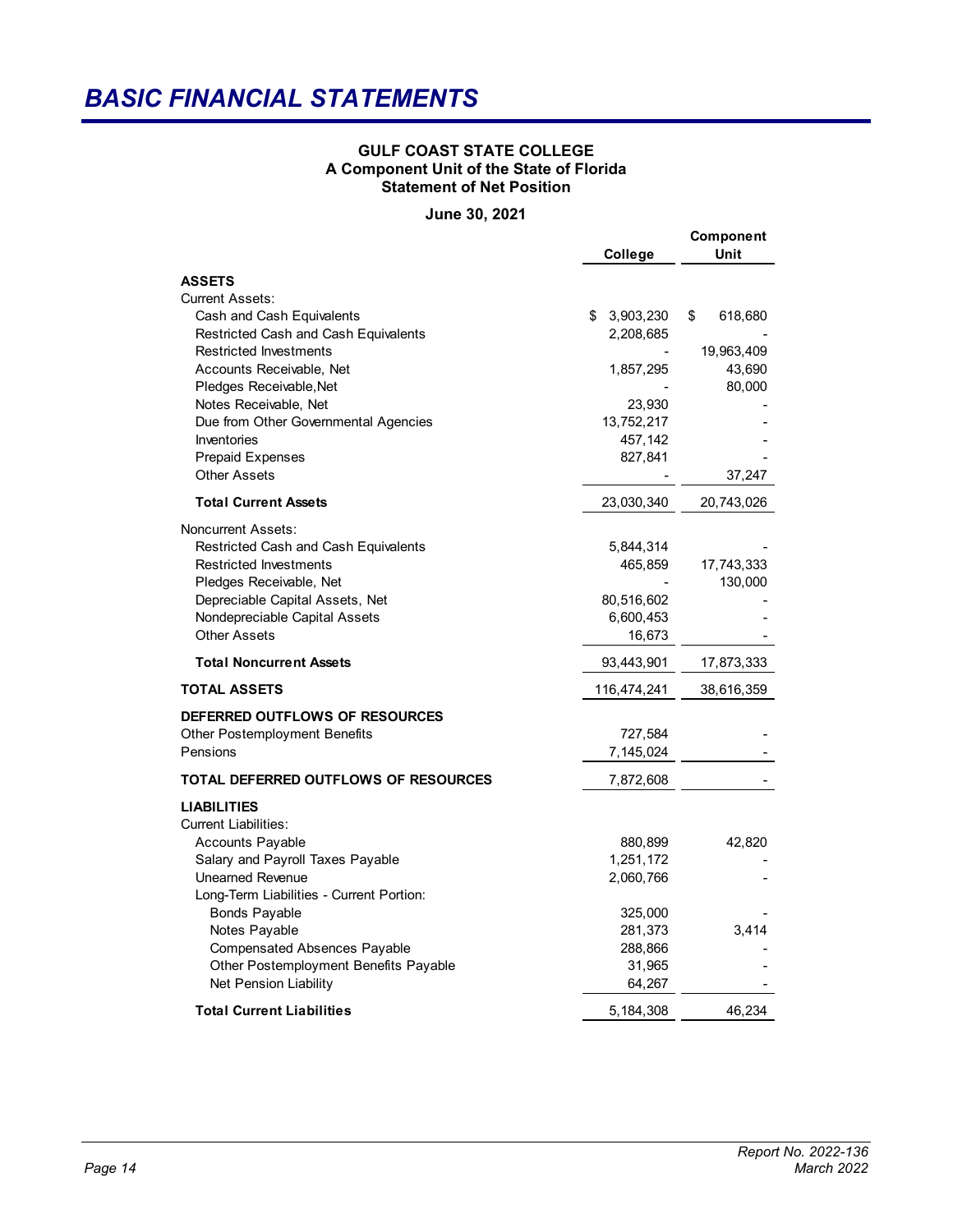# BASIC FINANCIAL STATEMENTS

**GULF COAST STATE COLLEGE**
**A Component Unit of the State of Florida**
**Statement of Net Position**

**June 30, 2021**

| | College | Component Unit |
|---|---|---|
| **ASSETS** | | |
| Current Assets: | | |
| Cash and Cash Equivalents | $ 3,903,230 | $ 618,680 |
| Restricted Cash and Cash Equivalents | 2,208,685 | - |
| Restricted Investments | - | 19,963,409 |
| Accounts Receivable, Net | 1,857,295 | 43,690 |
| Pledges Receivable,Net | - | 80,000 |
| Notes Receivable, Net | 23,930 | - |
| Due from Other Governmental Agencies | 13,752,217 | - |
| Inventories | 457,142 | - |
| Prepaid Expenses | 827,841 | - |
| Other Assets | - | 37,247 |
| **Total Current Assets** | 23,030,340 | 20,743,026 |
| Noncurrent Assets: | | |
| Restricted Cash and Cash Equivalents | 5,844,314 | - |
| Restricted Investments | 465,859 | 17,743,333 |
| Pledges Receivable, Net | - | 130,000 |
| Depreciable Capital Assets, Net | 80,516,602 | - |
| Nondepreciable Capital Assets | 6,600,453 | - |
| Other Assets | 16,673 | - |
| **Total Noncurrent Assets** | 93,443,901 | 17,873,333 |
| **TOTAL ASSETS** | 116,474,241 | 38,616,359 |
| **DEFERRED OUTFLOWS OF RESOURCES** | | |
| Other Postemployment Benefits | 727,584 | - |
| Pensions | 7,145,024 | - |
| **TOTAL DEFERRED OUTFLOWS OF RESOURCES** | 7,872,608 | - |
| **LIABILITIES** | | |
| Current Liabilities: | | |
| Accounts Payable | 880,899 | 42,820 |
| Salary and Payroll Taxes Payable | 1,251,172 | - |
| Unearned Revenue | 2,060,766 | - |
| Long-Term Liabilities - Current Portion: | | |
| Bonds Payable | 325,000 | - |
| Notes Payable | 281,373 | 3,414 |
| Compensated Absences Payable | 288,866 | - |
| Other Postemployment Benefits Payable | 31,965 | - |
| Net Pension Liability | 64,267 | - |
| **Total Current Liabilities** | 5,184,308 | 46,234 |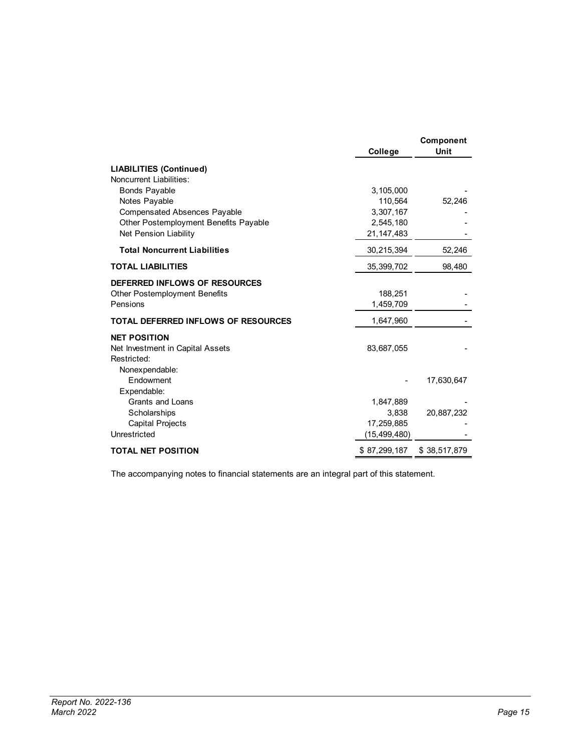| | College | Component Unit |
|---|---|---|
| **LIABILITIES (Continued)** | | |
| Noncurrent Liabilities: | | |
| Bonds Payable | 3,105,000 | - |
| Notes Payable | 110,564 | 52,246 |
| Compensated Absences Payable | 3,307,167 | - |
| Other Postemployment Benefits Payable | 2,545,180 | - |
| Net Pension Liability | 21,147,483 | - |
| **Total Noncurrent Liabilities** | 30,215,394 | 52,246 |
| **TOTAL LIABILITIES** | 35,399,702 | 98,480 |
| **DEFERRED INFLOWS OF RESOURCES** | | |
| Other Postemployment Benefits | 188,251 | - |
| Pensions | 1,459,709 | - |
| **TOTAL DEFERRED INFLOWS OF RESOURCES** | 1,647,960 | - |
| **NET POSITION** | | |
| Net Investment in Capital Assets | 83,687,055 | - |
| Restricted: | | |
| Nonexpendable: | | |
| Endowment | - | 17,630,647 |
| Expendable: | | |
| Grants and Loans | 1,847,889 | - |
| Scholarships | 3,838 | 20,887,232 |
| Capital Projects | 17,259,885 | - |
| Unrestricted | (15,499,480) | - |
| **TOTAL NET POSITION** | $ 87,299,187 | $ 38,517,879 |

The accompanying notes to financial statements are an integral part of this statement.

*Report No. 2022-136*
*March 2022*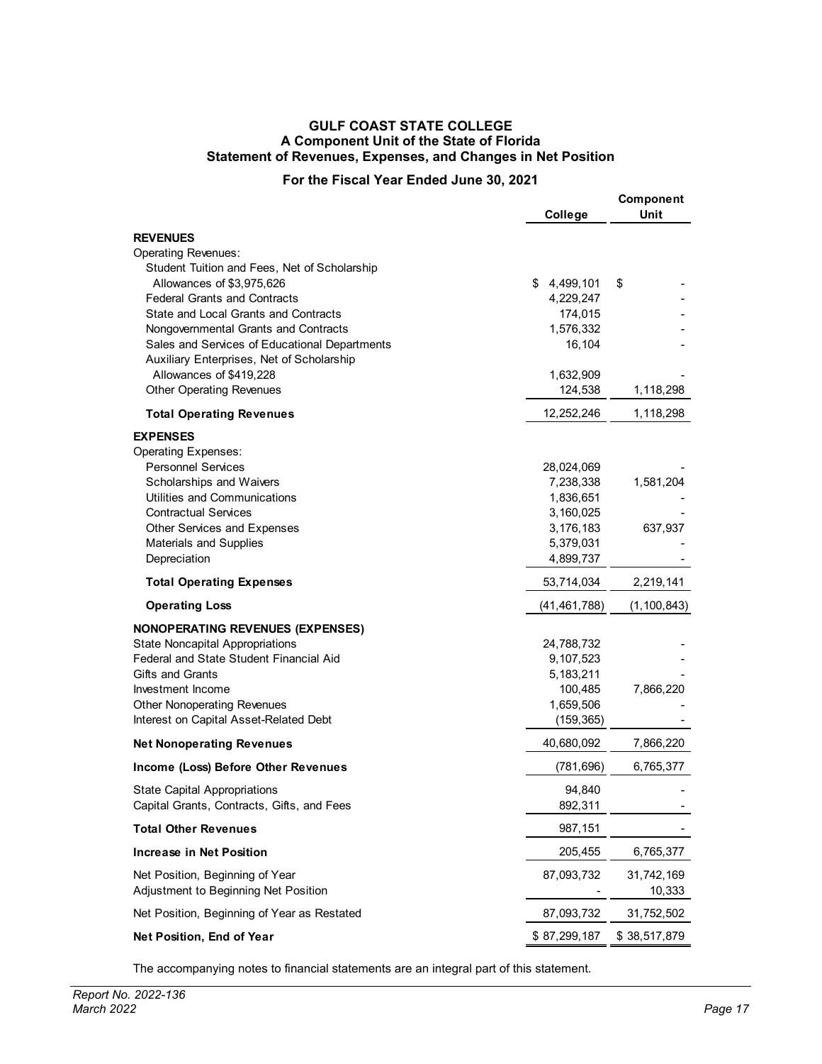# GULF COAST STATE COLLEGE
## A Component Unit of the State of Florida
## Statement of Revenues, Expenses, and Changes in Net Position

### For the Fiscal Year Ended June 30, 2021

| | College | Component Unit |
|---|---|---|
| **REVENUES** | | |
| Operating Revenues: | | |
| Student Tuition and Fees, Net of Scholarship Allowances of $3,975,626 | $ 4,499,101 | $ - |
| Federal Grants and Contracts | 4,229,247 | - |
| State and Local Grants and Contracts | 174,015 | - |
| Nongovernmental Grants and Contracts | 1,576,332 | - |
| Sales and Services of Educational Departments | 16,104 | - |
| Auxiliary Enterprises, Net of Scholarship Allowances of $419,228 | 1,632,909 | - |
| Other Operating Revenues | 124,538 | 1,118,298 |
| **Total Operating Revenues** | 12,252,246 | 1,118,298 |
| **EXPENSES** | | |
| Operating Expenses: | | |
| Personnel Services | 28,024,069 | - |
| Scholarships and Waivers | 7,238,338 | 1,581,204 |
| Utilities and Communications | 1,836,651 | - |
| Contractual Services | 3,160,025 | - |
| Other Services and Expenses | 3,176,183 | 637,937 |
| Materials and Supplies | 5,379,031 | - |
| Depreciation | 4,899,737 | - |
| **Total Operating Expenses** | 53,714,034 | 2,219,141 |
| **Operating Loss** | (41,461,788) | (1,100,843) |
| **NONOPERATING REVENUES (EXPENSES)** | | |
| State Noncapital Appropriations | 24,788,732 | - |
| Federal and State Student Financial Aid | 9,107,523 | - |
| Gifts and Grants | 5,183,211 | - |
| Investment Income | 100,485 | 7,866,220 |
| Other Nonoperating Revenues | 1,659,506 | - |
| Interest on Capital Asset-Related Debt | (159,365) | - |
| **Net Nonoperating Revenues** | 40,680,092 | 7,866,220 |
| **Income (Loss) Before Other Revenues** | (781,696) | 6,765,377 |
| State Capital Appropriations | 94,840 | - |
| Capital Grants, Contracts, Gifts, and Fees | 892,311 | - |
| **Total Other Revenues** | 987,151 | - |
| **Increase in Net Position** | 205,455 | 6,765,377 |
| Net Position, Beginning of Year | 87,093,732 | 31,742,169 |
| Adjustment to Beginning Net Position | - | 10,333 |
| Net Position, Beginning of Year as Restated | 87,093,732 | 31,752,502 |
| **Net Position, End of Year** | $ 87,299,187 | $ 38,517,879 |

The accompanying notes to financial statements are an integral part of this statement.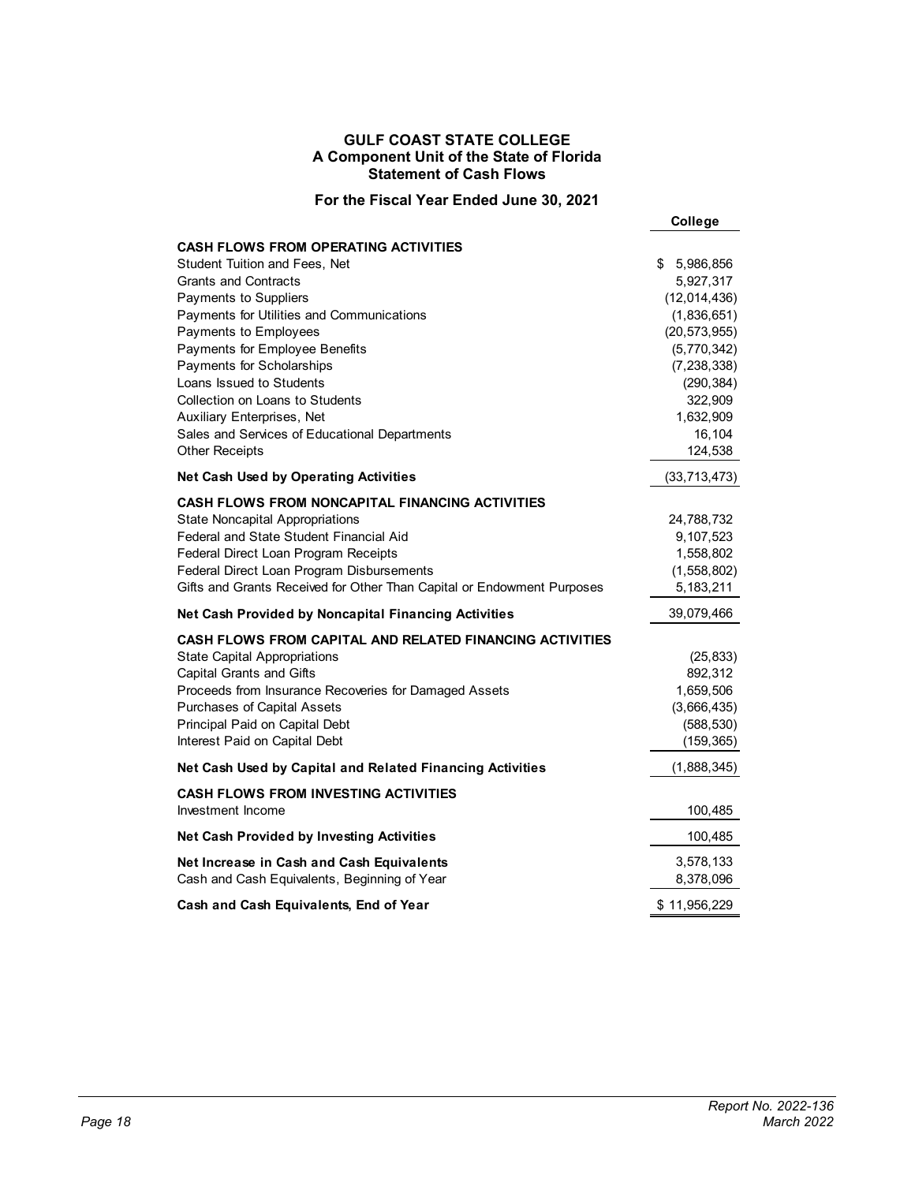# GULF COAST STATE COLLEGE
## A Component Unit of the State of Florida
## Statement of Cash Flows

### For the Fiscal Year Ended June 30, 2021

| | College |
|---|---|
| **CASH FLOWS FROM OPERATING ACTIVITIES** | |
| Student Tuition and Fees, Net | $ 5,986,856 |
| Grants and Contracts | 5,927,317 |
| Payments to Suppliers | (12,014,436) |
| Payments for Utilities and Communications | (1,836,651) |
| Payments to Employees | (20,573,955) |
| Payments for Employee Benefits | (5,770,342) |
| Payments for Scholarships | (7,238,338) |
| Loans Issued to Students | (290,384) |
| Collection on Loans to Students | 322,909 |
| Auxiliary Enterprises, Net | 1,632,909 |
| Sales and Services of Educational Departments | 16,104 |
| Other Receipts | 124,538 |
| **Net Cash Used by Operating Activities** | (33,713,473) |
| **CASH FLOWS FROM NONCAPITAL FINANCING ACTIVITIES** | |
| State Noncapital Appropriations | 24,788,732 |
| Federal and State Student Financial Aid | 9,107,523 |
| Federal Direct Loan Program Receipts | 1,558,802 |
| Federal Direct Loan Program Disbursements | (1,558,802) |
| Gifts and Grants Received for Other Than Capital or Endowment Purposes | 5,183,211 |
| **Net Cash Provided by Noncapital Financing Activities** | 39,079,466 |
| **CASH FLOWS FROM CAPITAL AND RELATED FINANCING ACTIVITIES** | |
| State Capital Appropriations | (25,833) |
| Capital Grants and Gifts | 892,312 |
| Proceeds from Insurance Recoveries for Damaged Assets | 1,659,506 |
| Purchases of Capital Assets | (3,666,435) |
| Principal Paid on Capital Debt | (588,530) |
| Interest Paid on Capital Debt | (159,365) |
| **Net Cash Used by Capital and Related Financing Activities** | (1,888,345) |
| **CASH FLOWS FROM INVESTING ACTIVITIES** | |
| Investment Income | 100,485 |
| **Net Cash Provided by Investing Activities** | 100,485 |
| **Net Increase in Cash and Cash Equivalents** | 3,578,133 |
| Cash and Cash Equivalents, Beginning of Year | 8,378,096 |
| **Cash and Cash Equivalents, End of Year** | $ 11,956,229 |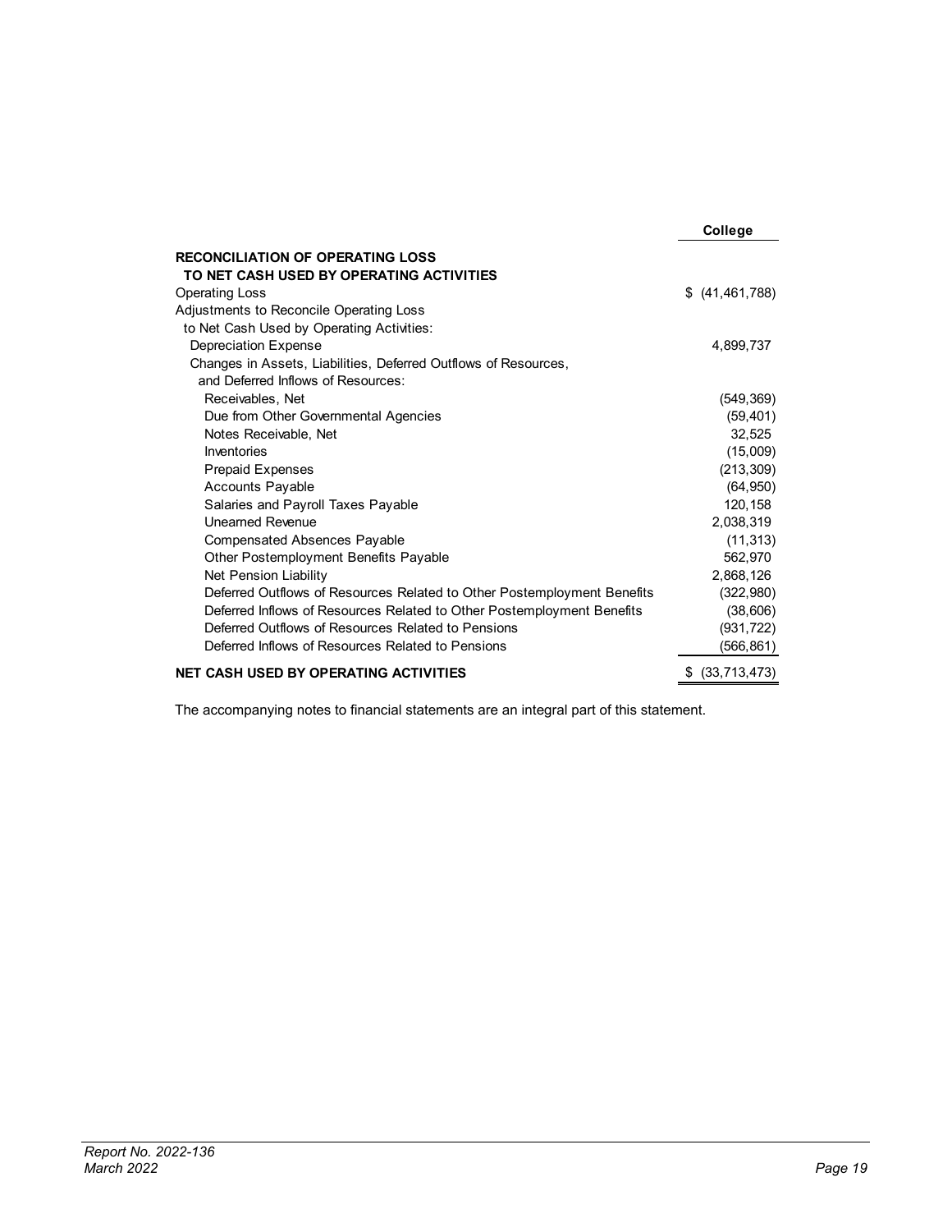| | College |
|---|---|
| **RECONCILIATION OF OPERATING LOSS TO NET CASH USED BY OPERATING ACTIVITIES** | |
| Operating Loss | $ (41,461,788) |
| Adjustments to Reconcile Operating Loss to Net Cash Used by Operating Activities: | |
| Depreciation Expense | 4,899,737 |
| Changes in Assets, Liabilities, Deferred Outflows of Resources, and Deferred Inflows of Resources: | |
| Receivables, Net | (549,369) |
| Due from Other Governmental Agencies | (59,401) |
| Notes Receivable, Net | 32,525 |
| Inventories | (15,009) |
| Prepaid Expenses | (213,309) |
| Accounts Payable | (64,950) |
| Salaries and Payroll Taxes Payable | 120,158 |
| Unearned Revenue | 2,038,319 |
| Compensated Absences Payable | (11,313) |
| Other Postemployment Benefits Payable | 562,970 |
| Net Pension Liability | 2,868,126 |
| Deferred Outflows of Resources Related to Other Postemployment Benefits | (322,980) |
| Deferred Inflows of Resources Related to Other Postemployment Benefits | (38,606) |
| Deferred Outflows of Resources Related to Pensions | (931,722) |
| Deferred Inflows of Resources Related to Pensions | (566,861) |
| **NET CASH USED BY OPERATING ACTIVITIES** | $ (33,713,473) |

The accompanying notes to financial statements are an integral part of this statement.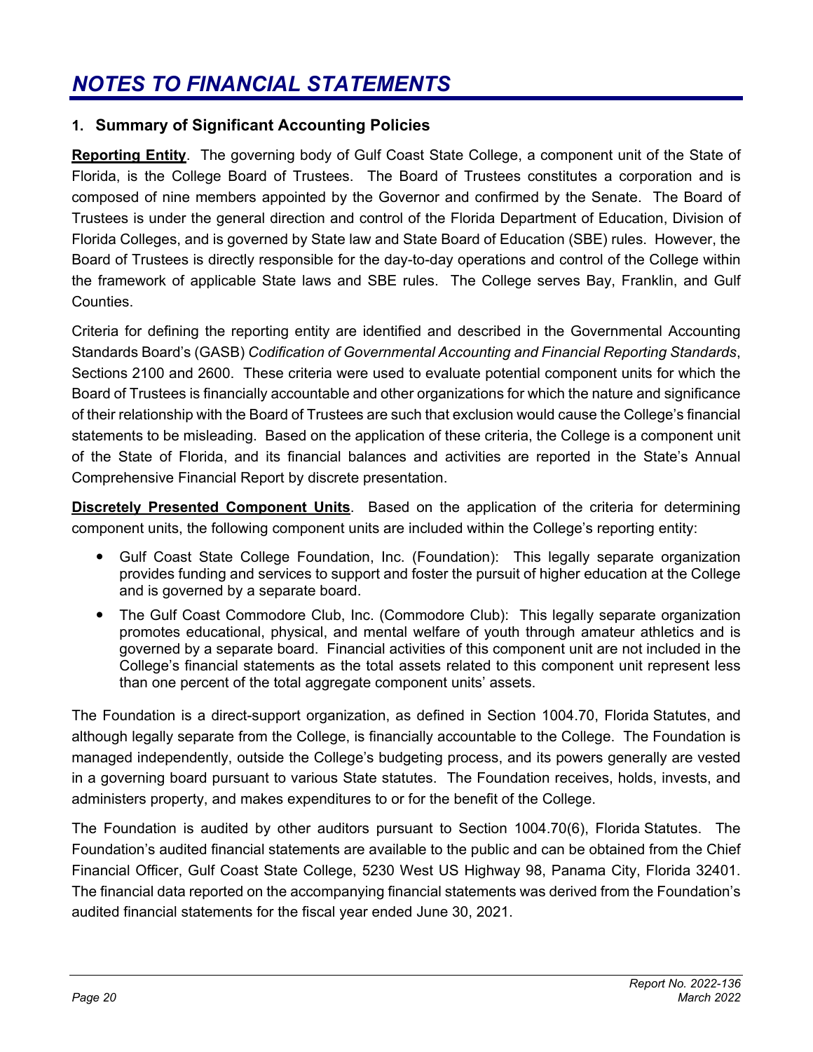# *NOTES TO FINANCIAL STATEMENTS*

## 1. Summary of Significant Accounting Policies

**Reporting Entity**. The governing body of Gulf Coast State College, a component unit of the State of Florida, is the College Board of Trustees. The Board of Trustees constitutes a corporation and is composed of nine members appointed by the Governor and confirmed by the Senate. The Board of Trustees is under the general direction and control of the Florida Department of Education, Division of Florida Colleges, and is governed by State law and State Board of Education (SBE) rules. However, the Board of Trustees is directly responsible for the day-to-day operations and control of the College within the framework of applicable State laws and SBE rules. The College serves Bay, Franklin, and Gulf Counties.

Criteria for defining the reporting entity are identified and described in the Governmental Accounting Standards Board's (GASB) *Codification of Governmental Accounting and Financial Reporting Standards*, Sections 2100 and 2600. These criteria were used to evaluate potential component units for which the Board of Trustees is financially accountable and other organizations for which the nature and significance of their relationship with the Board of Trustees are such that exclusion would cause the College's financial statements to be misleading. Based on the application of these criteria, the College is a component unit of the State of Florida, and its financial balances and activities are reported in the State's Annual Comprehensive Financial Report by discrete presentation.

**Discretely Presented Component Units**. Based on the application of the criteria for determining component units, the following component units are included within the College's reporting entity:

- Gulf Coast State College Foundation, Inc. (Foundation): This legally separate organization provides funding and services to support and foster the pursuit of higher education at the College and is governed by a separate board.
- The Gulf Coast Commodore Club, Inc. (Commodore Club): This legally separate organization promotes educational, physical, and mental welfare of youth through amateur athletics and is governed by a separate board. Financial activities of this component unit are not included in the College's financial statements as the total assets related to this component unit represent less than one percent of the total aggregate component units' assets.

The Foundation is a direct-support organization, as defined in Section 1004.70, Florida Statutes, and although legally separate from the College, is financially accountable to the College. The Foundation is managed independently, outside the College's budgeting process, and its powers generally are vested in a governing board pursuant to various State statutes. The Foundation receives, holds, invests, and administers property, and makes expenditures to or for the benefit of the College.

The Foundation is audited by other auditors pursuant to Section 1004.70(6), Florida Statutes. The Foundation's audited financial statements are available to the public and can be obtained from the Chief Financial Officer, Gulf Coast State College, 5230 West US Highway 98, Panama City, Florida 32401. The financial data reported on the accompanying financial statements was derived from the Foundation's audited financial statements for the fiscal year ended June 30, 2021.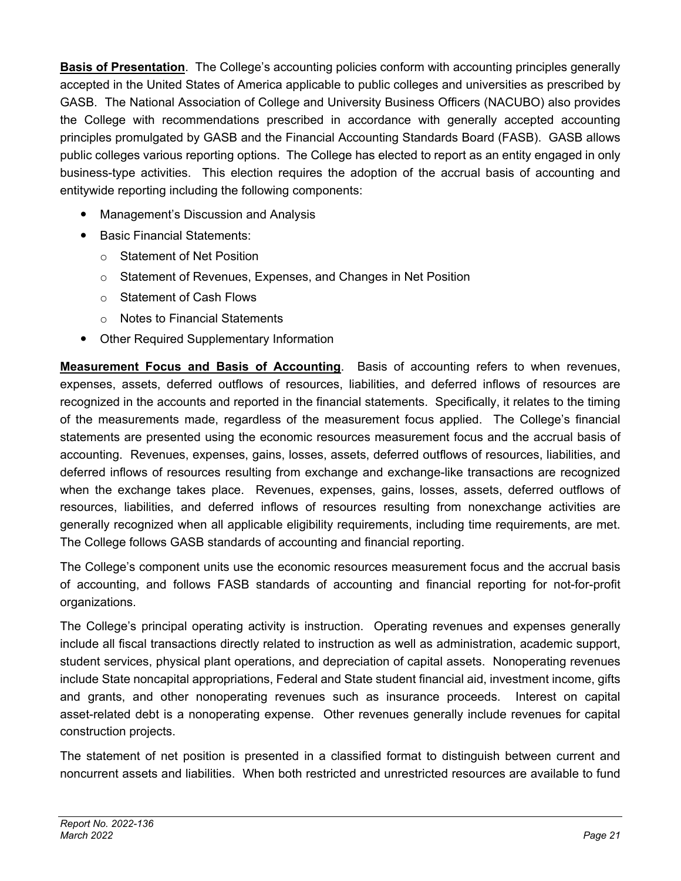**Basis of Presentation**. The College's accounting policies conform with accounting principles generally accepted in the United States of America applicable to public colleges and universities as prescribed by GASB. The National Association of College and University Business Officers (NACUBO) also provides the College with recommendations prescribed in accordance with generally accepted accounting principles promulgated by GASB and the Financial Accounting Standards Board (FASB). GASB allows public colleges various reporting options. The College has elected to report as an entity engaged in only business-type activities. This election requires the adoption of the accrual basis of accounting and entitywide reporting including the following components:

- Management's Discussion and Analysis
- Basic Financial Statements:
  - Statement of Net Position
  - Statement of Revenues, Expenses, and Changes in Net Position
  - Statement of Cash Flows
  - Notes to Financial Statements
- Other Required Supplementary Information

**Measurement Focus and Basis of Accounting**. Basis of accounting refers to when revenues, expenses, assets, deferred outflows of resources, liabilities, and deferred inflows of resources are recognized in the accounts and reported in the financial statements. Specifically, it relates to the timing of the measurements made, regardless of the measurement focus applied. The College's financial statements are presented using the economic resources measurement focus and the accrual basis of accounting. Revenues, expenses, gains, losses, assets, deferred outflows of resources, liabilities, and deferred inflows of resources resulting from exchange and exchange-like transactions are recognized when the exchange takes place. Revenues, expenses, gains, losses, assets, deferred outflows of resources, liabilities, and deferred inflows of resources resulting from nonexchange activities are generally recognized when all applicable eligibility requirements, including time requirements, are met. The College follows GASB standards of accounting and financial reporting.

The College's component units use the economic resources measurement focus and the accrual basis of accounting, and follows FASB standards of accounting and financial reporting for not-for-profit organizations.

The College's principal operating activity is instruction. Operating revenues and expenses generally include all fiscal transactions directly related to instruction as well as administration, academic support, student services, physical plant operations, and depreciation of capital assets. Nonoperating revenues include State noncapital appropriations, Federal and State student financial aid, investment income, gifts and grants, and other nonoperating revenues such as insurance proceeds. Interest on capital asset-related debt is a nonoperating expense. Other revenues generally include revenues for capital construction projects.

The statement of net position is presented in a classified format to distinguish between current and noncurrent assets and liabilities. When both restricted and unrestricted resources are available to fund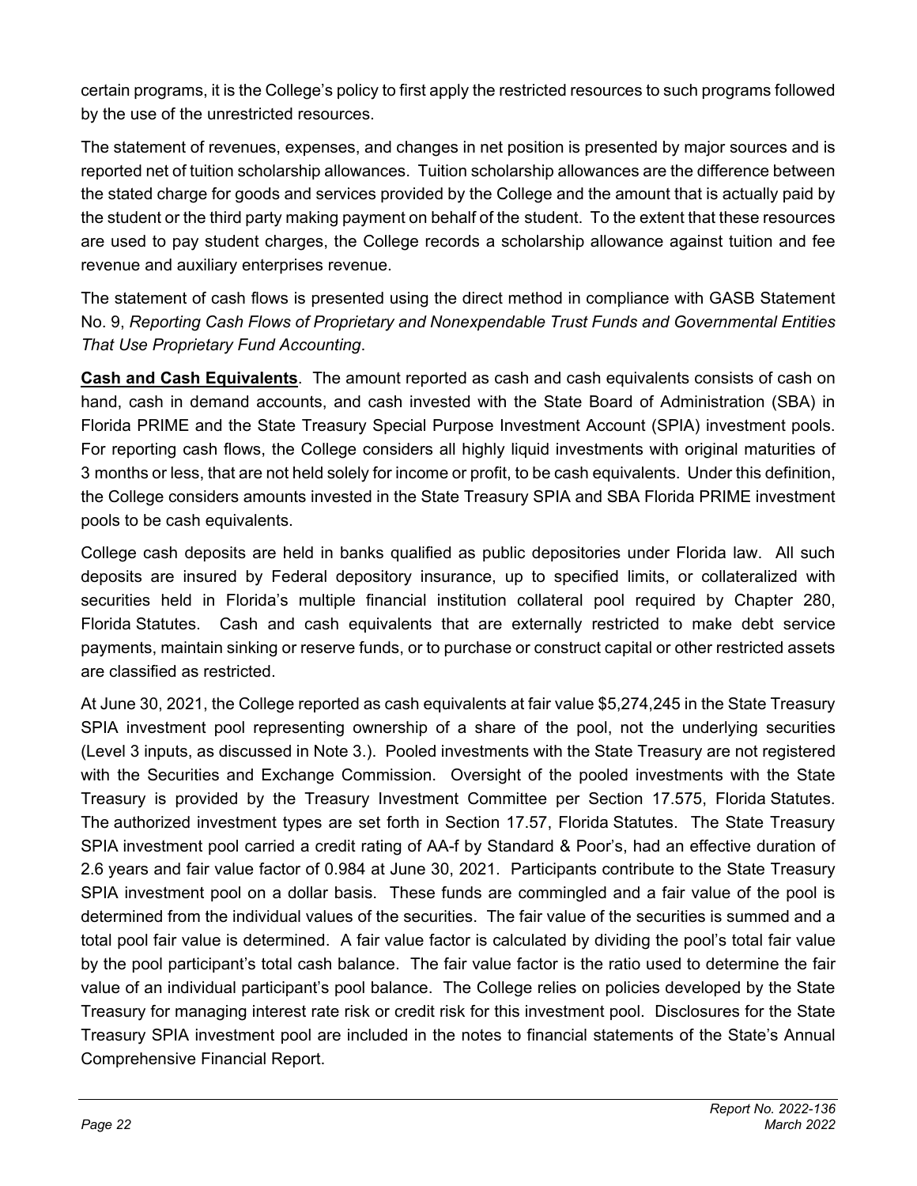certain programs, it is the College's policy to first apply the restricted resources to such programs followed by the use of the unrestricted resources.

The statement of revenues, expenses, and changes in net position is presented by major sources and is reported net of tuition scholarship allowances. Tuition scholarship allowances are the difference between the stated charge for goods and services provided by the College and the amount that is actually paid by the student or the third party making payment on behalf of the student. To the extent that these resources are used to pay student charges, the College records a scholarship allowance against tuition and fee revenue and auxiliary enterprises revenue.

The statement of cash flows is presented using the direct method in compliance with GASB Statement No. 9, *Reporting Cash Flows of Proprietary and Nonexpendable Trust Funds and Governmental Entities That Use Proprietary Fund Accounting*.

**Cash and Cash Equivalents**. The amount reported as cash and cash equivalents consists of cash on hand, cash in demand accounts, and cash invested with the State Board of Administration (SBA) in Florida PRIME and the State Treasury Special Purpose Investment Account (SPIA) investment pools. For reporting cash flows, the College considers all highly liquid investments with original maturities of 3 months or less, that are not held solely for income or profit, to be cash equivalents. Under this definition, the College considers amounts invested in the State Treasury SPIA and SBA Florida PRIME investment pools to be cash equivalents.

College cash deposits are held in banks qualified as public depositories under Florida law. All such deposits are insured by Federal depository insurance, up to specified limits, or collateralized with securities held in Florida's multiple financial institution collateral pool required by Chapter 280, Florida Statutes. Cash and cash equivalents that are externally restricted to make debt service payments, maintain sinking or reserve funds, or to purchase or construct capital or other restricted assets are classified as restricted.

At June 30, 2021, the College reported as cash equivalents at fair value $5,274,245 in the State Treasury SPIA investment pool representing ownership of a share of the pool, not the underlying securities (Level 3 inputs, as discussed in Note 3.). Pooled investments with the State Treasury are not registered with the Securities and Exchange Commission. Oversight of the pooled investments with the State Treasury is provided by the Treasury Investment Committee per Section 17.575, Florida Statutes. The authorized investment types are set forth in Section 17.57, Florida Statutes. The State Treasury SPIA investment pool carried a credit rating of AA-f by Standard & Poor's, had an effective duration of 2.6 years and fair value factor of 0.984 at June 30, 2021. Participants contribute to the State Treasury SPIA investment pool on a dollar basis. These funds are commingled and a fair value of the pool is determined from the individual values of the securities. The fair value of the securities is summed and a total pool fair value is determined. A fair value factor is calculated by dividing the pool's total fair value by the pool participant's total cash balance. The fair value factor is the ratio used to determine the fair value of an individual participant's pool balance. The College relies on policies developed by the State Treasury for managing interest rate risk or credit risk for this investment pool. Disclosures for the State Treasury SPIA investment pool are included in the notes to financial statements of the State's Annual Comprehensive Financial Report.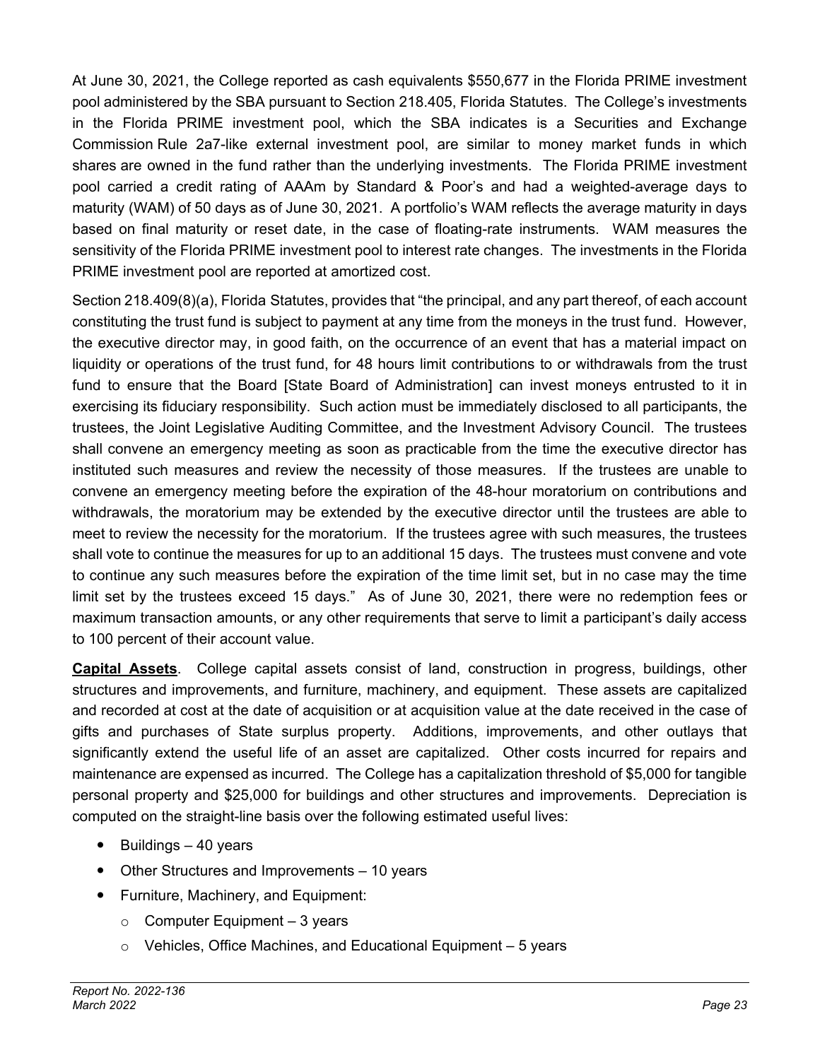At June 30, 2021, the College reported as cash equivalents $550,677 in the Florida PRIME investment pool administered by the SBA pursuant to Section 218.405, Florida Statutes. The College's investments in the Florida PRIME investment pool, which the SBA indicates is a Securities and Exchange Commission Rule 2a7-like external investment pool, are similar to money market funds in which shares are owned in the fund rather than the underlying investments. The Florida PRIME investment pool carried a credit rating of AAAm by Standard & Poor's and had a weighted-average days to maturity (WAM) of 50 days as of June 30, 2021. A portfolio's WAM reflects the average maturity in days based on final maturity or reset date, in the case of floating-rate instruments. WAM measures the sensitivity of the Florida PRIME investment pool to interest rate changes. The investments in the Florida PRIME investment pool are reported at amortized cost.

Section 218.409(8)(a), Florida Statutes, provides that "the principal, and any part thereof, of each account constituting the trust fund is subject to payment at any time from the moneys in the trust fund. However, the executive director may, in good faith, on the occurrence of an event that has a material impact on liquidity or operations of the trust fund, for 48 hours limit contributions to or withdrawals from the trust fund to ensure that the Board [State Board of Administration] can invest moneys entrusted to it in exercising its fiduciary responsibility. Such action must be immediately disclosed to all participants, the trustees, the Joint Legislative Auditing Committee, and the Investment Advisory Council. The trustees shall convene an emergency meeting as soon as practicable from the time the executive director has instituted such measures and review the necessity of those measures. If the trustees are unable to convene an emergency meeting before the expiration of the 48-hour moratorium on contributions and withdrawals, the moratorium may be extended by the executive director until the trustees are able to meet to review the necessity for the moratorium. If the trustees agree with such measures, the trustees shall vote to continue the measures for up to an additional 15 days. The trustees must convene and vote to continue any such measures before the expiration of the time limit set, but in no case may the time limit set by the trustees exceed 15 days." As of June 30, 2021, there were no redemption fees or maximum transaction amounts, or any other requirements that serve to limit a participant's daily access to 100 percent of their account value.

**Capital Assets**. College capital assets consist of land, construction in progress, buildings, other structures and improvements, and furniture, machinery, and equipment. These assets are capitalized and recorded at cost at the date of acquisition or at acquisition value at the date received in the case of gifts and purchases of State surplus property. Additions, improvements, and other outlays that significantly extend the useful life of an asset are capitalized. Other costs incurred for repairs and maintenance are expensed as incurred. The College has a capitalization threshold of $5,000 for tangible personal property and $25,000 for buildings and other structures and improvements. Depreciation is computed on the straight-line basis over the following estimated useful lives:

- Buildings – 40 years
- Other Structures and Improvements – 10 years
- Furniture, Machinery, and Equipment:
  - Computer Equipment – 3 years
  - Vehicles, Office Machines, and Educational Equipment – 5 years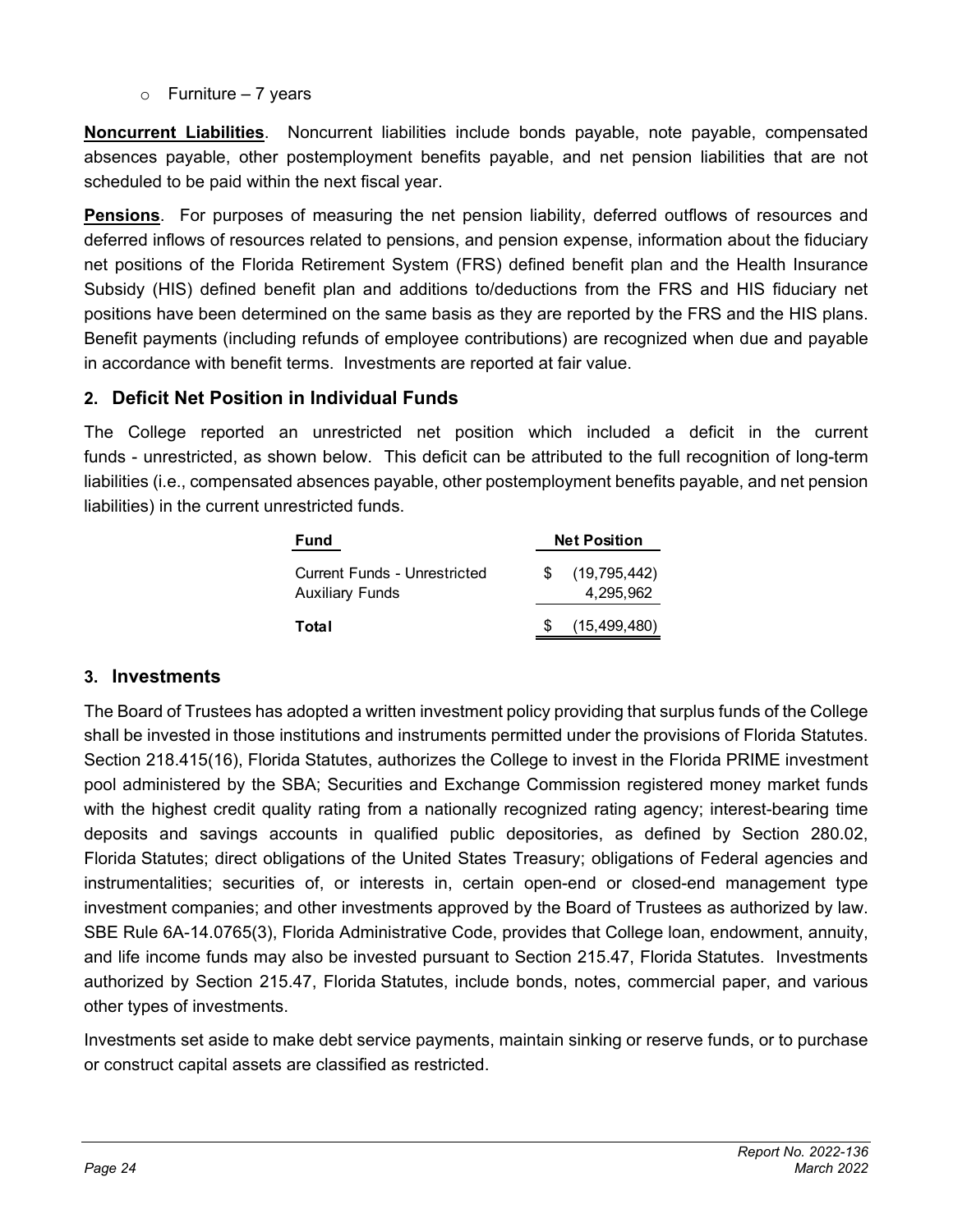- Furniture – 7 years

**Noncurrent Liabilities**. Noncurrent liabilities include bonds payable, note payable, compensated absences payable, other postemployment benefits payable, and net pension liabilities that are not scheduled to be paid within the next fiscal year.

**Pensions**. For purposes of measuring the net pension liability, deferred outflows of resources and deferred inflows of resources related to pensions, and pension expense, information about the fiduciary net positions of the Florida Retirement System (FRS) defined benefit plan and the Health Insurance Subsidy (HIS) defined benefit plan and additions to/deductions from the FRS and HIS fiduciary net positions have been determined on the same basis as they are reported by the FRS and the HIS plans. Benefit payments (including refunds of employee contributions) are recognized when due and payable in accordance with benefit terms. Investments are reported at fair value.

## 2. Deficit Net Position in Individual Funds

The College reported an unrestricted net position which included a deficit in the current funds - unrestricted, as shown below. This deficit can be attributed to the full recognition of long-term liabilities (i.e., compensated absences payable, other postemployment benefits payable, and net pension liabilities) in the current unrestricted funds.

| Fund | Net Position |
|---|---|
| Current Funds - Unrestricted | $ (19,795,442) |
| Auxiliary Funds | 4,295,962 |
| **Total** | $ (15,499,480) |

## 3. Investments

The Board of Trustees has adopted a written investment policy providing that surplus funds of the College shall be invested in those institutions and instruments permitted under the provisions of Florida Statutes. Section 218.415(16), Florida Statutes, authorizes the College to invest in the Florida PRIME investment pool administered by the SBA; Securities and Exchange Commission registered money market funds with the highest credit quality rating from a nationally recognized rating agency; interest-bearing time deposits and savings accounts in qualified public depositories, as defined by Section 280.02, Florida Statutes; direct obligations of the United States Treasury; obligations of Federal agencies and instrumentalities; securities of, or interests in, certain open-end or closed-end management type investment companies; and other investments approved by the Board of Trustees as authorized by law. SBE Rule 6A-14.0765(3), Florida Administrative Code, provides that College loan, endowment, annuity, and life income funds may also be invested pursuant to Section 215.47, Florida Statutes. Investments authorized by Section 215.47, Florida Statutes, include bonds, notes, commercial paper, and various other types of investments.

Investments set aside to make debt service payments, maintain sinking or reserve funds, or to purchase or construct capital assets are classified as restricted.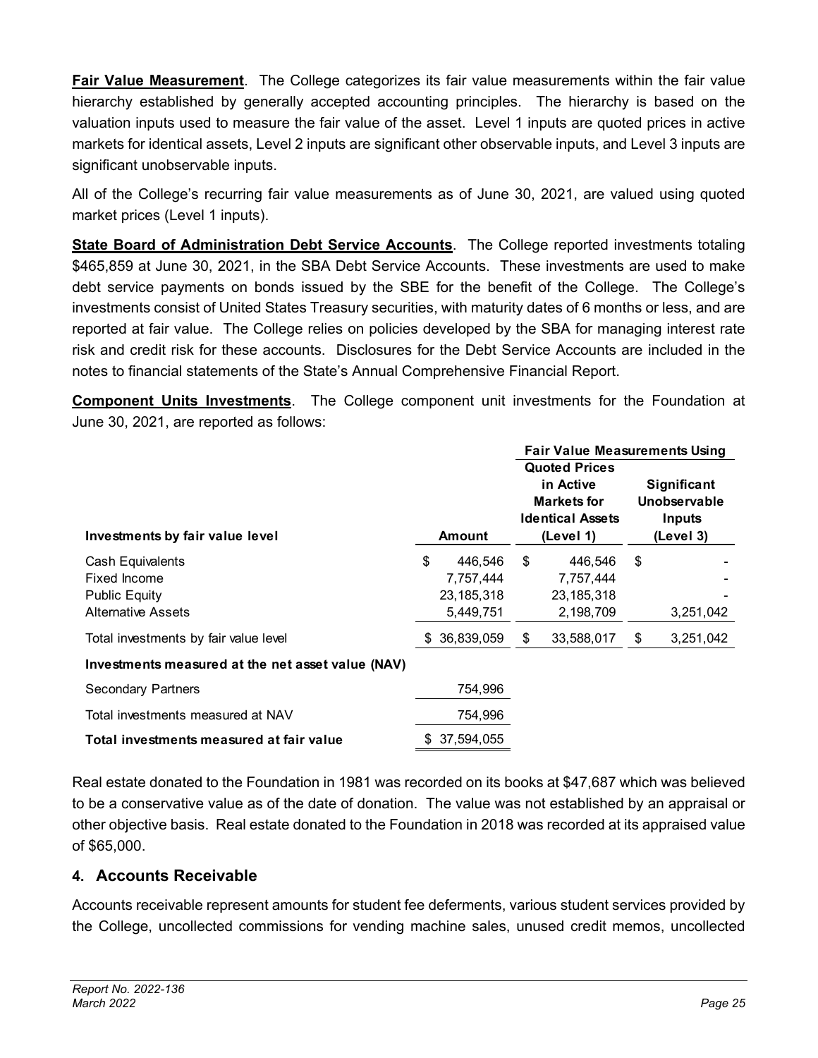**Fair Value Measurement**. The College categorizes its fair value measurements within the fair value hierarchy established by generally accepted accounting principles. The hierarchy is based on the valuation inputs used to measure the fair value of the asset. Level 1 inputs are quoted prices in active markets for identical assets, Level 2 inputs are significant other observable inputs, and Level 3 inputs are significant unobservable inputs.

All of the College's recurring fair value measurements as of June 30, 2021, are valued using quoted market prices (Level 1 inputs).

**State Board of Administration Debt Service Accounts**. The College reported investments totaling $465,859 at June 30, 2021, in the SBA Debt Service Accounts. These investments are used to make debt service payments on bonds issued by the SBE for the benefit of the College. The College's investments consist of United States Treasury securities, with maturity dates of 6 months or less, and are reported at fair value. The College relies on policies developed by the SBA for managing interest rate risk and credit risk for these accounts. Disclosures for the Debt Service Accounts are included in the notes to financial statements of the State's Annual Comprehensive Financial Report.

**Component Units Investments**. The College component unit investments for the Foundation at June 30, 2021, are reported as follows:

| | | Fair Value Measurements Using | |
|---|---|---|---|
| **Investments by fair value level** | **Amount** | **Quoted Prices in Active Markets for Identical Assets (Level 1)** | **Significant Unobservable Inputs (Level 3)** |
| Cash Equivalents | $ 446,546 | $ 446,546 | $ - |
| Fixed Income | 7,757,444 | 7,757,444 | - |
| Public Equity | 23,185,318 | 23,185,318 | - |
| Alternative Assets | 5,449,751 | 2,198,709 | 3,251,042 |
| Total investments by fair value level | $ 36,839,059 | $ 33,588,017 | $ 3,251,042 |
| **Investments measured at the net asset value (NAV)** | | | |
| Secondary Partners | 754,996 | | |
| Total investments measured at NAV | 754,996 | | |
| **Total investments measured at fair value** | $ 37,594,055 | | |

Real estate donated to the Foundation in 1981 was recorded on its books at $47,687 which was believed to be a conservative value as of the date of donation. The value was not established by an appraisal or other objective basis. Real estate donated to the Foundation in 2018 was recorded at its appraised value of $65,000.

## 4. Accounts Receivable

Accounts receivable represent amounts for student fee deferments, various student services provided by the College, uncollected commissions for vending machine sales, unused credit memos, uncollected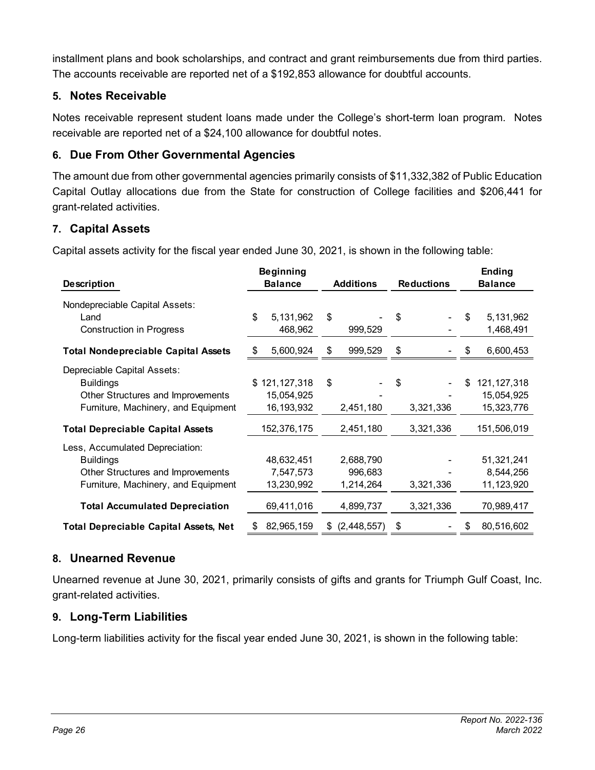installment plans and book scholarships, and contract and grant reimbursements due from third parties. The accounts receivable are reported net of a $192,853 allowance for doubtful accounts.

## 5. Notes Receivable

Notes receivable represent student loans made under the College's short-term loan program. Notes receivable are reported net of a $24,100 allowance for doubtful notes.

## 6. Due From Other Governmental Agencies

The amount due from other governmental agencies primarily consists of $11,332,382 of Public Education Capital Outlay allocations due from the State for construction of College facilities and $206,441 for grant-related activities.

## 7. Capital Assets

Capital assets activity for the fiscal year ended June 30, 2021, is shown in the following table:

| Description | Beginning Balance | Additions | Reductions | Ending Balance |
|---|---|---|---|---|
| Nondepreciable Capital Assets: | | | | |
| Land | $ 5,131,962 | $ - | $ - | $ 5,131,962 |
| Construction in Progress | 468,962 | 999,529 | - | 1,468,491 |
| **Total Nondepreciable Capital Assets** | $ 5,600,924 | $ 999,529 | $ - | $ 6,600,453 |
| Depreciable Capital Assets: | | | | |
| Buildings | $ 121,127,318 | $ - | $ - | $ 121,127,318 |
| Other Structures and Improvements | 15,054,925 | - | - | 15,054,925 |
| Furniture, Machinery, and Equipment | 16,193,932 | 2,451,180 | 3,321,336 | 15,323,776 |
| **Total Depreciable Capital Assets** | 152,376,175 | 2,451,180 | 3,321,336 | 151,506,019 |
| Less, Accumulated Depreciation: | | | | |
| Buildings | 48,632,451 | 2,688,790 | - | 51,321,241 |
| Other Structures and Improvements | 7,547,573 | 996,683 | - | 8,544,256 |
| Furniture, Machinery, and Equipment | 13,230,992 | 1,214,264 | 3,321,336 | 11,123,920 |
| **Total Accumulated Depreciation** | 69,411,016 | 4,899,737 | 3,321,336 | 70,989,417 |
| **Total Depreciable Capital Assets, Net** | $ 82,965,159 | $ (2,448,557) | $ - | $ 80,516,602 |

## 8. Unearned Revenue

Unearned revenue at June 30, 2021, primarily consists of gifts and grants for Triumph Gulf Coast, Inc. grant-related activities.

## 9. Long-Term Liabilities

Long-term liabilities activity for the fiscal year ended June 30, 2021, is shown in the following table: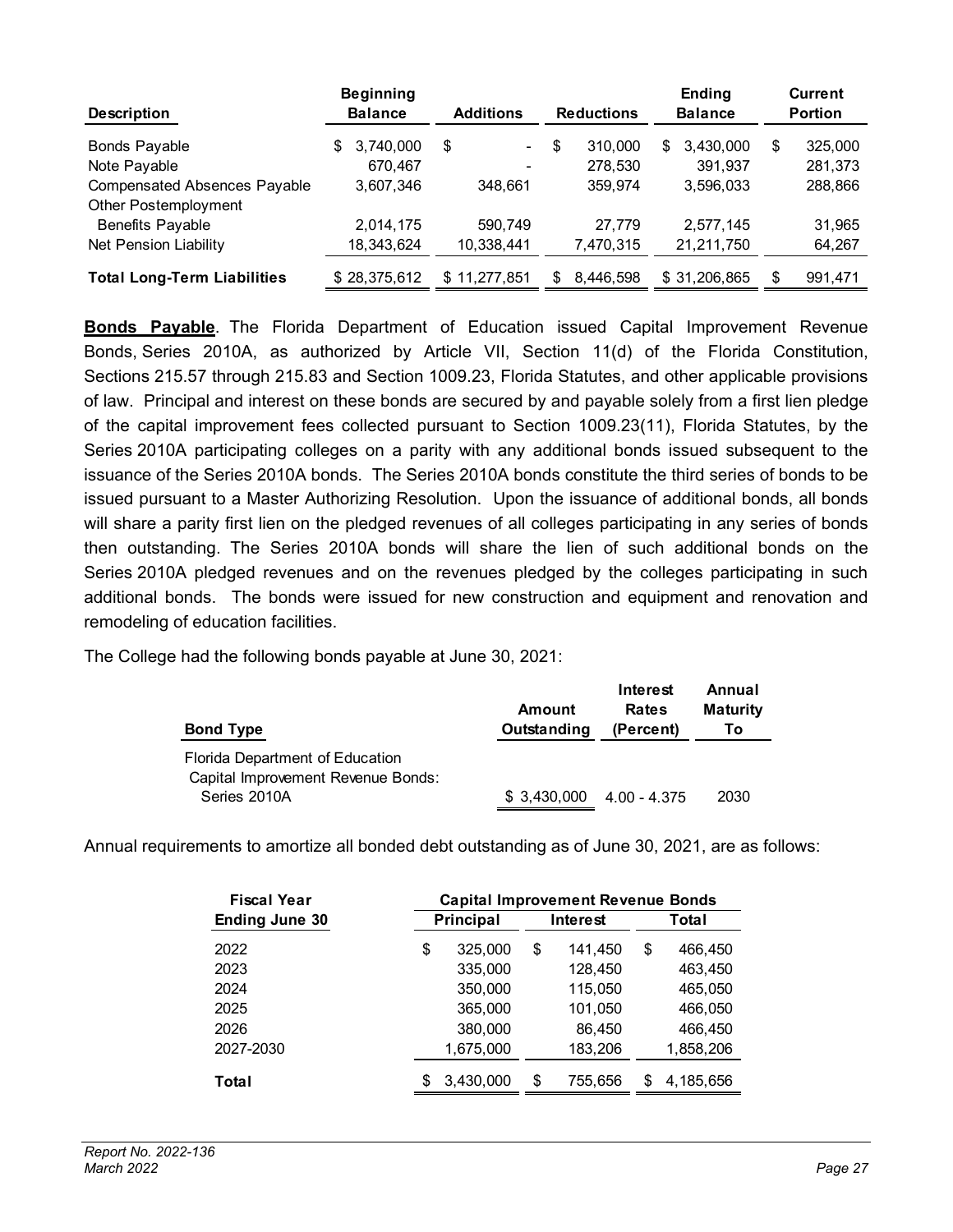| Description | Beginning Balance | Additions | Reductions | Ending Balance | Current Portion |
|---|---|---|---|---|---|
| Bonds Payable | $ 3,740,000 | $ - | $ 310,000 | $ 3,430,000 | $ 325,000 |
| Note Payable | 670,467 | - | 278,530 | 391,937 | 281,373 |
| Compensated Absences Payable | 3,607,346 | 348,661 | 359,974 | 3,596,033 | 288,866 |
| Other Postemployment Benefits Payable | 2,014,175 | 590,749 | 27,779 | 2,577,145 | 31,965 |
| Net Pension Liability | 18,343,624 | 10,338,441 | 7,470,315 | 21,211,750 | 64,267 |
| **Total Long-Term Liabilities** | $ 28,375,612 | $ 11,277,851 | $ 8,446,598 | $ 31,206,865 | $ 991,471 |

**Bonds Payable**. The Florida Department of Education issued Capital Improvement Revenue Bonds, Series 2010A, as authorized by Article VII, Section 11(d) of the Florida Constitution, Sections 215.57 through 215.83 and Section 1009.23, Florida Statutes, and other applicable provisions of law. Principal and interest on these bonds are secured by and payable solely from a first lien pledge of the capital improvement fees collected pursuant to Section 1009.23(11), Florida Statutes, by the Series 2010A participating colleges on a parity with any additional bonds issued subsequent to the issuance of the Series 2010A bonds. The Series 2010A bonds constitute the third series of bonds to be issued pursuant to a Master Authorizing Resolution. Upon the issuance of additional bonds, all bonds will share a parity first lien on the pledged revenues of all colleges participating in any series of bonds then outstanding. The Series 2010A bonds will share the lien of such additional bonds on the Series 2010A pledged revenues and on the revenues pledged by the colleges participating in such additional bonds. The bonds were issued for new construction and equipment and renovation and remodeling of education facilities.

The College had the following bonds payable at June 30, 2021:

| Bond Type | Amount Outstanding | Interest Rates (Percent) | Annual Maturity To |
|---|---|---|---|
| Florida Department of Education Capital Improvement Revenue Bonds: Series 2010A | $ 3,430,000 | 4.00 - 4.375 | 2030 |

Annual requirements to amortize all bonded debt outstanding as of June 30, 2021, are as follows:

| Fiscal Year Ending June 30 | Capital Improvement Revenue Bonds | | |
|---|---|---|---|
| | Principal | Interest | Total |
| 2022 | $ 325,000 | $ 141,450 | $ 466,450 |
| 2023 | 335,000 | 128,450 | 463,450 |
| 2024 | 350,000 | 115,050 | 465,050 |
| 2025 | 365,000 | 101,050 | 466,050 |
| 2026 | 380,000 | 86,450 | 466,450 |
| 2027-2030 | 1,675,000 | 183,206 | 1,858,206 |
| **Total** | $ 3,430,000 | $ 755,656 | $ 4,185,656 |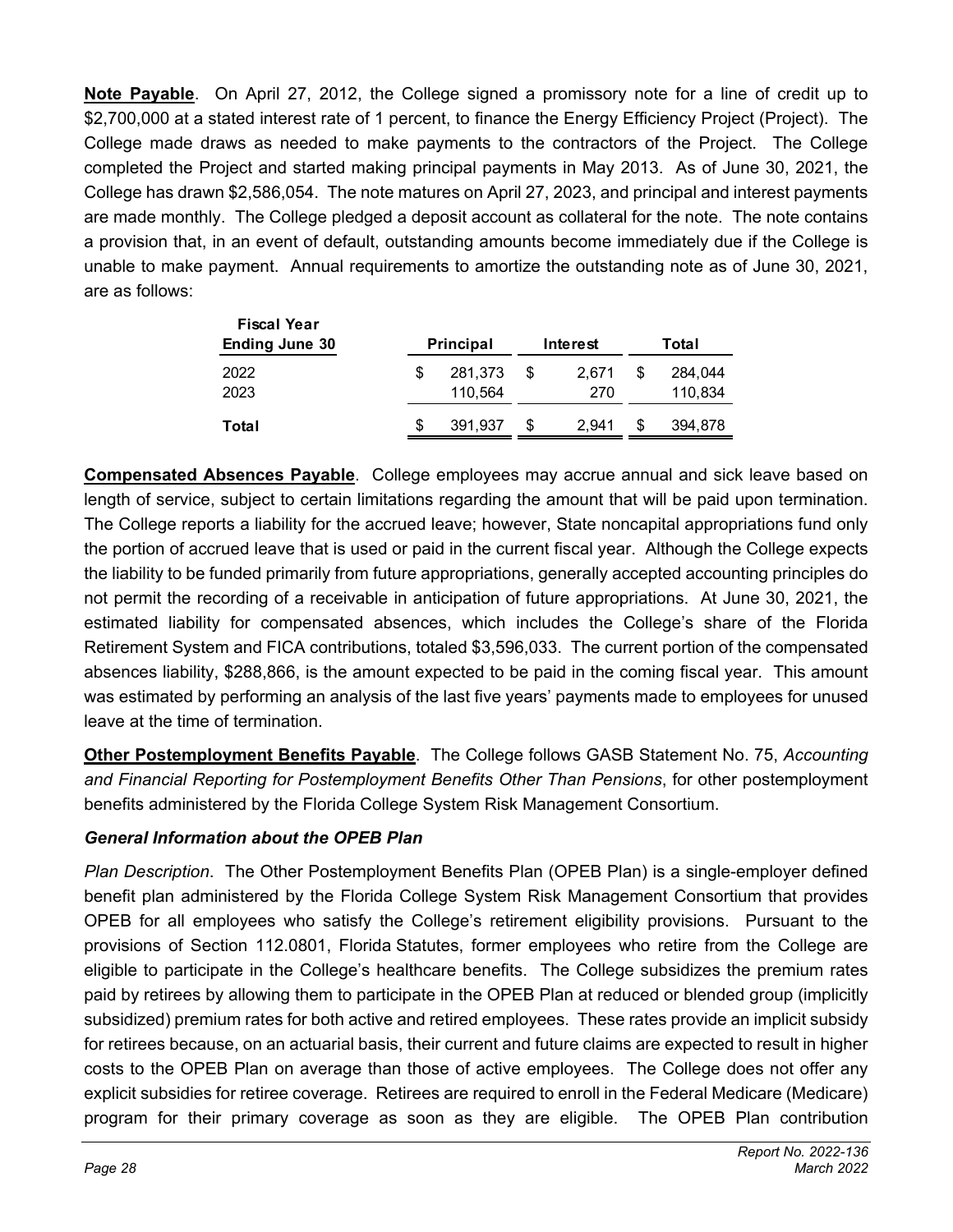**Note Payable**. On April 27, 2012, the College signed a promissory note for a line of credit up to $2,700,000 at a stated interest rate of 1 percent, to finance the Energy Efficiency Project (Project). The College made draws as needed to make payments to the contractors of the Project. The College completed the Project and started making principal payments in May 2013. As of June 30, 2021, the College has drawn $2,586,054. The note matures on April 27, 2023, and principal and interest payments are made monthly. The College pledged a deposit account as collateral for the note. The note contains a provision that, in an event of default, outstanding amounts become immediately due if the College is unable to make payment. Annual requirements to amortize the outstanding note as of June 30, 2021, are as follows:

| Fiscal Year Ending June 30 | Principal | Interest | Total |
|---|---|---|---|
| 2022 | $ 281,373 | $ 2,671 | $ 284,044 |
| 2023 | 110,564 | 270 | 110,834 |
| **Total** | $ 391,937 | $ 2,941 | $ 394,878 |

**Compensated Absences Payable**. College employees may accrue annual and sick leave based on length of service, subject to certain limitations regarding the amount that will be paid upon termination. The College reports a liability for the accrued leave; however, State noncapital appropriations fund only the portion of accrued leave that is used or paid in the current fiscal year. Although the College expects the liability to be funded primarily from future appropriations, generally accepted accounting principles do not permit the recording of a receivable in anticipation of future appropriations. At June 30, 2021, the estimated liability for compensated absences, which includes the College's share of the Florida Retirement System and FICA contributions, totaled $3,596,033. The current portion of the compensated absences liability, $288,866, is the amount expected to be paid in the coming fiscal year. This amount was estimated by performing an analysis of the last five years' payments made to employees for unused leave at the time of termination.

**Other Postemployment Benefits Payable**. The College follows GASB Statement No. 75, *Accounting and Financial Reporting for Postemployment Benefits Other Than Pensions*, for other postemployment benefits administered by the Florida College System Risk Management Consortium.

### *General Information about the OPEB Plan*

*Plan Description*. The Other Postemployment Benefits Plan (OPEB Plan) is a single-employer defined benefit plan administered by the Florida College System Risk Management Consortium that provides OPEB for all employees who satisfy the College's retirement eligibility provisions. Pursuant to the provisions of Section 112.0801, Florida Statutes, former employees who retire from the College are eligible to participate in the College's healthcare benefits. The College subsidizes the premium rates paid by retirees by allowing them to participate in the OPEB Plan at reduced or blended group (implicitly subsidized) premium rates for both active and retired employees. These rates provide an implicit subsidy for retirees because, on an actuarial basis, their current and future claims are expected to result in higher costs to the OPEB Plan on average than those of active employees. The College does not offer any explicit subsidies for retiree coverage. Retirees are required to enroll in the Federal Medicare (Medicare) program for their primary coverage as soon as they are eligible. The OPEB Plan contribution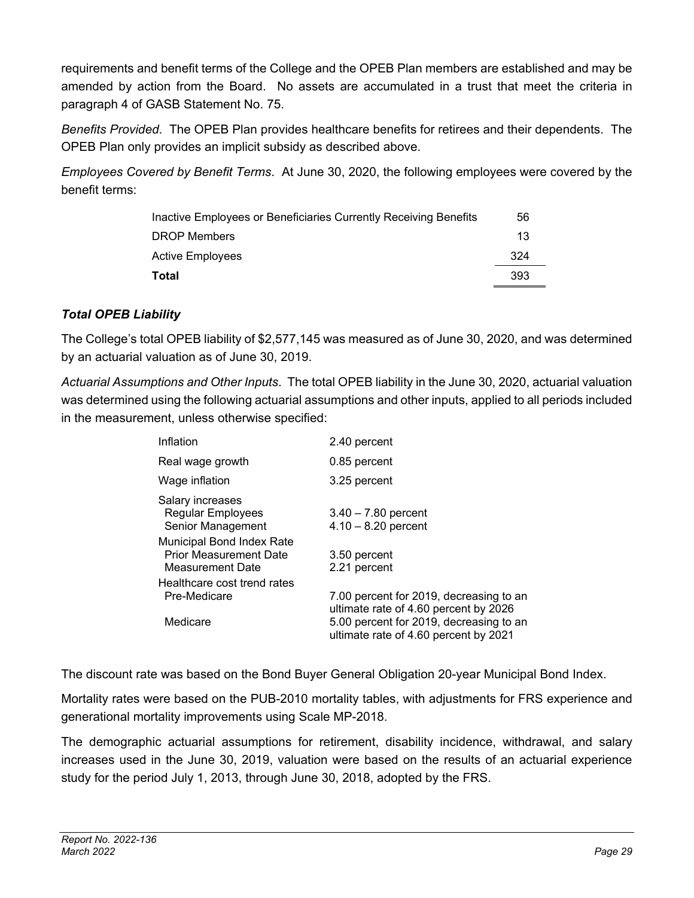requirements and benefit terms of the College and the OPEB Plan members are established and may be amended by action from the Board. No assets are accumulated in a trust that meet the criteria in paragraph 4 of GASB Statement No. 75.

*Benefits Provided*. The OPEB Plan provides healthcare benefits for retirees and their dependents. The OPEB Plan only provides an implicit subsidy as described above.

*Employees Covered by Benefit Terms*. At June 30, 2020, the following employees were covered by the benefit terms:

| | |
|---|---|
| Inactive Employees or Beneficiaries Currently Receiving Benefits | 56 |
| DROP Members | 13 |
| Active Employees | 324 |
| **Total** | 393 |

### *Total OPEB Liability*

The College's total OPEB liability of $2,577,145 was measured as of June 30, 2020, and was determined by an actuarial valuation as of June 30, 2019.

*Actuarial Assumptions and Other Inputs*. The total OPEB liability in the June 30, 2020, actuarial valuation was determined using the following actuarial assumptions and other inputs, applied to all periods included in the measurement, unless otherwise specified:

| | |
|---|---|
| Inflation | 2.40 percent |
| Real wage growth | 0.85 percent |
| Wage inflation | 3.25 percent |
| Salary increases | |
| Regular Employees | 3.40 – 7.80 percent |
| Senior Management | 4.10 – 8.20 percent |
| Municipal Bond Index Rate | |
| Prior Measurement Date | 3.50 percent |
| Measurement Date | 2.21 percent |
| Healthcare cost trend rates | |
| Pre-Medicare | 7.00 percent for 2019, decreasing to an ultimate rate of 4.60 percent by 2026 |
| Medicare | 5.00 percent for 2019, decreasing to an ultimate rate of 4.60 percent by 2021 |

The discount rate was based on the Bond Buyer General Obligation 20-year Municipal Bond Index.

Mortality rates were based on the PUB-2010 mortality tables, with adjustments for FRS experience and generational mortality improvements using Scale MP-2018.

The demographic actuarial assumptions for retirement, disability incidence, withdrawal, and salary increases used in the June 30, 2019, valuation were based on the results of an actuarial experience study for the period July 1, 2013, through June 30, 2018, adopted by the FRS.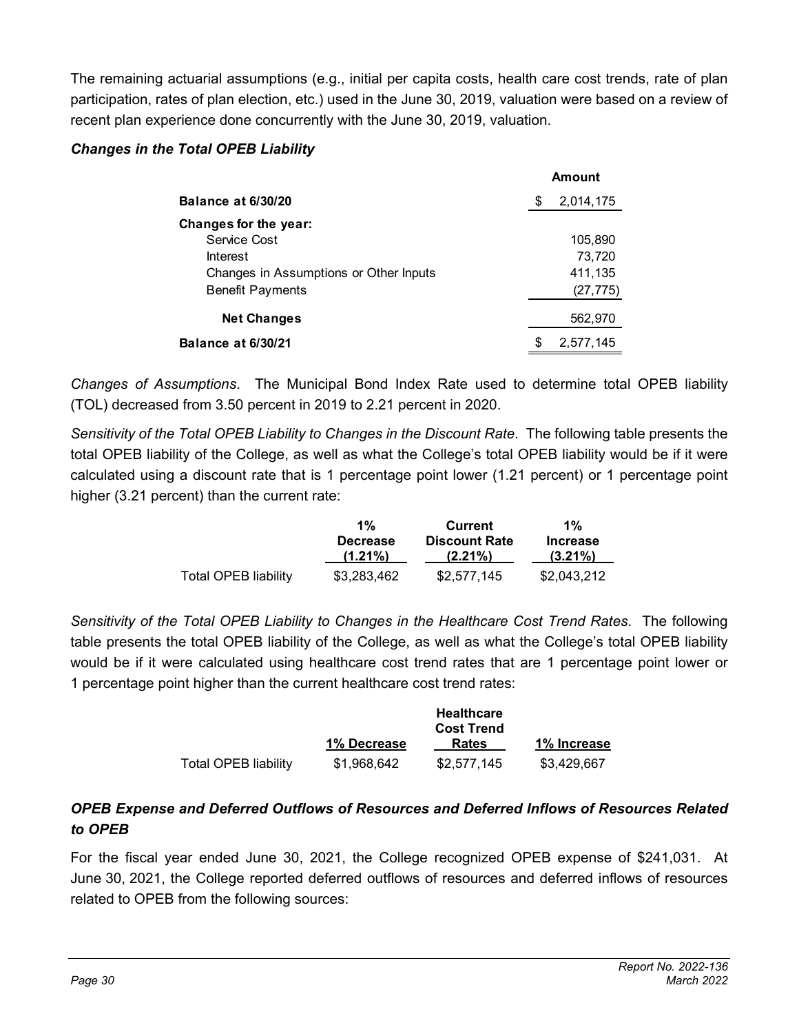The remaining actuarial assumptions (e.g., initial per capita costs, health care cost trends, rate of plan participation, rates of plan election, etc.) used in the June 30, 2019, valuation were based on a review of recent plan experience done concurrently with the June 30, 2019, valuation.

***Changes in the Total OPEB Liability***

| | Amount |
|---|---|
| **Balance at 6/30/20** | $ 2,014,175 |
| **Changes for the year:** | |
| Service Cost | 105,890 |
| Interest | 73,720 |
| Changes in Assumptions or Other Inputs | 411,135 |
| Benefit Payments | (27,775) |
| **Net Changes** | 562,970 |
| **Balance at 6/30/21** | $ 2,577,145 |

*Changes of Assumptions*. The Municipal Bond Index Rate used to determine total OPEB liability (TOL) decreased from 3.50 percent in 2019 to 2.21 percent in 2020.

*Sensitivity of the Total OPEB Liability to Changes in the Discount Rate*. The following table presents the total OPEB liability of the College, as well as what the College's total OPEB liability would be if it were calculated using a discount rate that is 1 percentage point lower (1.21 percent) or 1 percentage point higher (3.21 percent) than the current rate:

| | 1% Decrease (1.21%) | Current Discount Rate (2.21%) | 1% Increase (3.21%) |
|---|---|---|---|
| Total OPEB liability | $3,283,462 | $2,577,145 | $2,043,212 |

*Sensitivity of the Total OPEB Liability to Changes in the Healthcare Cost Trend Rates*. The following table presents the total OPEB liability of the College, as well as what the College's total OPEB liability would be if it were calculated using healthcare cost trend rates that are 1 percentage point lower or 1 percentage point higher than the current healthcare cost trend rates:

| | 1% Decrease | Healthcare Cost Trend Rates | 1% Increase |
|---|---|---|---|
| Total OPEB liability | $1,968,642 | $2,577,145 | $3,429,667 |

## *OPEB Expense and Deferred Outflows of Resources and Deferred Inflows of Resources Related to OPEB*

For the fiscal year ended June 30, 2021, the College recognized OPEB expense of $241,031. At June 30, 2021, the College reported deferred outflows of resources and deferred inflows of resources related to OPEB from the following sources: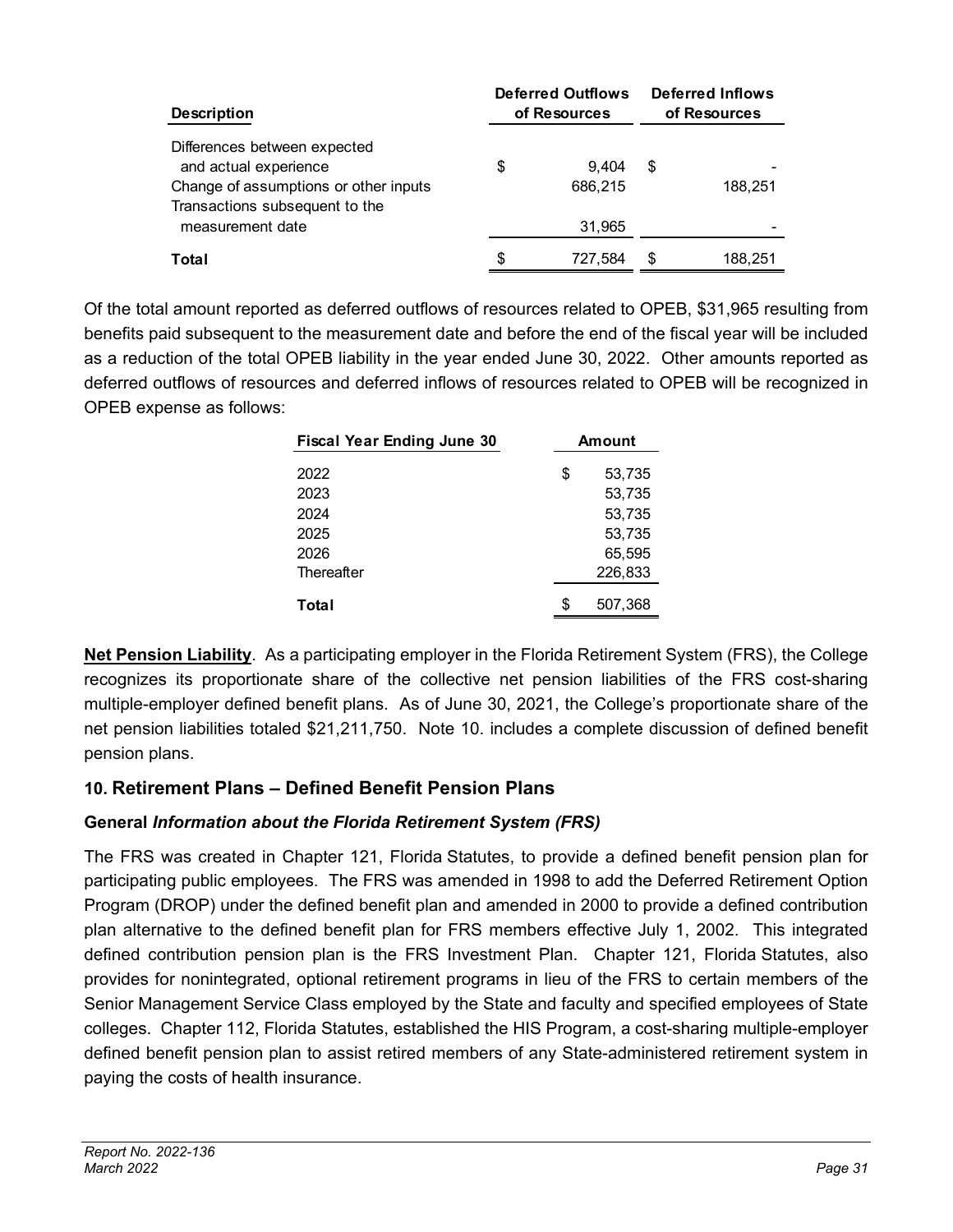| Description | Deferred Outflows of Resources | Deferred Inflows of Resources |
|---|---|---|
| Differences between expected and actual experience | $ 9,404 | $ - |
| Change of assumptions or other inputs | 686,215 | 188,251 |
| Transactions subsequent to the measurement date | 31,965 | - |
| **Total** | $ 727,584 | $ 188,251 |

Of the total amount reported as deferred outflows of resources related to OPEB, $31,965 resulting from benefits paid subsequent to the measurement date and before the end of the fiscal year will be included as a reduction of the total OPEB liability in the year ended June 30, 2022. Other amounts reported as deferred outflows of resources and deferred inflows of resources related to OPEB will be recognized in OPEB expense as follows:

| Fiscal Year Ending June 30 | Amount |
|---|---|
| 2022 | $ 53,735 |
| 2023 | 53,735 |
| 2024 | 53,735 |
| 2025 | 53,735 |
| 2026 | 65,595 |
| Thereafter | 226,833 |
| **Total** | $ 507,368 |

**Net Pension Liability**. As a participating employer in the Florida Retirement System (FRS), the College recognizes its proportionate share of the collective net pension liabilities of the FRS cost-sharing multiple-employer defined benefit plans. As of June 30, 2021, the College's proportionate share of the net pension liabilities totaled $21,211,750. Note 10. includes a complete discussion of defined benefit pension plans.

## 10. Retirement Plans – Defined Benefit Pension Plans

### General *Information about the Florida Retirement System (FRS)*

The FRS was created in Chapter 121, Florida Statutes, to provide a defined benefit pension plan for participating public employees. The FRS was amended in 1998 to add the Deferred Retirement Option Program (DROP) under the defined benefit plan and amended in 2000 to provide a defined contribution plan alternative to the defined benefit plan for FRS members effective July 1, 2002. This integrated defined contribution pension plan is the FRS Investment Plan. Chapter 121, Florida Statutes, also provides for nonintegrated, optional retirement programs in lieu of the FRS to certain members of the Senior Management Service Class employed by the State and faculty and specified employees of State colleges. Chapter 112, Florida Statutes, established the HIS Program, a cost-sharing multiple-employer defined benefit pension plan to assist retired members of any State-administered retirement system in paying the costs of health insurance.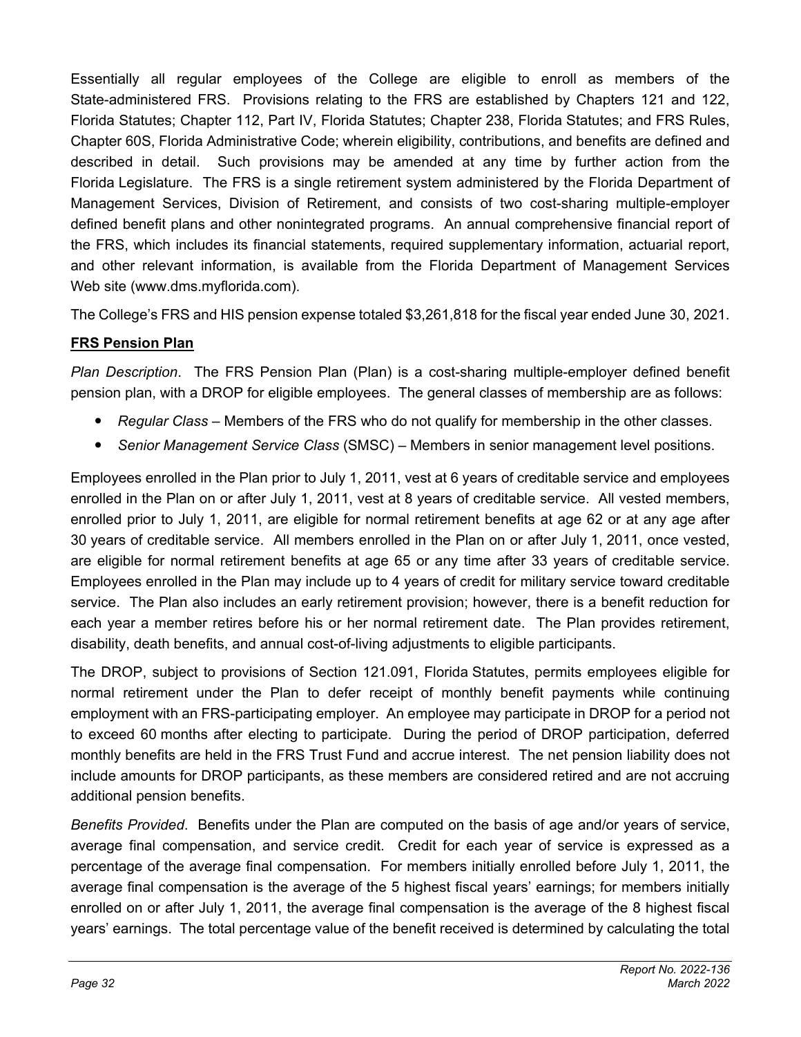Essentially all regular employees of the College are eligible to enroll as members of the State-administered FRS. Provisions relating to the FRS are established by Chapters 121 and 122, Florida Statutes; Chapter 112, Part IV, Florida Statutes; Chapter 238, Florida Statutes; and FRS Rules, Chapter 60S, Florida Administrative Code; wherein eligibility, contributions, and benefits are defined and described in detail. Such provisions may be amended at any time by further action from the Florida Legislature. The FRS is a single retirement system administered by the Florida Department of Management Services, Division of Retirement, and consists of two cost-sharing multiple-employer defined benefit plans and other nonintegrated programs. An annual comprehensive financial report of the FRS, which includes its financial statements, required supplementary information, actuarial report, and other relevant information, is available from the Florida Department of Management Services Web site (www.dms.myflorida.com).

The College's FRS and HIS pension expense totaled $3,261,818 for the fiscal year ended June 30, 2021.

**FRS Pension Plan**

*Plan Description*. The FRS Pension Plan (Plan) is a cost-sharing multiple-employer defined benefit pension plan, with a DROP for eligible employees. The general classes of membership are as follows:

- *Regular Class* – Members of the FRS who do not qualify for membership in the other classes.
- *Senior Management Service Class* (SMSC) – Members in senior management level positions.

Employees enrolled in the Plan prior to July 1, 2011, vest at 6 years of creditable service and employees enrolled in the Plan on or after July 1, 2011, vest at 8 years of creditable service. All vested members, enrolled prior to July 1, 2011, are eligible for normal retirement benefits at age 62 or at any age after 30 years of creditable service. All members enrolled in the Plan on or after July 1, 2011, once vested, are eligible for normal retirement benefits at age 65 or any time after 33 years of creditable service. Employees enrolled in the Plan may include up to 4 years of credit for military service toward creditable service. The Plan also includes an early retirement provision; however, there is a benefit reduction for each year a member retires before his or her normal retirement date. The Plan provides retirement, disability, death benefits, and annual cost-of-living adjustments to eligible participants.

The DROP, subject to provisions of Section 121.091, Florida Statutes, permits employees eligible for normal retirement under the Plan to defer receipt of monthly benefit payments while continuing employment with an FRS-participating employer. An employee may participate in DROP for a period not to exceed 60 months after electing to participate. During the period of DROP participation, deferred monthly benefits are held in the FRS Trust Fund and accrue interest. The net pension liability does not include amounts for DROP participants, as these members are considered retired and are not accruing additional pension benefits.

*Benefits Provided*. Benefits under the Plan are computed on the basis of age and/or years of service, average final compensation, and service credit. Credit for each year of service is expressed as a percentage of the average final compensation. For members initially enrolled before July 1, 2011, the average final compensation is the average of the 5 highest fiscal years' earnings; for members initially enrolled on or after July 1, 2011, the average final compensation is the average of the 8 highest fiscal years' earnings. The total percentage value of the benefit received is determined by calculating the total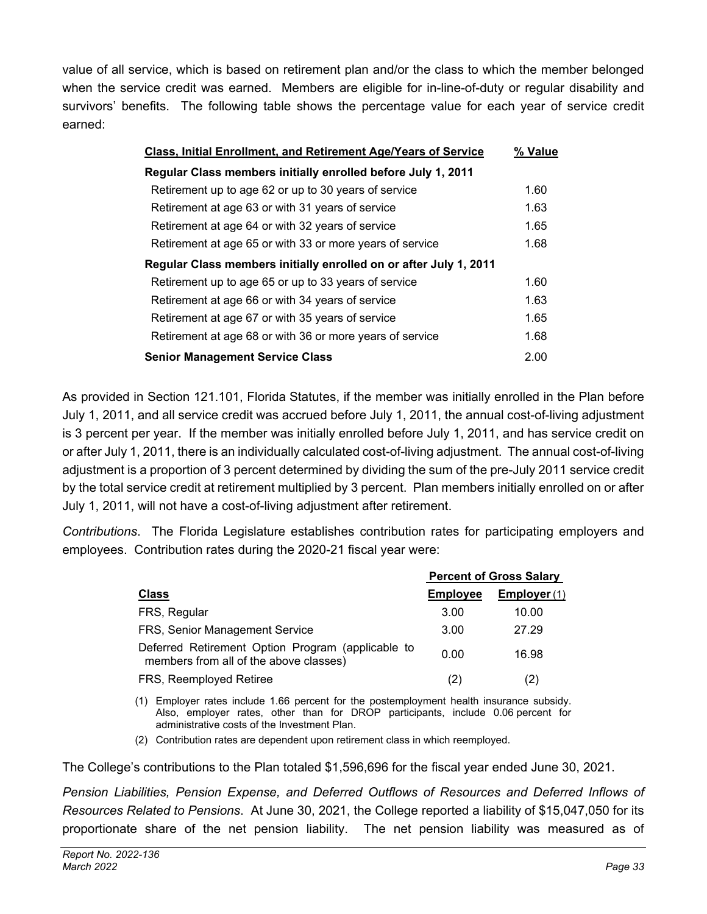value of all service, which is based on retirement plan and/or the class to which the member belonged when the service credit was earned. Members are eligible for in-line-of-duty or regular disability and survivors' benefits. The following table shows the percentage value for each year of service credit earned:

| Class, Initial Enrollment, and Retirement Age/Years of Service | % Value |
|---|---|
| **Regular Class members initially enrolled before July 1, 2011** | |
| Retirement up to age 62 or up to 30 years of service | 1.60 |
| Retirement at age 63 or with 31 years of service | 1.63 |
| Retirement at age 64 or with 32 years of service | 1.65 |
| Retirement at age 65 or with 33 or more years of service | 1.68 |
| **Regular Class members initially enrolled on or after July 1, 2011** | |
| Retirement up to age 65 or up to 33 years of service | 1.60 |
| Retirement at age 66 or with 34 years of service | 1.63 |
| Retirement at age 67 or with 35 years of service | 1.65 |
| Retirement at age 68 or with 36 or more years of service | 1.68 |
| **Senior Management Service Class** | 2.00 |

As provided in Section 121.101, Florida Statutes, if the member was initially enrolled in the Plan before July 1, 2011, and all service credit was accrued before July 1, 2011, the annual cost-of-living adjustment is 3 percent per year. If the member was initially enrolled before July 1, 2011, and has service credit on or after July 1, 2011, there is an individually calculated cost-of-living adjustment. The annual cost-of-living adjustment is a proportion of 3 percent determined by dividing the sum of the pre-July 2011 service credit by the total service credit at retirement multiplied by 3 percent. Plan members initially enrolled on or after July 1, 2011, will not have a cost-of-living adjustment after retirement.

*Contributions*. The Florida Legislature establishes contribution rates for participating employers and employees. Contribution rates during the 2020-21 fiscal year were:

| | Percent of Gross Salary | |
|---|---|---|
| **Class** | **Employee** | **Employer (1)** |
| FRS, Regular | 3.00 | 10.00 |
| FRS, Senior Management Service | 3.00 | 27.29 |
| Deferred Retirement Option Program (applicable to members from all of the above classes) | 0.00 | 16.98 |
| FRS, Reemployed Retiree | (2) | (2) |

(1) Employer rates include 1.66 percent for the postemployment health insurance subsidy. Also, employer rates, other than for DROP participants, include 0.06 percent for administrative costs of the Investment Plan.

(2) Contribution rates are dependent upon retirement class in which reemployed.

The College's contributions to the Plan totaled $1,596,696 for the fiscal year ended June 30, 2021.

*Pension Liabilities, Pension Expense, and Deferred Outflows of Resources and Deferred Inflows of Resources Related to Pensions*. At June 30, 2021, the College reported a liability of $15,047,050 for its proportionate share of the net pension liability. The net pension liability was measured as of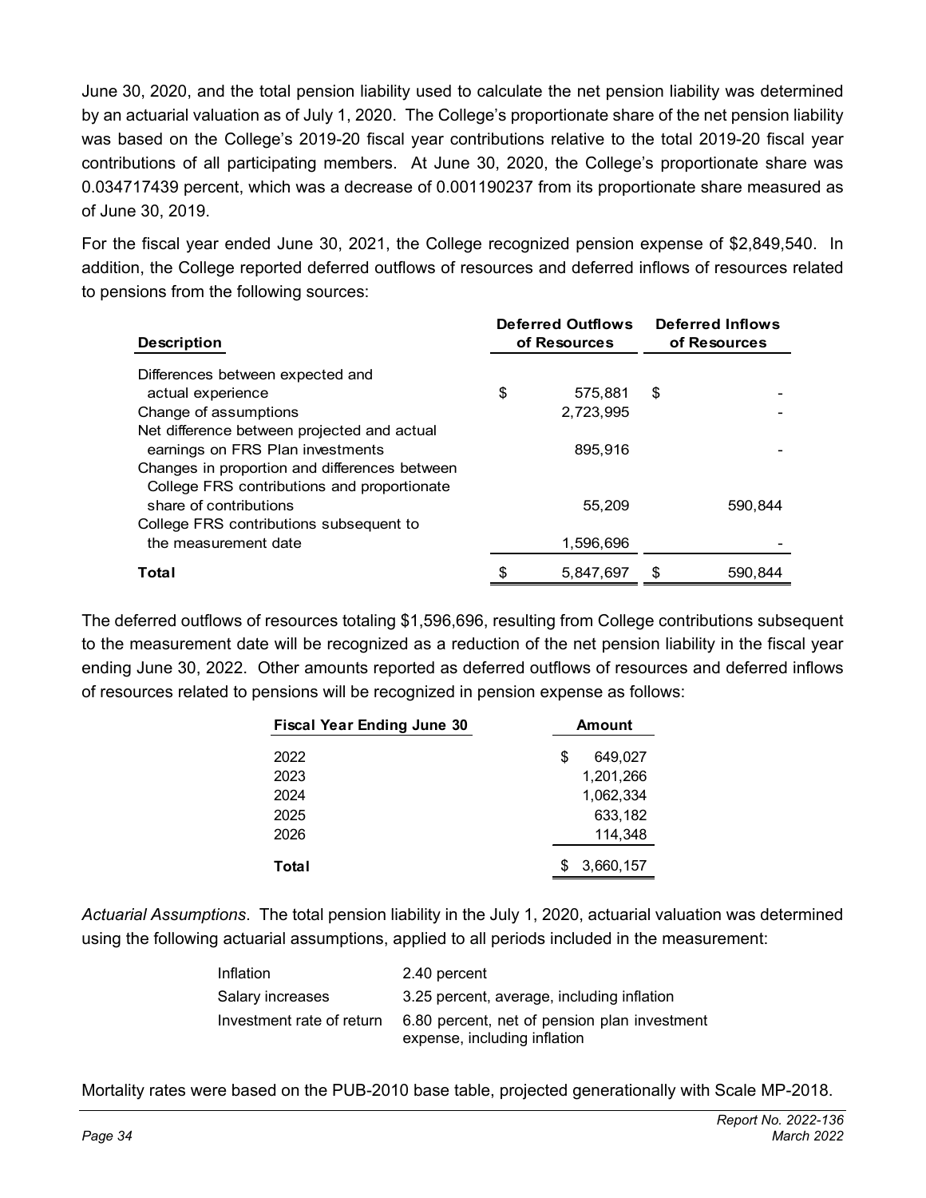June 30, 2020, and the total pension liability used to calculate the net pension liability was determined by an actuarial valuation as of July 1, 2020. The College's proportionate share of the net pension liability was based on the College's 2019-20 fiscal year contributions relative to the total 2019-20 fiscal year contributions of all participating members. At June 30, 2020, the College's proportionate share was 0.034717439 percent, which was a decrease of 0.001190237 from its proportionate share measured as of June 30, 2019.

For the fiscal year ended June 30, 2021, the College recognized pension expense of $2,849,540. In addition, the College reported deferred outflows of resources and deferred inflows of resources related to pensions from the following sources:

| Description | Deferred Outflows of Resources | Deferred Inflows of Resources |
|---|---|---|
| Differences between expected and actual experience | $ 575,881 | $ - |
| Change of assumptions | 2,723,995 | - |
| Net difference between projected and actual earnings on FRS Plan investments | 895,916 | - |
| Changes in proportion and differences between College FRS contributions and proportionate share of contributions | 55,209 | 590,844 |
| College FRS contributions subsequent to the measurement date | 1,596,696 | - |
| **Total** | $ 5,847,697 | $ 590,844 |

The deferred outflows of resources totaling $1,596,696, resulting from College contributions subsequent to the measurement date will be recognized as a reduction of the net pension liability in the fiscal year ending June 30, 2022. Other amounts reported as deferred outflows of resources and deferred inflows of resources related to pensions will be recognized in pension expense as follows:

| Fiscal Year Ending June 30 | Amount |
|---|---|
| 2022 | $ 649,027 |
| 2023 | 1,201,266 |
| 2024 | 1,062,334 |
| 2025 | 633,182 |
| 2026 | 114,348 |
| **Total** | $ 3,660,157 |

*Actuarial Assumptions*. The total pension liability in the July 1, 2020, actuarial valuation was determined using the following actuarial assumptions, applied to all periods included in the measurement:

| | |
|---|---|
| Inflation | 2.40 percent |
| Salary increases | 3.25 percent, average, including inflation |
| Investment rate of return | 6.80 percent, net of pension plan investment expense, including inflation |

Mortality rates were based on the PUB-2010 base table, projected generationally with Scale MP-2018.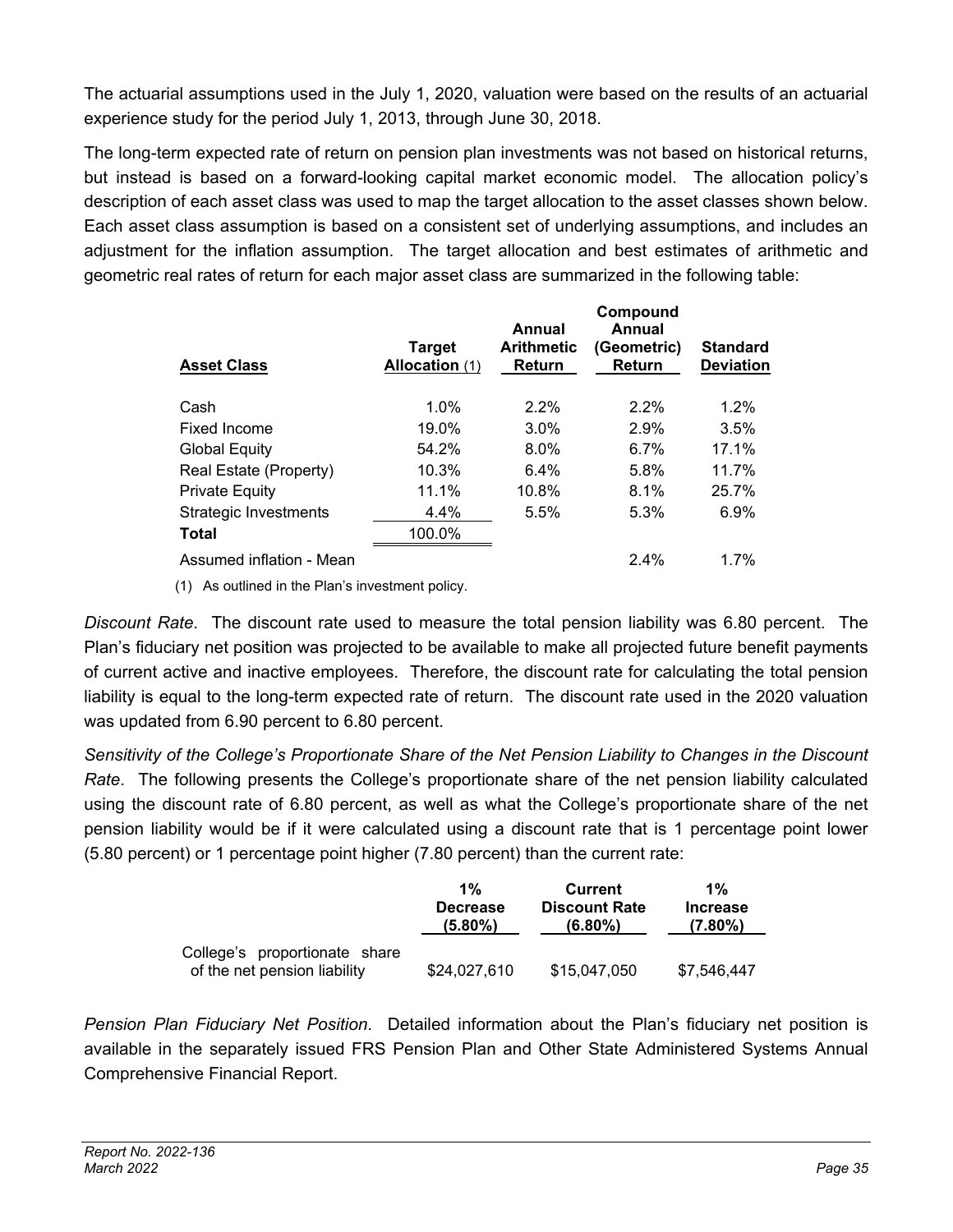The actuarial assumptions used in the July 1, 2020, valuation were based on the results of an actuarial experience study for the period July 1, 2013, through June 30, 2018.

The long-term expected rate of return on pension plan investments was not based on historical returns, but instead is based on a forward-looking capital market economic model. The allocation policy's description of each asset class was used to map the target allocation to the asset classes shown below. Each asset class assumption is based on a consistent set of underlying assumptions, and includes an adjustment for the inflation assumption. The target allocation and best estimates of arithmetic and geometric real rates of return for each major asset class are summarized in the following table:

| Asset Class | Target Allocation (1) | Annual Arithmetic Return | Compound Annual (Geometric) Return | Standard Deviation |
|---|---|---|---|---|
| Cash | 1.0% | 2.2% | 2.2% | 1.2% |
| Fixed Income | 19.0% | 3.0% | 2.9% | 3.5% |
| Global Equity | 54.2% | 8.0% | 6.7% | 17.1% |
| Real Estate (Property) | 10.3% | 6.4% | 5.8% | 11.7% |
| Private Equity | 11.1% | 10.8% | 8.1% | 25.7% |
| Strategic Investments | 4.4% | 5.5% | 5.3% | 6.9% |
| **Total** | 100.0% | | | |
| Assumed inflation - Mean | | | 2.4% | 1.7% |

(1) As outlined in the Plan's investment policy.

*Discount Rate*. The discount rate used to measure the total pension liability was 6.80 percent. The Plan's fiduciary net position was projected to be available to make all projected future benefit payments of current active and inactive employees. Therefore, the discount rate for calculating the total pension liability is equal to the long-term expected rate of return. The discount rate used in the 2020 valuation was updated from 6.90 percent to 6.80 percent.

*Sensitivity of the College's Proportionate Share of the Net Pension Liability to Changes in the Discount Rate*. The following presents the College's proportionate share of the net pension liability calculated using the discount rate of 6.80 percent, as well as what the College's proportionate share of the net pension liability would be if it were calculated using a discount rate that is 1 percentage point lower (5.80 percent) or 1 percentage point higher (7.80 percent) than the current rate:

| | 1% Decrease (5.80%) | Current Discount Rate (6.80%) | 1% Increase (7.80%) |
|---|---|---|---|
| College's proportionate share of the net pension liability | $24,027,610 | $15,047,050 | $7,546,447 |

*Pension Plan Fiduciary Net Position*. Detailed information about the Plan's fiduciary net position is available in the separately issued FRS Pension Plan and Other State Administered Systems Annual Comprehensive Financial Report.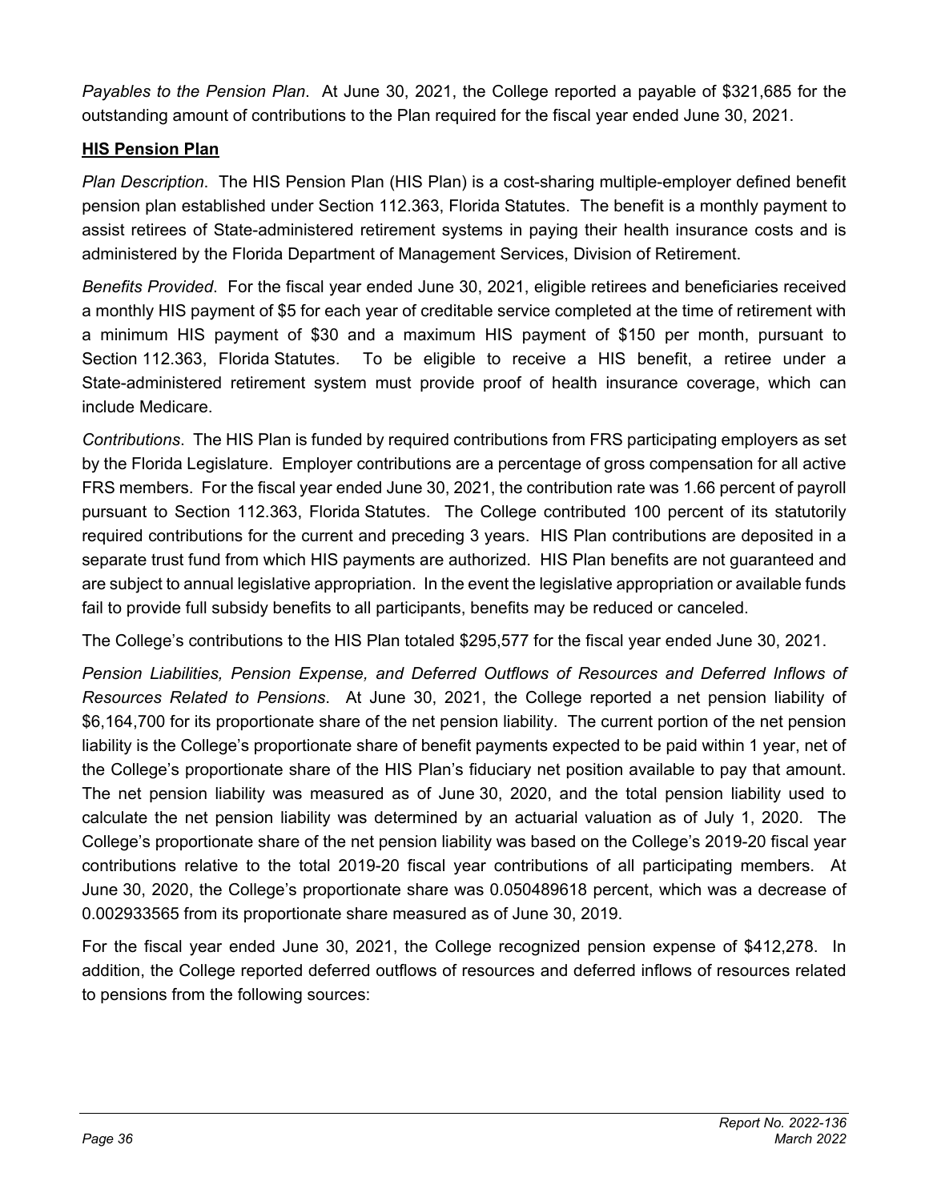*Payables to the Pension Plan*. At June 30, 2021, the College reported a payable of $321,685 for the outstanding amount of contributions to the Plan required for the fiscal year ended June 30, 2021.

**HIS Pension Plan**

*Plan Description*. The HIS Pension Plan (HIS Plan) is a cost-sharing multiple-employer defined benefit pension plan established under Section 112.363, Florida Statutes. The benefit is a monthly payment to assist retirees of State-administered retirement systems in paying their health insurance costs and is administered by the Florida Department of Management Services, Division of Retirement.

*Benefits Provided*. For the fiscal year ended June 30, 2021, eligible retirees and beneficiaries received a monthly HIS payment of $5 for each year of creditable service completed at the time of retirement with a minimum HIS payment of $30 and a maximum HIS payment of $150 per month, pursuant to Section 112.363, Florida Statutes. To be eligible to receive a HIS benefit, a retiree under a State-administered retirement system must provide proof of health insurance coverage, which can include Medicare.

*Contributions*. The HIS Plan is funded by required contributions from FRS participating employers as set by the Florida Legislature. Employer contributions are a percentage of gross compensation for all active FRS members. For the fiscal year ended June 30, 2021, the contribution rate was 1.66 percent of payroll pursuant to Section 112.363, Florida Statutes. The College contributed 100 percent of its statutorily required contributions for the current and preceding 3 years. HIS Plan contributions are deposited in a separate trust fund from which HIS payments are authorized. HIS Plan benefits are not guaranteed and are subject to annual legislative appropriation. In the event the legislative appropriation or available funds fail to provide full subsidy benefits to all participants, benefits may be reduced or canceled.

The College's contributions to the HIS Plan totaled $295,577 for the fiscal year ended June 30, 2021.

*Pension Liabilities, Pension Expense, and Deferred Outflows of Resources and Deferred Inflows of Resources Related to Pensions*. At June 30, 2021, the College reported a net pension liability of $6,164,700 for its proportionate share of the net pension liability. The current portion of the net pension liability is the College's proportionate share of benefit payments expected to be paid within 1 year, net of the College's proportionate share of the HIS Plan's fiduciary net position available to pay that amount. The net pension liability was measured as of June 30, 2020, and the total pension liability used to calculate the net pension liability was determined by an actuarial valuation as of July 1, 2020. The College's proportionate share of the net pension liability was based on the College's 2019-20 fiscal year contributions relative to the total 2019-20 fiscal year contributions of all participating members. At June 30, 2020, the College's proportionate share was 0.050489618 percent, which was a decrease of 0.002933565 from its proportionate share measured as of June 30, 2019.

For the fiscal year ended June 30, 2021, the College recognized pension expense of $412,278. In addition, the College reported deferred outflows of resources and deferred inflows of resources related to pensions from the following sources: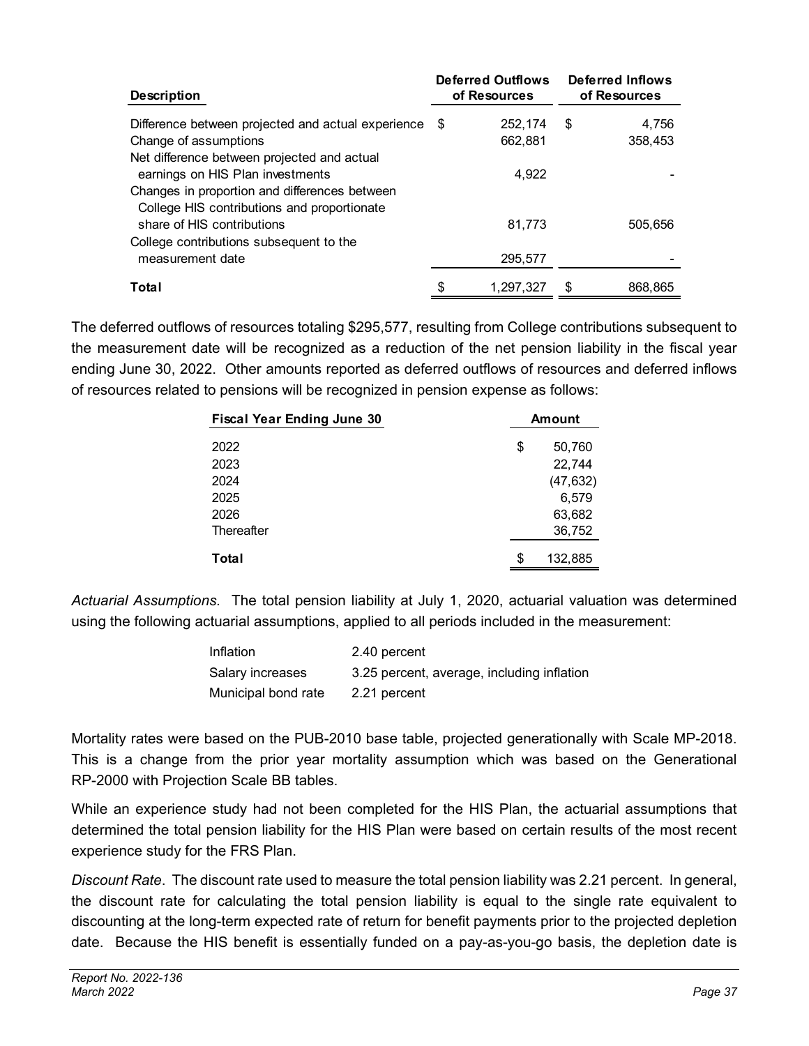| Description | Deferred Outflows of Resources | Deferred Inflows of Resources |
|---|---|---|
| Difference between projected and actual experience | $ 252,174 | $ 4,756 |
| Change of assumptions | 662,881 | 358,453 |
| Net difference between projected and actual earnings on HIS Plan investments | 4,922 | - |
| Changes in proportion and differences between College HIS contributions and proportionate share of HIS contributions | 81,773 | 505,656 |
| College contributions subsequent to the measurement date | 295,577 | - |
| **Total** | $ 1,297,327 | $ 868,865 |

The deferred outflows of resources totaling $295,577, resulting from College contributions subsequent to the measurement date will be recognized as a reduction of the net pension liability in the fiscal year ending June 30, 2022. Other amounts reported as deferred outflows of resources and deferred inflows of resources related to pensions will be recognized in pension expense as follows:

| Fiscal Year Ending June 30 | Amount |
|---|---|
| 2022 | $ 50,760 |
| 2023 | 22,744 |
| 2024 | (47,632) |
| 2025 | 6,579 |
| 2026 | 63,682 |
| Thereafter | 36,752 |
| **Total** | $ 132,885 |

*Actuarial Assumptions*. The total pension liability at July 1, 2020, actuarial valuation was determined using the following actuarial assumptions, applied to all periods included in the measurement:

| | |
|---|---|
| Inflation | 2.40 percent |
| Salary increases | 3.25 percent, average, including inflation |
| Municipal bond rate | 2.21 percent |

Mortality rates were based on the PUB-2010 base table, projected generationally with Scale MP-2018. This is a change from the prior year mortality assumption which was based on the Generational RP-2000 with Projection Scale BB tables.

While an experience study had not been completed for the HIS Plan, the actuarial assumptions that determined the total pension liability for the HIS Plan were based on certain results of the most recent experience study for the FRS Plan.

*Discount Rate*. The discount rate used to measure the total pension liability was 2.21 percent. In general, the discount rate for calculating the total pension liability is equal to the single rate equivalent to discounting at the long-term expected rate of return for benefit payments prior to the projected depletion date. Because the HIS benefit is essentially funded on a pay-as-you-go basis, the depletion date is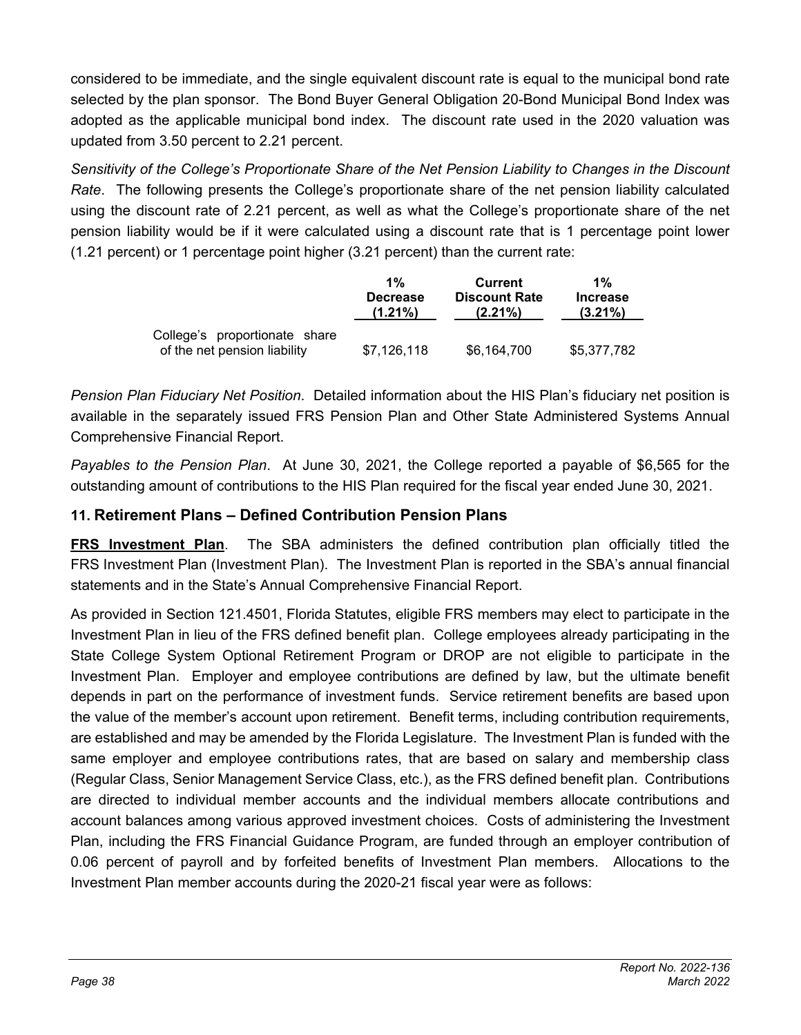considered to be immediate, and the single equivalent discount rate is equal to the municipal bond rate selected by the plan sponsor. The Bond Buyer General Obligation 20-Bond Municipal Bond Index was adopted as the applicable municipal bond index. The discount rate used in the 2020 valuation was updated from 3.50 percent to 2.21 percent.

*Sensitivity of the College's Proportionate Share of the Net Pension Liability to Changes in the Discount Rate*. The following presents the College's proportionate share of the net pension liability calculated using the discount rate of 2.21 percent, as well as what the College's proportionate share of the net pension liability would be if it were calculated using a discount rate that is 1 percentage point lower (1.21 percent) or 1 percentage point higher (3.21 percent) than the current rate:

| | 1% Decrease (1.21%) | Current Discount Rate (2.21%) | 1% Increase (3.21%) |
|---|---|---|---|
| College's proportionate share of the net pension liability | $7,126,118 | $6,164,700 | $5,377,782 |

*Pension Plan Fiduciary Net Position*. Detailed information about the HIS Plan's fiduciary net position is available in the separately issued FRS Pension Plan and Other State Administered Systems Annual Comprehensive Financial Report.

*Payables to the Pension Plan*. At June 30, 2021, the College reported a payable of $6,565 for the outstanding amount of contributions to the HIS Plan required for the fiscal year ended June 30, 2021.

### 11. Retirement Plans – Defined Contribution Pension Plans

**FRS Investment Plan**. The SBA administers the defined contribution plan officially titled the FRS Investment Plan (Investment Plan). The Investment Plan is reported in the SBA's annual financial statements and in the State's Annual Comprehensive Financial Report.

As provided in Section 121.4501, Florida Statutes, eligible FRS members may elect to participate in the Investment Plan in lieu of the FRS defined benefit plan. College employees already participating in the State College System Optional Retirement Program or DROP are not eligible to participate in the Investment Plan. Employer and employee contributions are defined by law, but the ultimate benefit depends in part on the performance of investment funds. Service retirement benefits are based upon the value of the member's account upon retirement. Benefit terms, including contribution requirements, are established and may be amended by the Florida Legislature. The Investment Plan is funded with the same employer and employee contributions rates, that are based on salary and membership class (Regular Class, Senior Management Service Class, etc.), as the FRS defined benefit plan. Contributions are directed to individual member accounts and the individual members allocate contributions and account balances among various approved investment choices. Costs of administering the Investment Plan, including the FRS Financial Guidance Program, are funded through an employer contribution of 0.06 percent of payroll and by forfeited benefits of Investment Plan members. Allocations to the Investment Plan member accounts during the 2020-21 fiscal year were as follows: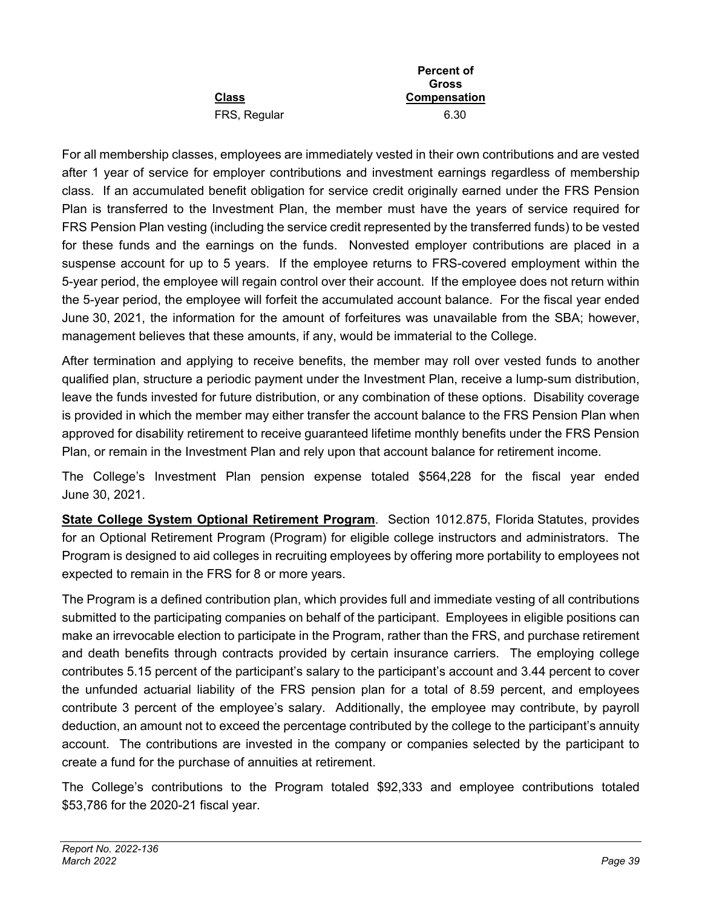| Class | Percent of Gross Compensation |
| --- | --- |
| FRS, Regular | 6.30 |

For all membership classes, employees are immediately vested in their own contributions and are vested after 1 year of service for employer contributions and investment earnings regardless of membership class. If an accumulated benefit obligation for service credit originally earned under the FRS Pension Plan is transferred to the Investment Plan, the member must have the years of service required for FRS Pension Plan vesting (including the service credit represented by the transferred funds) to be vested for these funds and the earnings on the funds. Nonvested employer contributions are placed in a suspense account for up to 5 years. If the employee returns to FRS-covered employment within the 5-year period, the employee will regain control over their account. If the employee does not return within the 5-year period, the employee will forfeit the accumulated account balance. For the fiscal year ended June 30, 2021, the information for the amount of forfeitures was unavailable from the SBA; however, management believes that these amounts, if any, would be immaterial to the College.

After termination and applying to receive benefits, the member may roll over vested funds to another qualified plan, structure a periodic payment under the Investment Plan, receive a lump-sum distribution, leave the funds invested for future distribution, or any combination of these options. Disability coverage is provided in which the member may either transfer the account balance to the FRS Pension Plan when approved for disability retirement to receive guaranteed lifetime monthly benefits under the FRS Pension Plan, or remain in the Investment Plan and rely upon that account balance for retirement income.

The College's Investment Plan pension expense totaled $564,228 for the fiscal year ended June 30, 2021.

**State College System Optional Retirement Program**. Section 1012.875, Florida Statutes, provides for an Optional Retirement Program (Program) for eligible college instructors and administrators. The Program is designed to aid colleges in recruiting employees by offering more portability to employees not expected to remain in the FRS for 8 or more years.

The Program is a defined contribution plan, which provides full and immediate vesting of all contributions submitted to the participating companies on behalf of the participant. Employees in eligible positions can make an irrevocable election to participate in the Program, rather than the FRS, and purchase retirement and death benefits through contracts provided by certain insurance carriers. The employing college contributes 5.15 percent of the participant's salary to the participant's account and 3.44 percent to cover the unfunded actuarial liability of the FRS pension plan for a total of 8.59 percent, and employees contribute 3 percent of the employee's salary. Additionally, the employee may contribute, by payroll deduction, an amount not to exceed the percentage contributed by the college to the participant's annuity account. The contributions are invested in the company or companies selected by the participant to create a fund for the purchase of annuities at retirement.

The College's contributions to the Program totaled $92,333 and employee contributions totaled $53,786 for the 2020-21 fiscal year.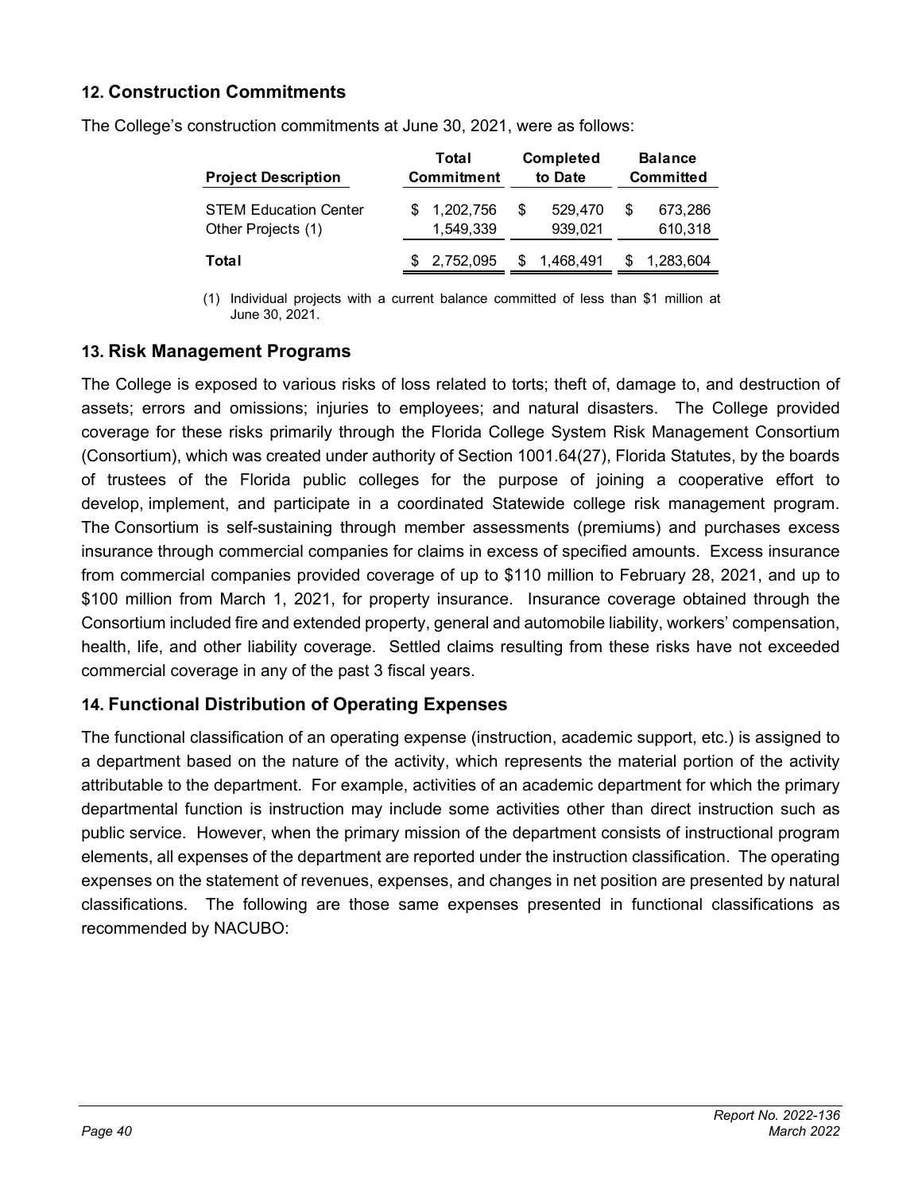## 12. Construction Commitments

The College's construction commitments at June 30, 2021, were as follows:

| Project Description | Total Commitment | Completed to Date | Balance Committed |
|---|---|---|---|
| STEM Education Center | $ 1,202,756 | $ 529,470 | $ 673,286 |
| Other Projects (1) | 1,549,339 | 939,021 | 610,318 |
| **Total** | $ 2,752,095 | $ 1,468,491 | $ 1,283,604 |

(1) Individual projects with a current balance committed of less than $1 million at June 30, 2021.

## 13. Risk Management Programs

The College is exposed to various risks of loss related to torts; theft of, damage to, and destruction of assets; errors and omissions; injuries to employees; and natural disasters. The College provided coverage for these risks primarily through the Florida College System Risk Management Consortium (Consortium), which was created under authority of Section 1001.64(27), Florida Statutes, by the boards of trustees of the Florida public colleges for the purpose of joining a cooperative effort to develop, implement, and participate in a coordinated Statewide college risk management program. The Consortium is self-sustaining through member assessments (premiums) and purchases excess insurance through commercial companies for claims in excess of specified amounts. Excess insurance from commercial companies provided coverage of up to $110 million to February 28, 2021, and up to $100 million from March 1, 2021, for property insurance. Insurance coverage obtained through the Consortium included fire and extended property, general and automobile liability, workers' compensation, health, life, and other liability coverage. Settled claims resulting from these risks have not exceeded commercial coverage in any of the past 3 fiscal years.

## 14. Functional Distribution of Operating Expenses

The functional classification of an operating expense (instruction, academic support, etc.) is assigned to a department based on the nature of the activity, which represents the material portion of the activity attributable to the department. For example, activities of an academic department for which the primary departmental function is instruction may include some activities other than direct instruction such as public service. However, when the primary mission of the department consists of instructional program elements, all expenses of the department are reported under the instruction classification. The operating expenses on the statement of revenues, expenses, and changes in net position are presented by natural classifications. The following are those same expenses presented in functional classifications as recommended by NACUBO: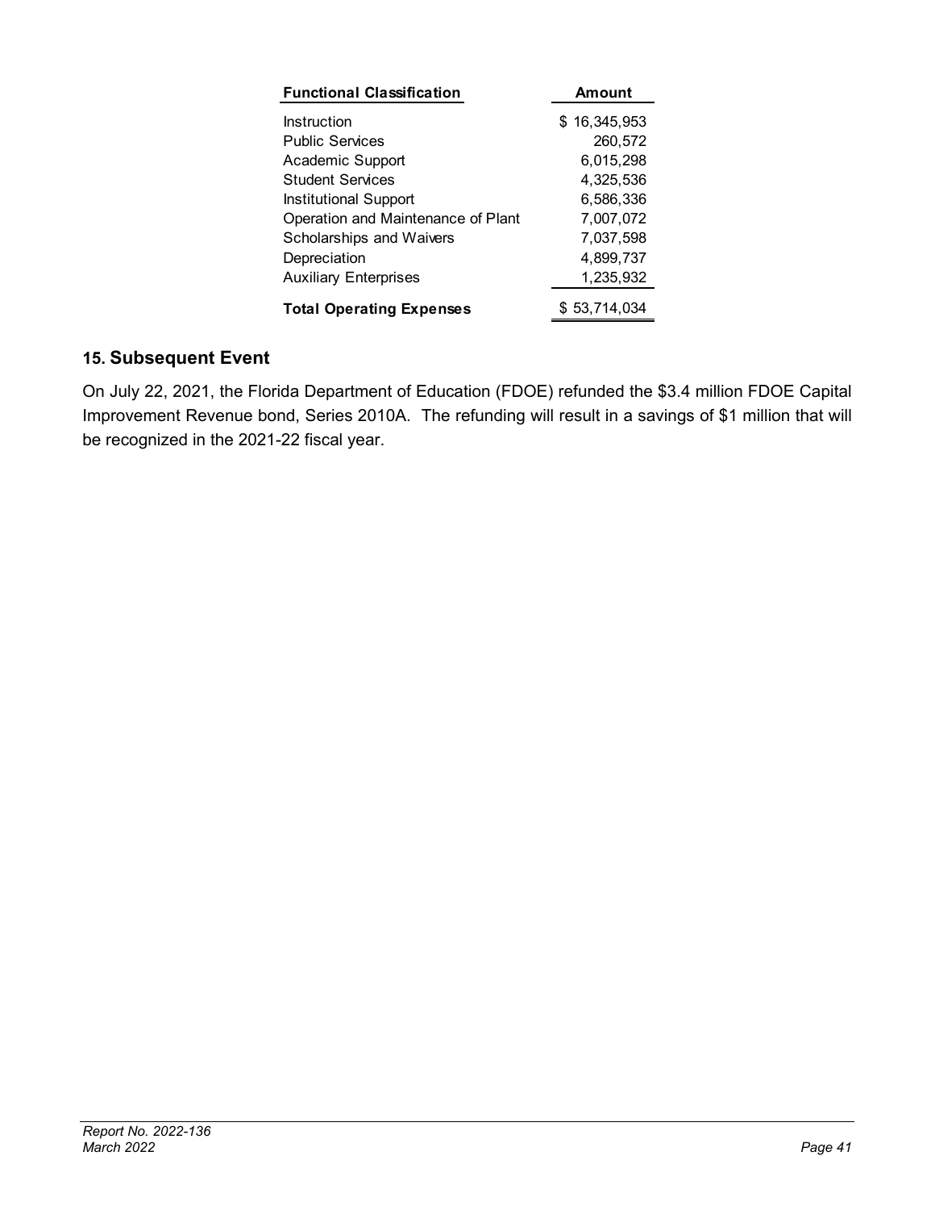| Functional Classification | Amount |
| --- | --- |
| Instruction | $ 16,345,953 |
| Public Services | 260,572 |
| Academic Support | 6,015,298 |
| Student Services | 4,325,536 |
| Institutional Support | 6,586,336 |
| Operation and Maintenance of Plant | 7,007,072 |
| Scholarships and Waivers | 7,037,598 |
| Depreciation | 4,899,737 |
| Auxiliary Enterprises | 1,235,932 |
| **Total Operating Expenses** | $ 53,714,034 |

## 15. Subsequent Event

On July 22, 2021, the Florida Department of Education (FDOE) refunded the $3.4 million FDOE Capital Improvement Revenue bond, Series 2010A. The refunding will result in a savings of $1 million that will be recognized in the 2021-22 fiscal year.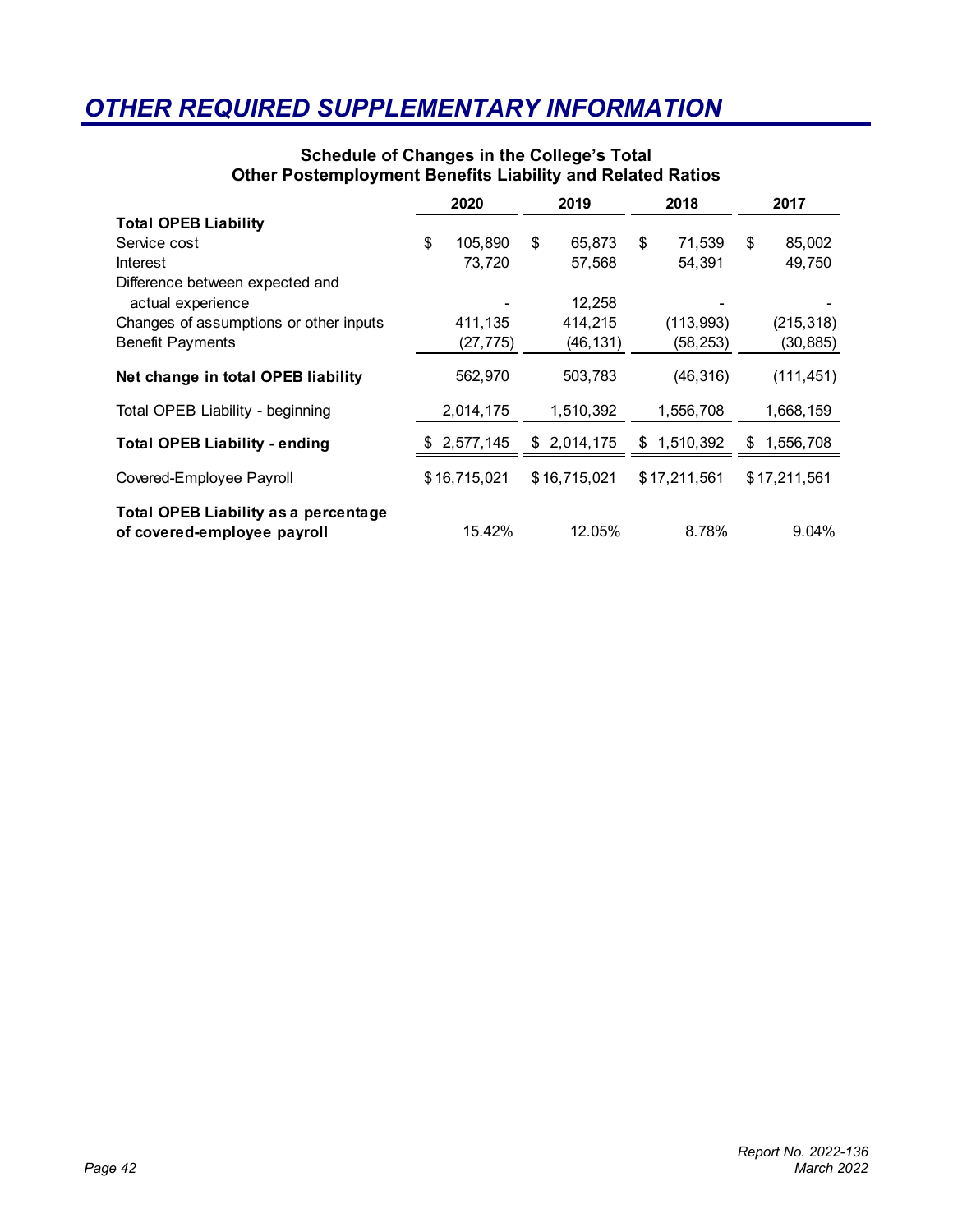# OTHER REQUIRED SUPPLEMENTARY INFORMATION

**Schedule of Changes in the College's Total Other Postemployment Benefits Liability and Related Ratios**

| | 2020 | 2019 | 2018 | 2017 |
|---|---|---|---|---|
| **Total OPEB Liability** | | | | |
| Service cost | $ 105,890 | $ 65,873 | $ 71,539 | $ 85,002 |
| Interest | 73,720 | 57,568 | 54,391 | 49,750 |
| Difference between expected and actual experience | - | 12,258 | - | - |
| Changes of assumptions or other inputs | 411,135 | 414,215 | (113,993) | (215,318) |
| Benefit Payments | (27,775) | (46,131) | (58,253) | (30,885) |
| **Net change in total OPEB liability** | 562,970 | 503,783 | (46,316) | (111,451) |
| Total OPEB Liability - beginning | 2,014,175 | 1,510,392 | 1,556,708 | 1,668,159 |
| **Total OPEB Liability - ending** | $ 2,577,145 | $ 2,014,175 | $ 1,510,392 | $ 1,556,708 |
| Covered-Employee Payroll | $ 16,715,021 | $ 16,715,021 | $ 17,211,561 | $ 17,211,561 |
| **Total OPEB Liability as a percentage of covered-employee payroll** | 15.42% | 12.05% | 8.78% | 9.04% |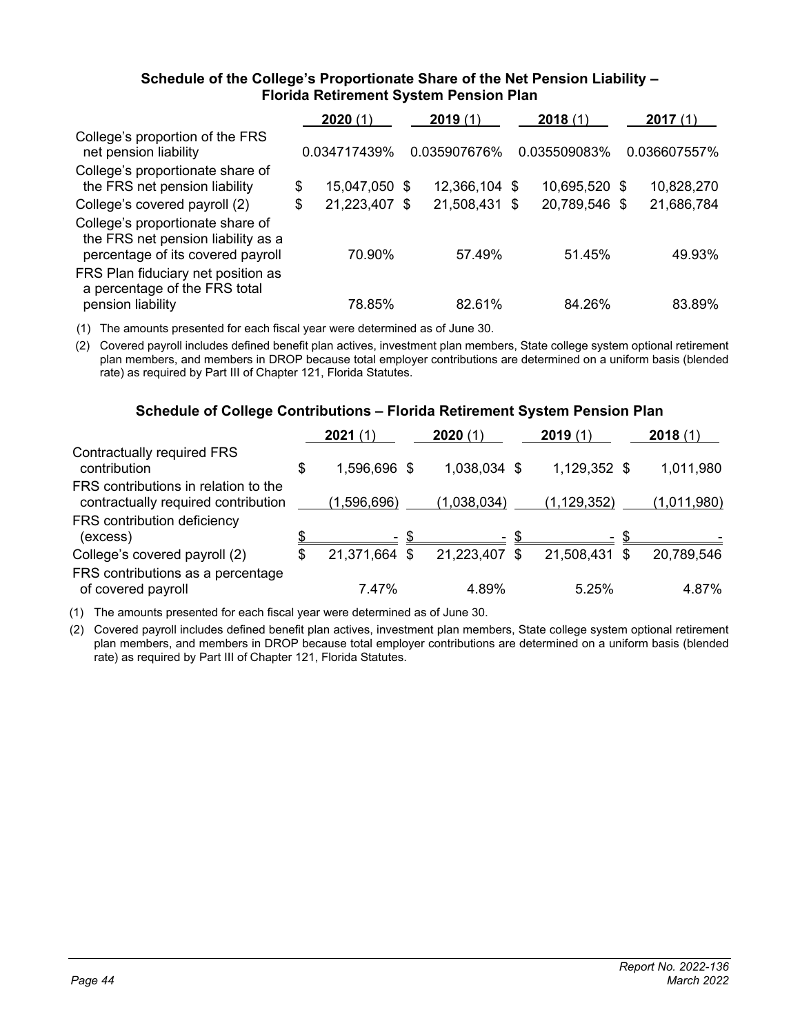### Schedule of the College's Proportionate Share of the Net Pension Liability – Florida Retirement System Pension Plan

| | 2020 (1) | 2019 (1) | 2018 (1) | 2017 (1) |
|---|---|---|---|---|
| College's proportion of the FRS net pension liability | 0.034717439% | 0.035907676% | 0.035509083% | 0.036607557% |
| College's proportionate share of the FRS net pension liability | $ 15,047,050 | $ 12,366,104 | $ 10,695,520 | $ 10,828,270 |
| College's covered payroll (2) | $ 21,223,407 | $ 21,508,431 | $ 20,789,546 | $ 21,686,784 |
| College's proportionate share of the FRS net pension liability as a percentage of its covered payroll | 70.90% | 57.49% | 51.45% | 49.93% |
| FRS Plan fiduciary net position as a percentage of the FRS total pension liability | 78.85% | 82.61% | 84.26% | 83.89% |

(1) The amounts presented for each fiscal year were determined as of June 30.

(2) Covered payroll includes defined benefit plan actives, investment plan members, State college system optional retirement plan members, and members in DROP because total employer contributions are determined on a uniform basis (blended rate) as required by Part III of Chapter 121, Florida Statutes.

### Schedule of College Contributions – Florida Retirement System Pension Plan

| | 2021 (1) | 2020 (1) | 2019 (1) | 2018 (1) |
|---|---|---|---|---|
| Contractually required FRS contribution | $ 1,596,696 | $ 1,038,034 | $ 1,129,352 | $ 1,011,980 |
| FRS contributions in relation to the contractually required contribution | (1,596,696) | (1,038,034) | (1,129,352) | (1,011,980) |
| FRS contribution deficiency (excess) | $ - | $ - | $ - | $ - |
| College's covered payroll (2) | $ 21,371,664 | $ 21,223,407 | $ 21,508,431 | $ 20,789,546 |
| FRS contributions as a percentage of covered payroll | 7.47% | 4.89% | 5.25% | 4.87% |

(1) The amounts presented for each fiscal year were determined as of June 30.

(2) Covered payroll includes defined benefit plan actives, investment plan members, State college system optional retirement plan members, and members in DROP because total employer contributions are determined on a uniform basis (blended rate) as required by Part III of Chapter 121, Florida Statutes.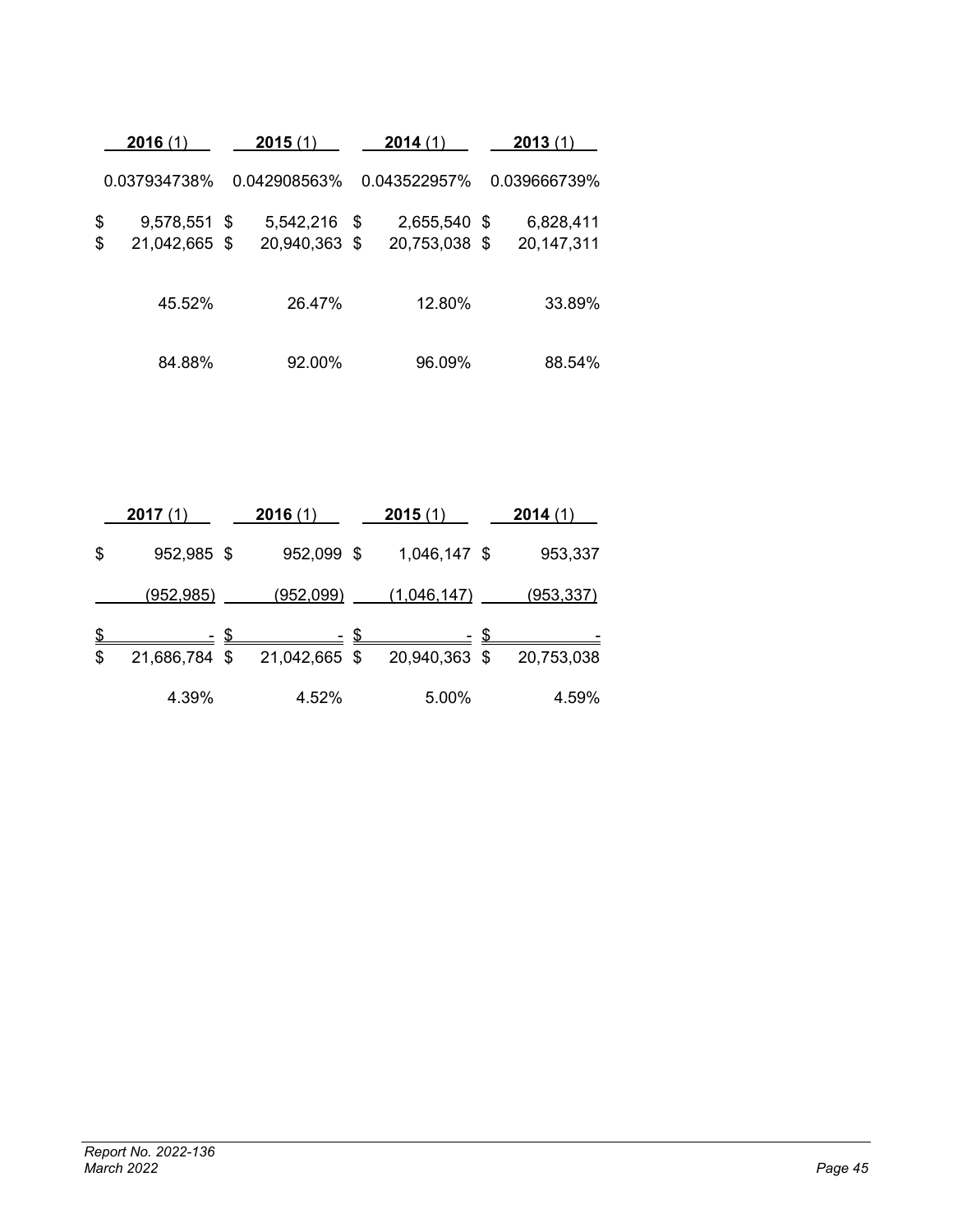| **2016** (1) | **2015** (1) | **2014** (1) | **2013** (1) |
|---|---|---|---|
| 0.037934738% | 0.042908563% | 0.043522957% | 0.039666739% |
| $ 9,578,551 | $ 5,542,216 | $ 2,655,540 | $ 6,828,411 |
| $ 21,042,665 | $ 20,940,363 | $ 20,753,038 | $ 20,147,311 |
| 45.52% | 26.47% | 12.80% | 33.89% |
| 84.88% | 92.00% | 96.09% | 88.54% |

| **2017** (1) | **2016** (1) | **2015** (1) | **2014** (1) |
|---|---|---|---|
| $ 952,985 | $ 952,099 | $ 1,046,147 | $ 953,337 |
| (952,985) | (952,099) | (1,046,147) | (953,337) |
| $ - | $ - | $ - | $ - |
| $ 21,686,784 | $ 21,042,665 | $ 20,940,363 | $ 20,753,038 |
| 4.39% | 4.52% | 5.00% | 4.59% |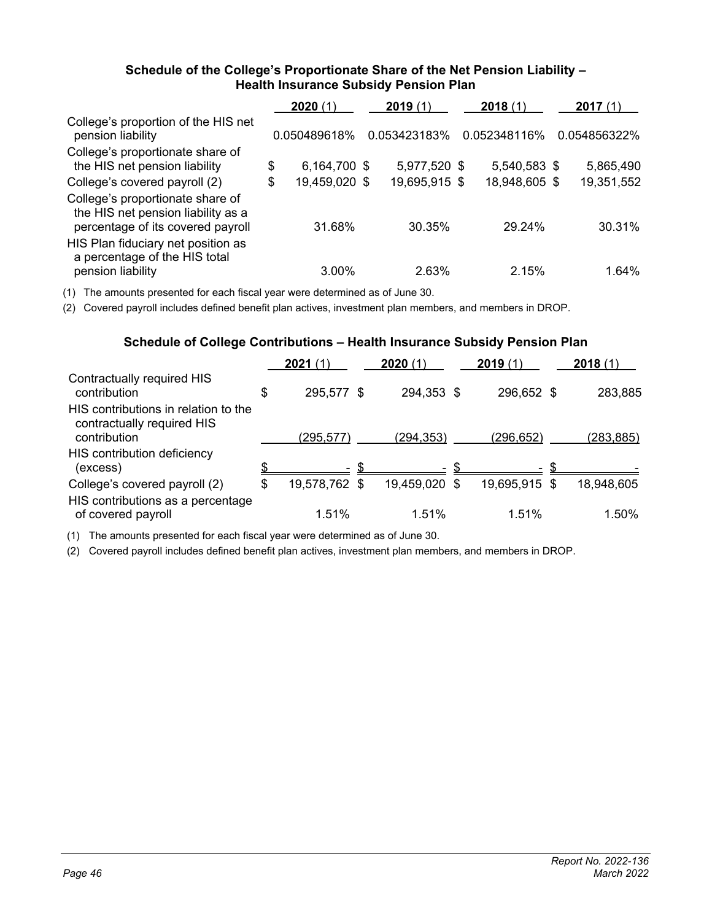### Schedule of the College's Proportionate Share of the Net Pension Liability – Health Insurance Subsidy Pension Plan

| | 2020 (1) | 2019 (1) | 2018 (1) | 2017 (1) |
|---|---|---|---|---|
| College's proportion of the HIS net pension liability | 0.050489618% | 0.053423183% | 0.052348116% | 0.054856322% |
| College's proportionate share of the HIS net pension liability | $ 6,164,700 | $ 5,977,520 | $ 5,540,583 | $ 5,865,490 |
| College's covered payroll (2) | $ 19,459,020 | $ 19,695,915 | $ 18,948,605 | $ 19,351,552 |
| College's proportionate share of the HIS net pension liability as a percentage of its covered payroll | 31.68% | 30.35% | 29.24% | 30.31% |
| HIS Plan fiduciary net position as a percentage of the HIS total pension liability | 3.00% | 2.63% | 2.15% | 1.64% |

(1) The amounts presented for each fiscal year were determined as of June 30.

(2) Covered payroll includes defined benefit plan actives, investment plan members, and members in DROP.

### Schedule of College Contributions – Health Insurance Subsidy Pension Plan

| | 2021 (1) | 2020 (1) | 2019 (1) | 2018 (1) |
|---|---|---|---|---|
| Contractually required HIS contribution | $ 295,577 | $ 294,353 | $ 296,652 | $ 283,885 |
| HIS contributions in relation to the contractually required HIS contribution | (295,577) | (294,353) | (296,652) | (283,885) |
| HIS contribution deficiency (excess) | $ - | $ - | $ - | $ - |
| College's covered payroll (2) | $ 19,578,762 | $ 19,459,020 | $ 19,695,915 | $ 18,948,605 |
| HIS contributions as a percentage of covered payroll | 1.51% | 1.51% | 1.51% | 1.50% |

(1) The amounts presented for each fiscal year were determined as of June 30.

(2) Covered payroll includes defined benefit plan actives, investment plan members, and members in DROP.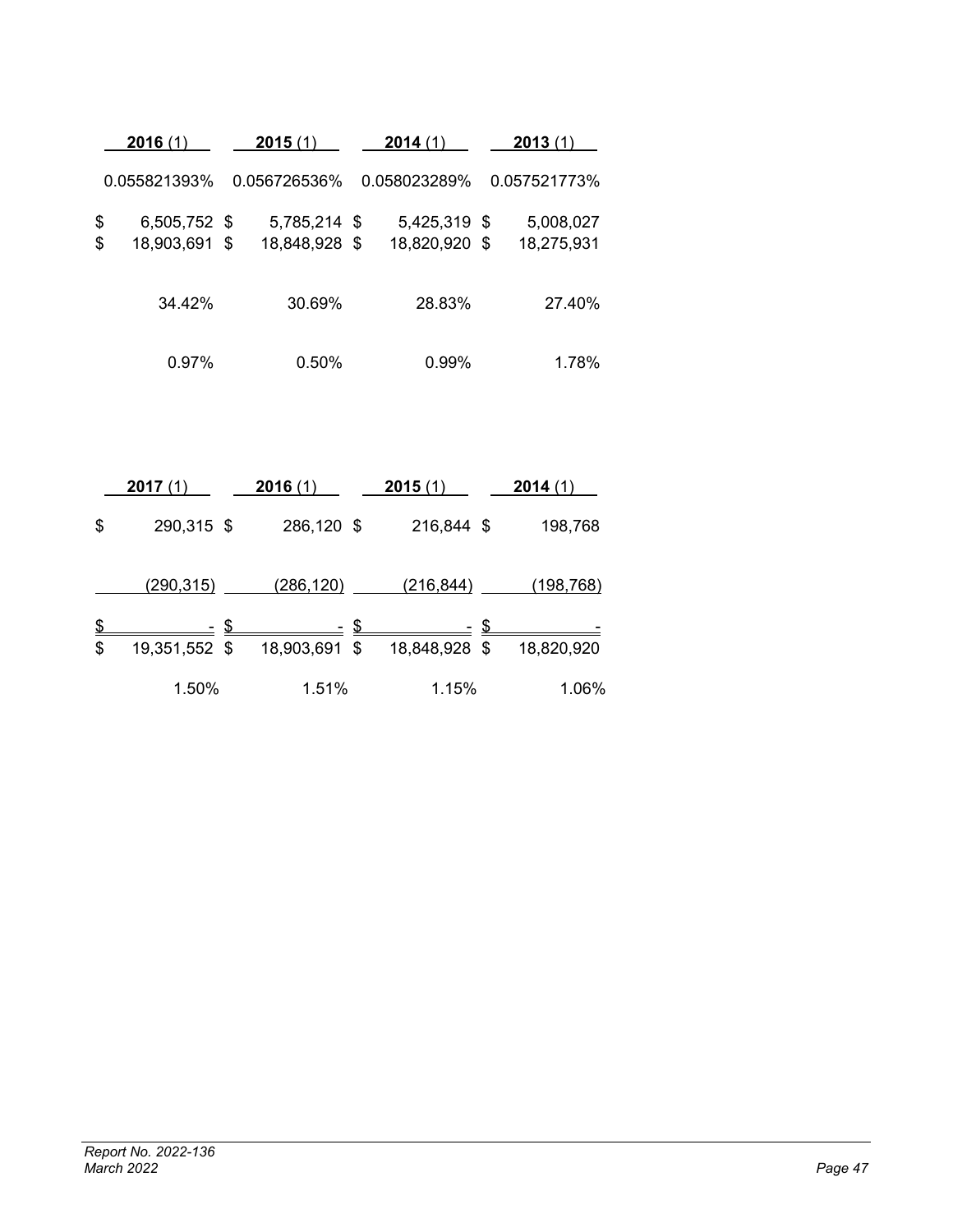| 2016 (1) | 2015 (1) | 2014 (1) | 2013 (1) |
|---|---|---|---|
| 0.055821393% | 0.056726536% | 0.058023289% | 0.057521773% |
| $ 6,505,752 | $ 5,785,214 | $ 5,425,319 | $ 5,008,027 |
| $ 18,903,691 | $ 18,848,928 | $ 18,820,920 | $ 18,275,931 |
| 34.42% | 30.69% | 28.83% | 27.40% |
| 0.97% | 0.50% | 0.99% | 1.78% |

| 2017 (1) | 2016 (1) | 2015 (1) | 2014 (1) |
|---|---|---|---|
| $ 290,315 | $ 286,120 | $ 216,844 | $ 198,768 |
| (290,315) | (286,120) | (216,844) | (198,768) |
| $ - | $ - | $ - | $ - |
| $ 19,351,552 | $ 18,903,691 | $ 18,848,928 | $ 18,820,920 |
| 1.50% | 1.51% | 1.15% | 1.06% |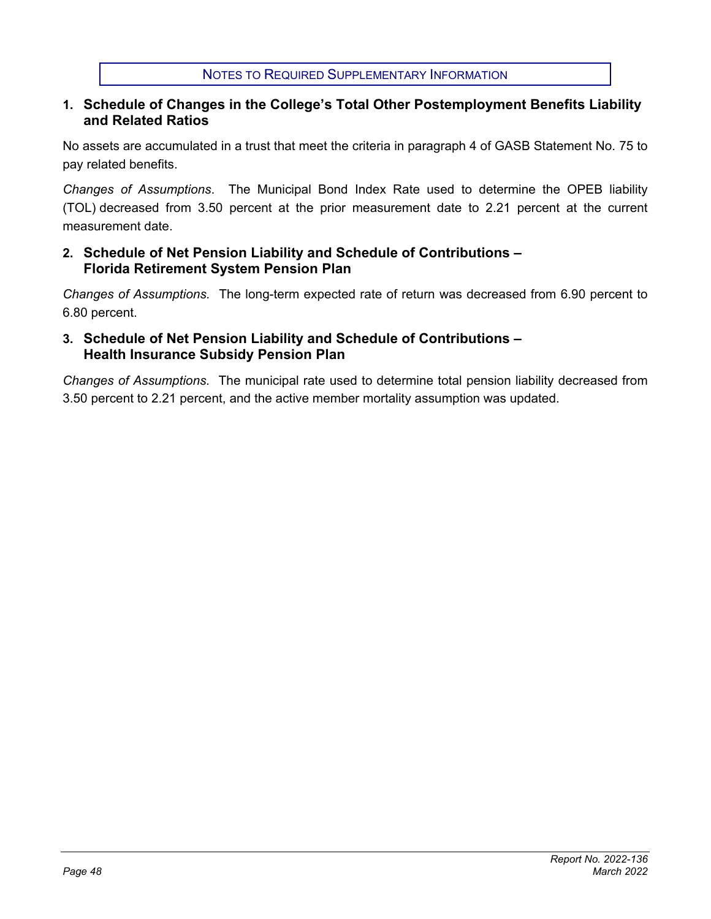## Notes to Required Supplementary Information

### 1. Schedule of Changes in the College's Total Other Postemployment Benefits Liability and Related Ratios

No assets are accumulated in a trust that meet the criteria in paragraph 4 of GASB Statement No. 75 to pay related benefits.

*Changes of Assumptions*. The Municipal Bond Index Rate used to determine the OPEB liability (TOL) decreased from 3.50 percent at the prior measurement date to 2.21 percent at the current measurement date.

### 2. Schedule of Net Pension Liability and Schedule of Contributions – Florida Retirement System Pension Plan

*Changes of Assumptions.* The long-term expected rate of return was decreased from 6.90 percent to 6.80 percent.

### 3. Schedule of Net Pension Liability and Schedule of Contributions – Health Insurance Subsidy Pension Plan

*Changes of Assumptions.* The municipal rate used to determine total pension liability decreased from 3.50 percent to 2.21 percent, and the active member mortality assumption was updated.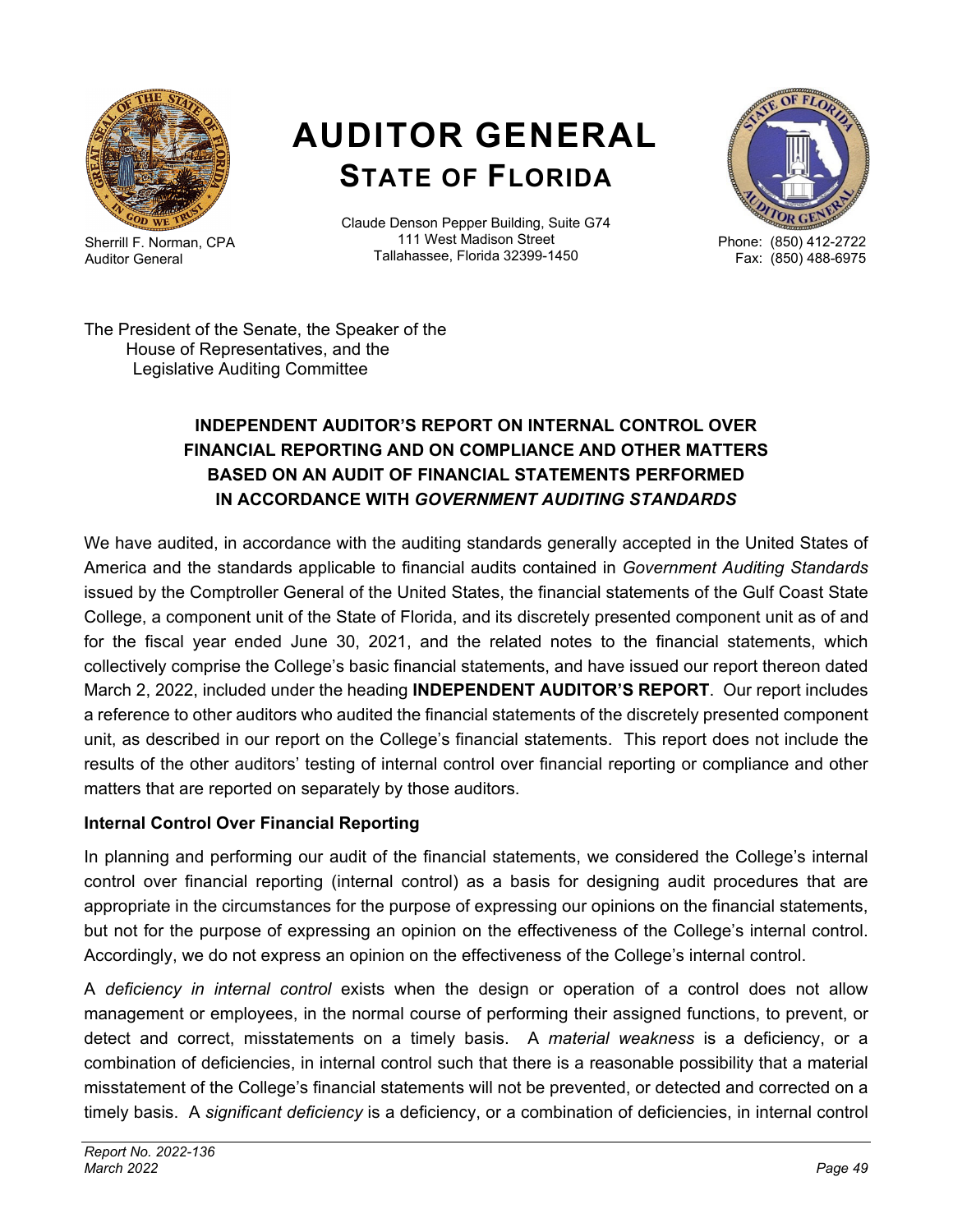# AUDITOR GENERAL
## STATE OF FLORIDA

Sherrill F. Norman, CPA
Auditor General

Claude Denson Pepper Building, Suite G74
111 West Madison Street
Tallahassee, Florida 32399-1450

Phone: (850) 412-2722
Fax: (850) 488-6975

The President of the Senate, the Speaker of the
House of Representatives, and the
Legislative Auditing Committee

### INDEPENDENT AUDITOR'S REPORT ON INTERNAL CONTROL OVER FINANCIAL REPORTING AND ON COMPLIANCE AND OTHER MATTERS BASED ON AN AUDIT OF FINANCIAL STATEMENTS PERFORMED IN ACCORDANCE WITH *GOVERNMENT AUDITING STANDARDS*

We have audited, in accordance with the auditing standards generally accepted in the United States of America and the standards applicable to financial audits contained in *Government Auditing Standards* issued by the Comptroller General of the United States, the financial statements of the Gulf Coast State College, a component unit of the State of Florida, and its discretely presented component unit as of and for the fiscal year ended June 30, 2021, and the related notes to the financial statements, which collectively comprise the College's basic financial statements, and have issued our report thereon dated March 2, 2022, included under the heading **INDEPENDENT AUDITOR'S REPORT**. Our report includes a reference to other auditors who audited the financial statements of the discretely presented component unit, as described in our report on the College's financial statements. This report does not include the results of the other auditors' testing of internal control over financial reporting or compliance and other matters that are reported on separately by those auditors.

**Internal Control Over Financial Reporting**

In planning and performing our audit of the financial statements, we considered the College's internal control over financial reporting (internal control) as a basis for designing audit procedures that are appropriate in the circumstances for the purpose of expressing our opinions on the financial statements, but not for the purpose of expressing an opinion on the effectiveness of the College's internal control. Accordingly, we do not express an opinion on the effectiveness of the College's internal control.

A *deficiency in internal control* exists when the design or operation of a control does not allow management or employees, in the normal course of performing their assigned functions, to prevent, or detect and correct, misstatements on a timely basis. A *material weakness* is a deficiency, or a combination of deficiencies, in internal control such that there is a reasonable possibility that a material misstatement of the College's financial statements will not be prevented, or detected and corrected on a timely basis. A *significant deficiency* is a deficiency, or a combination of deficiencies, in internal control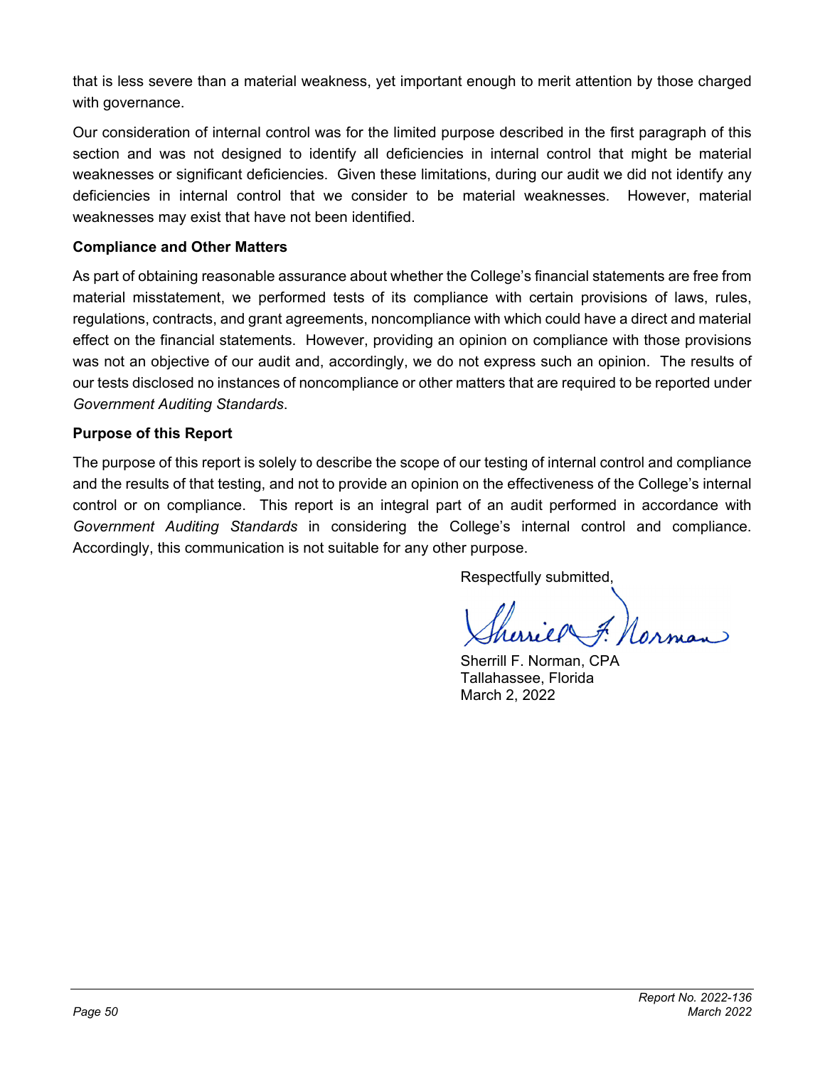that is less severe than a material weakness, yet important enough to merit attention by those charged with governance.

Our consideration of internal control was for the limited purpose described in the first paragraph of this section and was not designed to identify all deficiencies in internal control that might be material weaknesses or significant deficiencies. Given these limitations, during our audit we did not identify any deficiencies in internal control that we consider to be material weaknesses. However, material weaknesses may exist that have not been identified.

**Compliance and Other Matters**

As part of obtaining reasonable assurance about whether the College's financial statements are free from material misstatement, we performed tests of its compliance with certain provisions of laws, rules, regulations, contracts, and grant agreements, noncompliance with which could have a direct and material effect on the financial statements. However, providing an opinion on compliance with those provisions was not an objective of our audit and, accordingly, we do not express such an opinion. The results of our tests disclosed no instances of noncompliance or other matters that are required to be reported under *Government Auditing Standards*.

**Purpose of this Report**

The purpose of this report is solely to describe the scope of our testing of internal control and compliance and the results of that testing, and not to provide an opinion on the effectiveness of the College's internal control or on compliance. This report is an integral part of an audit performed in accordance with *Government Auditing Standards* in considering the College's internal control and compliance. Accordingly, this communication is not suitable for any other purpose.

Respectfully submitted,

Sherrill F. Norman, CPA
Tallahassee, Florida
March 2, 2022